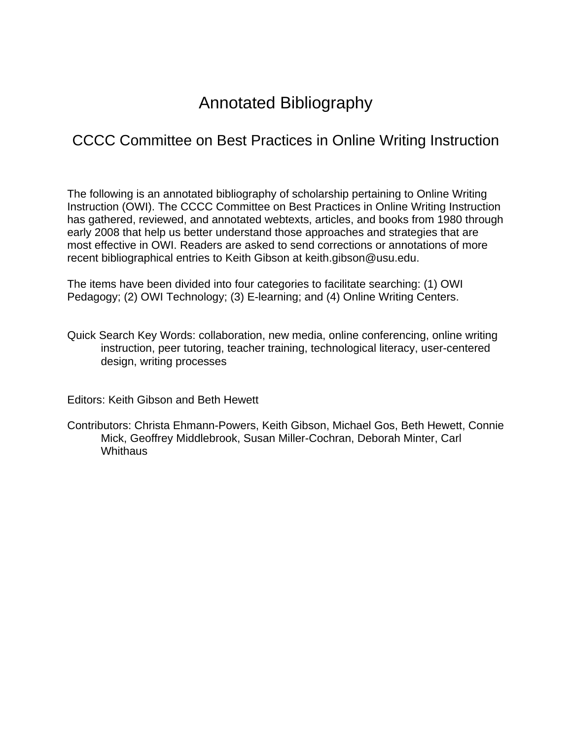# Annotated Bibliography

## CCCC Committee on Best Practices in Online Writing Instruction

The following is an annotated bibliography of scholarship pertaining to Online Writing Instruction (OWI). The CCCC Committee on Best Practices in Online Writing Instruction has gathered, reviewed, and annotated webtexts, articles, and books from 1980 through early 2008 that help us better understand those approaches and strategies that are most effective in OWI. Readers are asked to send corrections or annotations of more recent bibliographical entries to Keith Gibson at keith.gibson@usu.edu.

The items have been divided into four categories to facilitate searching: (1) OWI Pedagogy; (2) OWI Technology; (3) E-learning; and (4) Online Writing Centers.

Quick Search Key Words: collaboration, new media, online conferencing, online writing instruction, peer tutoring, teacher training, technological literacy, user-centered design, writing processes

Editors: Keith Gibson and Beth Hewett

Contributors: Christa Ehmann-Powers, Keith Gibson, Michael Gos, Beth Hewett, Connie Mick, Geoffrey Middlebrook, Susan Miller-Cochran, Deborah Minter, Carl Whithaus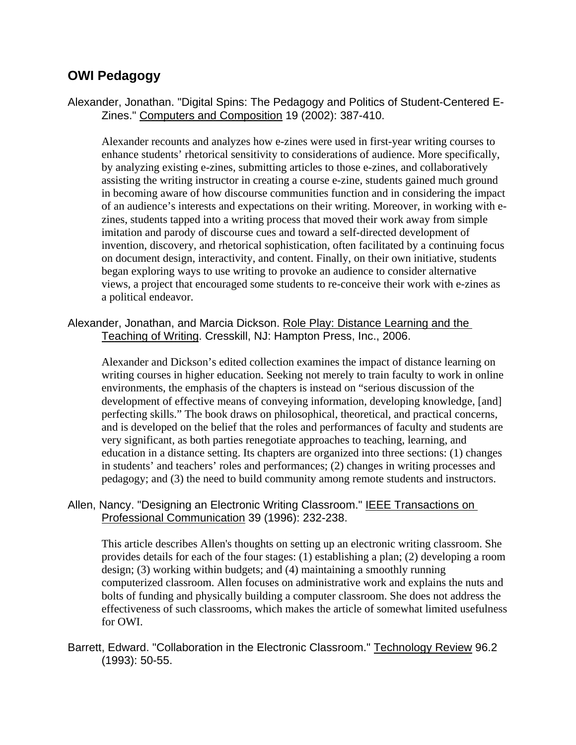## OWI Pedagogy

Alexander, Jonathan. "Digital Spins: The Pedagogy and Politics of Student-Centered E-Zines." Computers and Composition 19 (2002): 387-410.

> Alexander recounts and analyzes how e-zines were used in first-year writing courses to enhance students' rhetorical sensitivity to considerations of audience. More specifically, by analyzing existing e-zines, submitting articles to those e-zines, and collaboratively assisting the writing instructor in creating a course e-zine, students gained much ground in becoming aware of how discourse communities function and in considering the impact of an audience's interests and expectations on their writing. Moreover, in working with e-zines, students tapped into a writing process that moved their work away from simple imitation and parody of discourse cues and toward a self-directed development of invention, discovery, and rhetorical sophistication, often facilitated by a continuing focus on document design, interactivity, and content. Finally, on their own initiative, students began exploring ways to use writing to provoke an audience to consider alternative views, a project that encouraged some students to re-conceive their work with e-zines as a political endeavor.

Alexander, Jonathan, and Marcia Dickson. Role Play: Distance Learning and the Teaching of Writing. Cresskill, NJ: Hampton Press, Inc., 2006.

> Alexander and Dickson's edited collection examines the impact of distance learning on writing courses in higher education. Seeking not merely to train faculty to work in online environments, the emphasis of the chapters is instead on "serious discussion of the development of effective means of conveying information, developing knowledge, [and] perfecting skills." The book draws on philosophical, theoretical, and practical concerns, and is developed on the belief that the roles and performances of faculty and students are very significant, as both parties renegotiate approaches to teaching, learning, and education in a distance setting. Its chapters are organized into three sections: (1) changes in students' and teachers' roles and performances; (2) changes in writing processes and pedagogy; and (3) the need to build community among remote students and instructors.

Allen, Nancy. "Designing an Electronic Writing Classroom." IEEE Transactions on Professional Communication 39 (1996): 232-238.

> This article describes Allen's thoughts on setting up an electronic writing classroom. She provides details for each of the four stages: (1) establishing a plan; (2) developing a room design; (3) working within budgets; and (4) maintaining a smoothly running computerized classroom. Allen focuses on administrative work and explains the nuts and bolts of funding and physically building a computer classroom. She does not address the effectiveness of such classrooms, which makes the article of somewhat limited usefulness for OWI.

Barrett, Edward. "Collaboration in the Electronic Classroom." Technology Review 96.2 (1993): 50-55.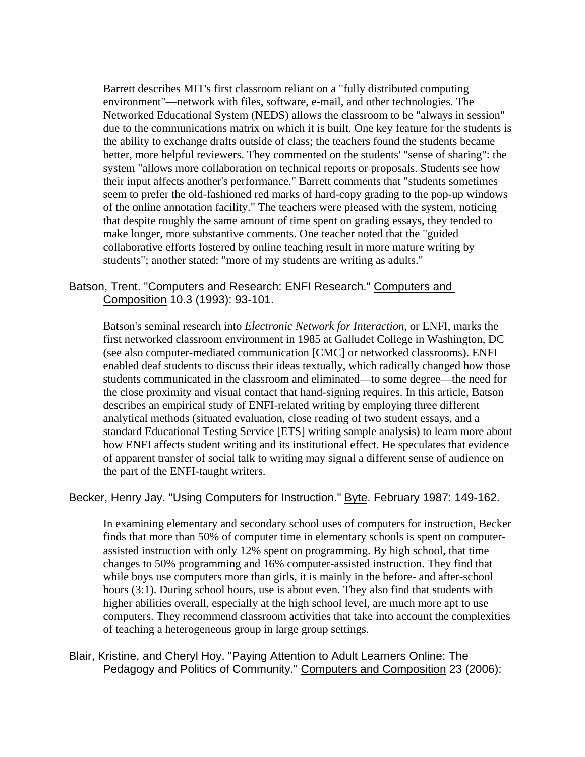Barrett describes MIT's first classroom reliant on a "fully distributed computing environment"—network with files, software, e-mail, and other technologies. The Networked Educational System (NEDS) allows the classroom to be "always in session" due to the communications matrix on which it is built. One key feature for the students is the ability to exchange drafts outside of class; the teachers found the students became better, more helpful reviewers. They commented on the students' "sense of sharing": the system "allows more collaboration on technical reports or proposals. Students see how their input affects another's performance." Barrett comments that "students sometimes seem to prefer the old-fashioned red marks of hard-copy grading to the pop-up windows of the online annotation facility." The teachers were pleased with the system, noticing that despite roughly the same amount of time spent on grading essays, they tended to make longer, more substantive comments. One teacher noted that the "guided collaborative efforts fostered by online teaching result in more mature writing by students"; another stated: "more of my students are writing as adults."

Batson, Trent. "Computers and Research: ENFI Research." Computers and Composition 10.3 (1993): 93-101.

Batson's seminal research into *Electronic Network for Interaction*, or ENFI, marks the first networked classroom environment in 1985 at Galludet College in Washington, DC (see also computer-mediated communication [CMC] or networked classrooms). ENFI enabled deaf students to discuss their ideas textually, which radically changed how those students communicated in the classroom and eliminated—to some degree—the need for the close proximity and visual contact that hand-signing requires. In this article, Batson describes an empirical study of ENFI-related writing by employing three different analytical methods (situated evaluation, close reading of two student essays, and a standard Educational Testing Service [ETS] writing sample analysis) to learn more about how ENFI affects student writing and its institutional effect. He speculates that evidence of apparent transfer of social talk to writing may signal a different sense of audience on the part of the ENFI-taught writers.

Becker, Henry Jay. "Using Computers for Instruction." Byte. February 1987: 149-162.

In examining elementary and secondary school uses of computers for instruction, Becker finds that more than 50% of computer time in elementary schools is spent on computer-assisted instruction with only 12% spent on programming. By high school, that time changes to 50% programming and 16% computer-assisted instruction. They find that while boys use computers more than girls, it is mainly in the before- and after-school hours (3:1). During school hours, use is about even. They also find that students with higher abilities overall, especially at the high school level, are much more apt to use computers. They recommend classroom activities that take into account the complexities of teaching a heterogeneous group in large group settings.

Blair, Kristine, and Cheryl Hoy. "Paying Attention to Adult Learners Online: The Pedagogy and Politics of Community." Computers and Composition 23 (2006):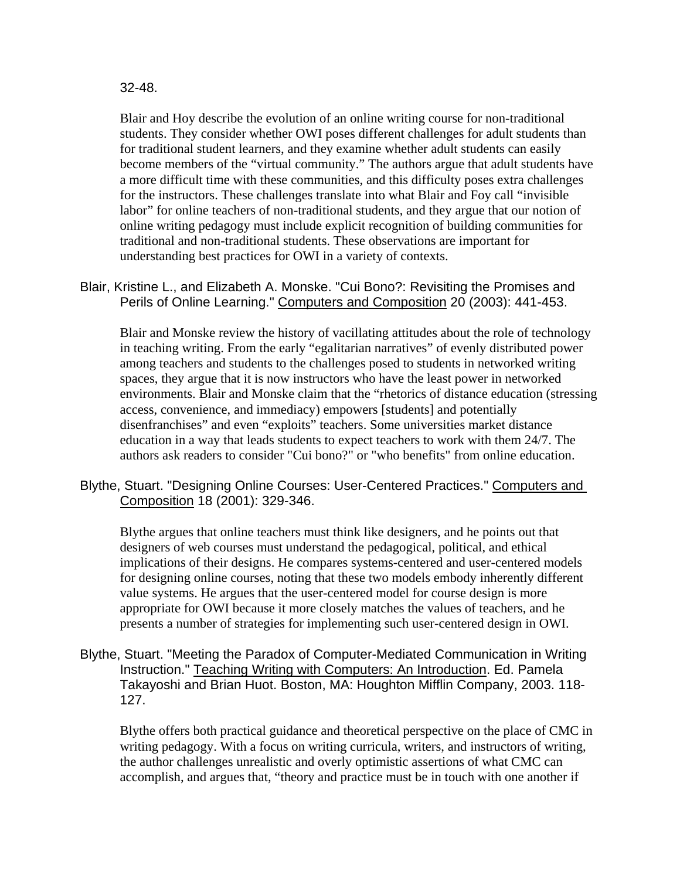32-48.

Blair and Hoy describe the evolution of an online writing course for non-traditional students. They consider whether OWI poses different challenges for adult students than for traditional student learners, and they examine whether adult students can easily become members of the "virtual community." The authors argue that adult students have a more difficult time with these communities, and this difficulty poses extra challenges for the instructors. These challenges translate into what Blair and Foy call "invisible labor" for online teachers of non-traditional students, and they argue that our notion of online writing pedagogy must include explicit recognition of building communities for traditional and non-traditional students. These observations are important for understanding best practices for OWI in a variety of contexts.

Blair, Kristine L., and Elizabeth A. Monske. "Cui Bono?: Revisiting the Promises and Perils of Online Learning." Computers and Composition 20 (2003): 441-453.

Blair and Monske review the history of vacillating attitudes about the role of technology in teaching writing. From the early "egalitarian narratives" of evenly distributed power among teachers and students to the challenges posed to students in networked writing spaces, they argue that it is now instructors who have the least power in networked environments. Blair and Monske claim that the "rhetorics of distance education (stressing access, convenience, and immediacy) empowers [students] and potentially disenfranchises" and even "exploits" teachers. Some universities market distance education in a way that leads students to expect teachers to work with them 24/7. The authors ask readers to consider "Cui bono?" or "who benefits" from online education.

Blythe, Stuart. "Designing Online Courses: User-Centered Practices." Computers and Composition 18 (2001): 329-346.

Blythe argues that online teachers must think like designers, and he points out that designers of web courses must understand the pedagogical, political, and ethical implications of their designs. He compares systems-centered and user-centered models for designing online courses, noting that these two models embody inherently different value systems. He argues that the user-centered model for course design is more appropriate for OWI because it more closely matches the values of teachers, and he presents a number of strategies for implementing such user-centered design in OWI.

Blythe, Stuart. "Meeting the Paradox of Computer-Mediated Communication in Writing Instruction." Teaching Writing with Computers: An Introduction. Ed. Pamela Takayoshi and Brian Huot. Boston, MA: Houghton Mifflin Company, 2003. 118-127.

Blythe offers both practical guidance and theoretical perspective on the place of CMC in writing pedagogy. With a focus on writing curricula, writers, and instructors of writing, the author challenges unrealistic and overly optimistic assertions of what CMC can accomplish, and argues that, "theory and practice must be in touch with one another if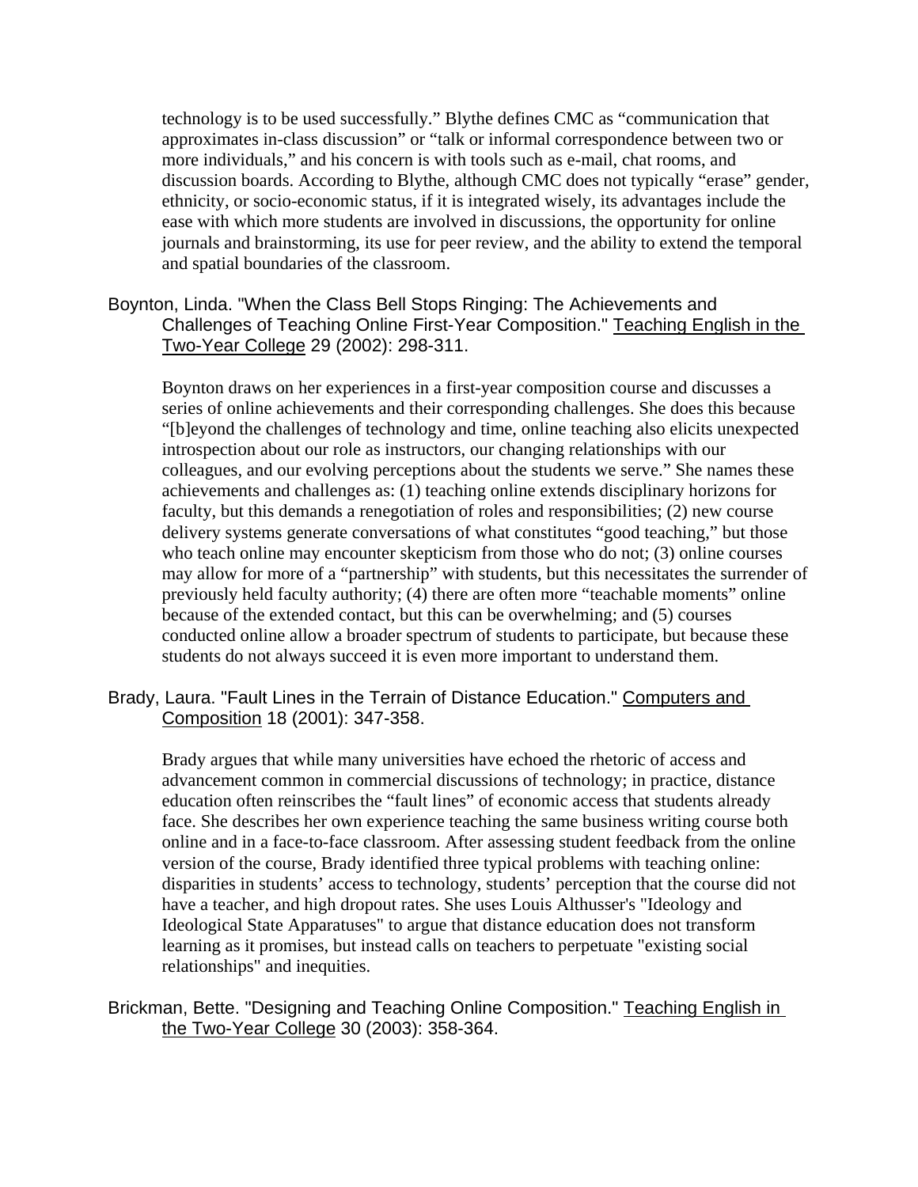technology is to be used successfully." Blythe defines CMC as "communication that approximates in-class discussion" or "talk or informal correspondence between two or more individuals," and his concern is with tools such as e-mail, chat rooms, and discussion boards. According to Blythe, although CMC does not typically "erase" gender, ethnicity, or socio-economic status, if it is integrated wisely, its advantages include the ease with which more students are involved in discussions, the opportunity for online journals and brainstorming, its use for peer review, and the ability to extend the temporal and spatial boundaries of the classroom.

Boynton, Linda. "When the Class Bell Stops Ringing: The Achievements and Challenges of Teaching Online First-Year Composition." Teaching English in the Two-Year College 29 (2002): 298-311.

Boynton draws on her experiences in a first-year composition course and discusses a series of online achievements and their corresponding challenges. She does this because "[b]eyond the challenges of technology and time, online teaching also elicits unexpected introspection about our role as instructors, our changing relationships with our colleagues, and our evolving perceptions about the students we serve." She names these achievements and challenges as: (1) teaching online extends disciplinary horizons for faculty, but this demands a renegotiation of roles and responsibilities; (2) new course delivery systems generate conversations of what constitutes "good teaching," but those who teach online may encounter skepticism from those who do not; (3) online courses may allow for more of a "partnership" with students, but this necessitates the surrender of previously held faculty authority; (4) there are often more "teachable moments" online because of the extended contact, but this can be overwhelming; and (5) courses conducted online allow a broader spectrum of students to participate, but because these students do not always succeed it is even more important to understand them.

Brady, Laura. "Fault Lines in the Terrain of Distance Education." Computers and Composition 18 (2001): 347-358.

Brady argues that while many universities have echoed the rhetoric of access and advancement common in commercial discussions of technology; in practice, distance education often reinscribes the "fault lines" of economic access that students already face. She describes her own experience teaching the same business writing course both online and in a face-to-face classroom. After assessing student feedback from the online version of the course, Brady identified three typical problems with teaching online: disparities in students' access to technology, students' perception that the course did not have a teacher, and high dropout rates. She uses Louis Althusser's "Ideology and Ideological State Apparatuses" to argue that distance education does not transform learning as it promises, but instead calls on teachers to perpetuate "existing social relationships" and inequities.

Brickman, Bette. "Designing and Teaching Online Composition." Teaching English in the Two-Year College 30 (2003): 358-364.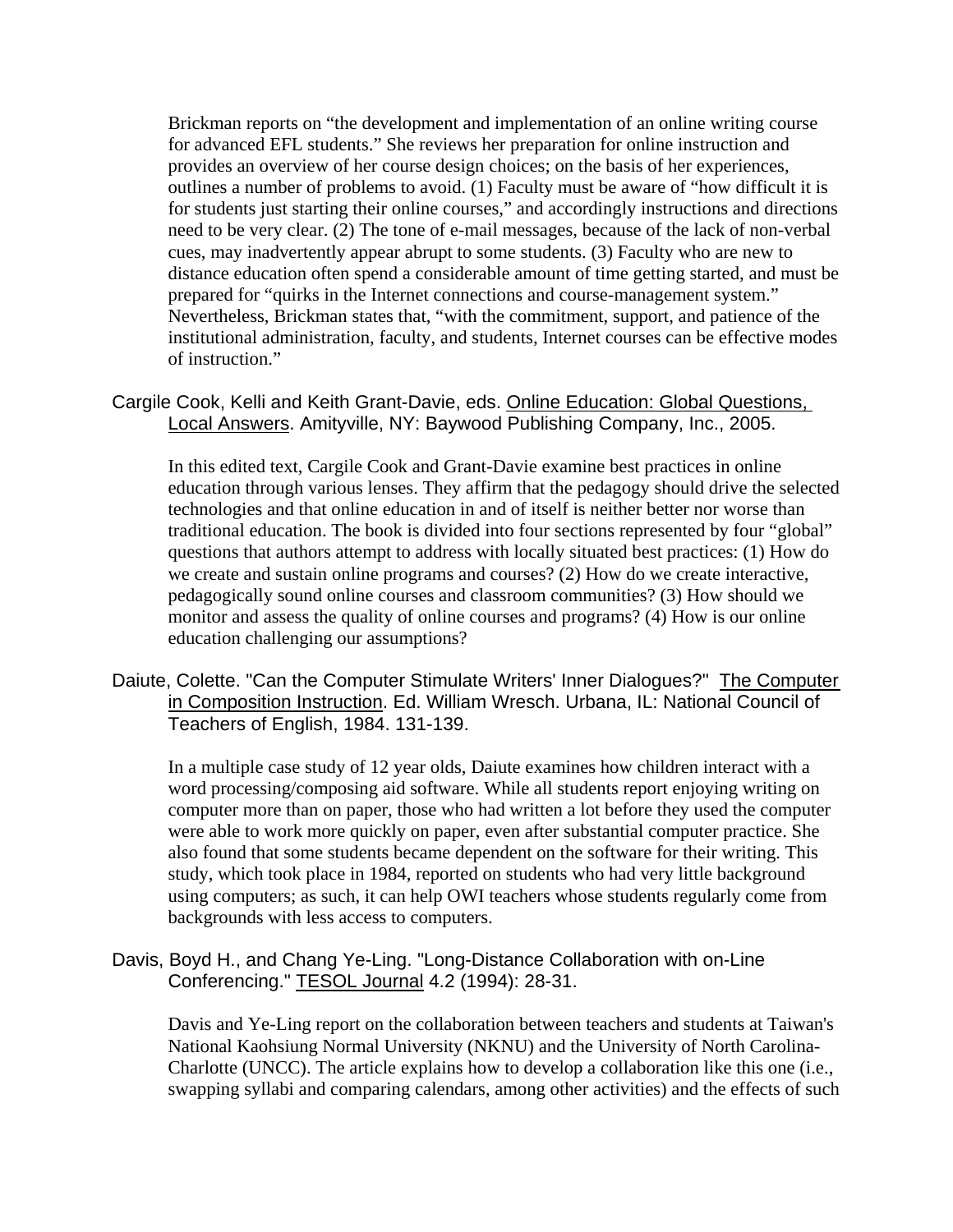Brickman reports on "the development and implementation of an online writing course for advanced EFL students." She reviews her preparation for online instruction and provides an overview of her course design choices; on the basis of her experiences, outlines a number of problems to avoid. (1) Faculty must be aware of "how difficult it is for students just starting their online courses," and accordingly instructions and directions need to be very clear. (2) The tone of e-mail messages, because of the lack of non-verbal cues, may inadvertently appear abrupt to some students. (3) Faculty who are new to distance education often spend a considerable amount of time getting started, and must be prepared for "quirks in the Internet connections and course-management system." Nevertheless, Brickman states that, "with the commitment, support, and patience of the institutional administration, faculty, and students, Internet courses can be effective modes of instruction."

Cargile Cook, Kelli and Keith Grant-Davie, eds. Online Education: Global Questions, Local Answers. Amityville, NY: Baywood Publishing Company, Inc., 2005.

In this edited text, Cargile Cook and Grant-Davie examine best practices in online education through various lenses. They affirm that the pedagogy should drive the selected technologies and that online education in and of itself is neither better nor worse than traditional education. The book is divided into four sections represented by four "global" questions that authors attempt to address with locally situated best practices: (1) How do we create and sustain online programs and courses? (2) How do we create interactive, pedagogically sound online courses and classroom communities? (3) How should we monitor and assess the quality of online courses and programs? (4) How is our online education challenging our assumptions?

Daiute, Colette. "Can the Computer Stimulate Writers' Inner Dialogues?" The Computer in Composition Instruction. Ed. William Wresch. Urbana, IL: National Council of Teachers of English, 1984. 131-139.

In a multiple case study of 12 year olds, Daiute examines how children interact with a word processing/composing aid software. While all students report enjoying writing on computer more than on paper, those who had written a lot before they used the computer were able to work more quickly on paper, even after substantial computer practice. She also found that some students became dependent on the software for their writing. This study, which took place in 1984, reported on students who had very little background using computers; as such, it can help OWI teachers whose students regularly come from backgrounds with less access to computers.

Davis, Boyd H., and Chang Ye-Ling. "Long-Distance Collaboration with on-Line Conferencing." TESOL Journal 4.2 (1994): 28-31.

Davis and Ye-Ling report on the collaboration between teachers and students at Taiwan's National Kaohsiung Normal University (NKNU) and the University of North Carolina-Charlotte (UNCC). The article explains how to develop a collaboration like this one (i.e., swapping syllabi and comparing calendars, among other activities) and the effects of such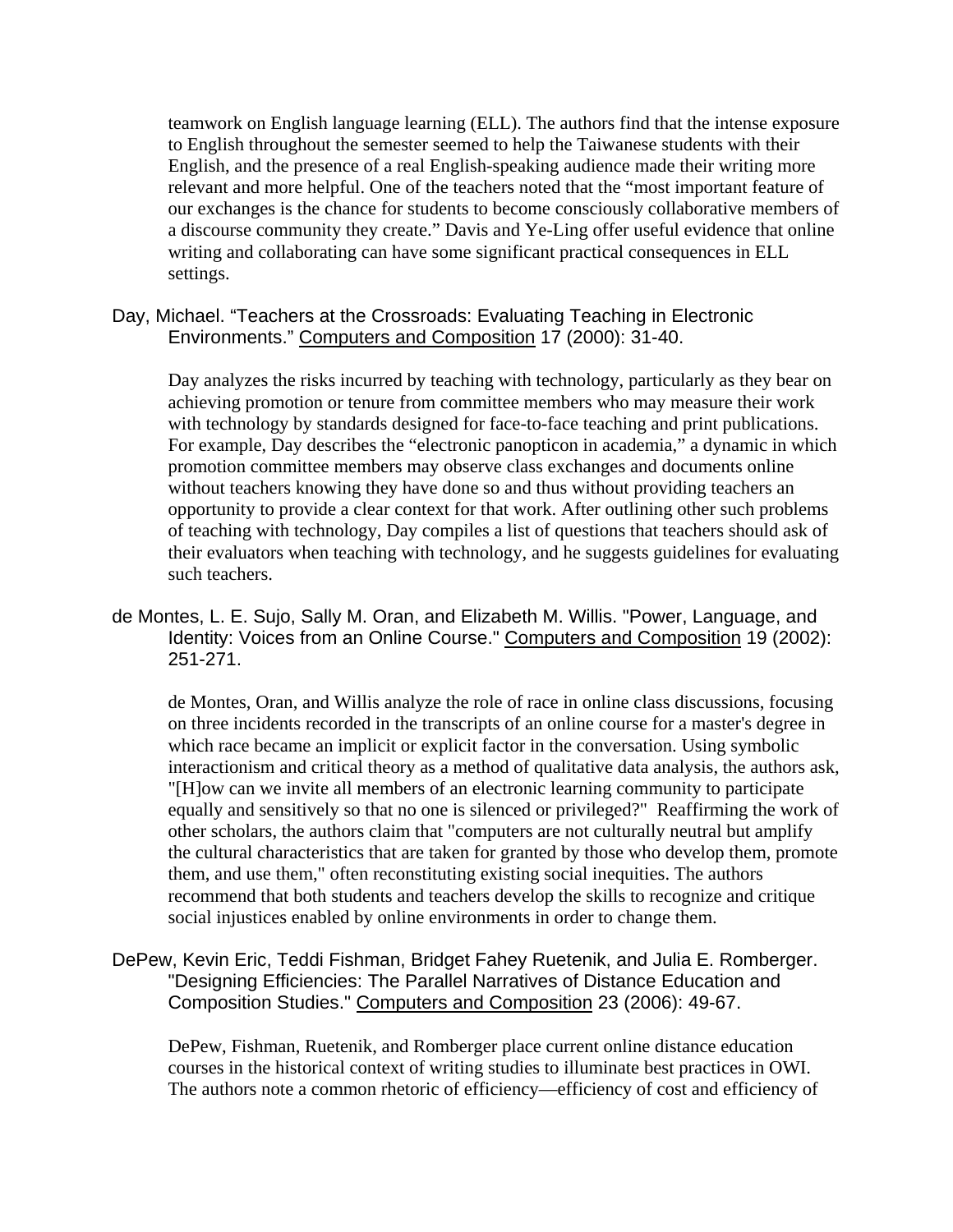teamwork on English language learning (ELL). The authors find that the intense exposure to English throughout the semester seemed to help the Taiwanese students with their English, and the presence of a real English-speaking audience made their writing more relevant and more helpful. One of the teachers noted that the "most important feature of our exchanges is the chance for students to become consciously collaborative members of a discourse community they create." Davis and Ye-Ling offer useful evidence that online writing and collaborating can have some significant practical consequences in ELL settings.

Day, Michael. "Teachers at the Crossroads: Evaluating Teaching in Electronic Environments." Computers and Composition 17 (2000): 31-40.

Day analyzes the risks incurred by teaching with technology, particularly as they bear on achieving promotion or tenure from committee members who may measure their work with technology by standards designed for face-to-face teaching and print publications. For example, Day describes the "electronic panopticon in academia," a dynamic in which promotion committee members may observe class exchanges and documents online without teachers knowing they have done so and thus without providing teachers an opportunity to provide a clear context for that work. After outlining other such problems of teaching with technology, Day compiles a list of questions that teachers should ask of their evaluators when teaching with technology, and he suggests guidelines for evaluating such teachers.

de Montes, L. E. Sujo, Sally M. Oran, and Elizabeth M. Willis. "Power, Language, and Identity: Voices from an Online Course." Computers and Composition 19 (2002): 251-271.

de Montes, Oran, and Willis analyze the role of race in online class discussions, focusing on three incidents recorded in the transcripts of an online course for a master's degree in which race became an implicit or explicit factor in the conversation. Using symbolic interactionism and critical theory as a method of qualitative data analysis, the authors ask, "[H]ow can we invite all members of an electronic learning community to participate equally and sensitively so that no one is silenced or privileged?" Reaffirming the work of other scholars, the authors claim that "computers are not culturally neutral but amplify the cultural characteristics that are taken for granted by those who develop them, promote them, and use them," often reconstituting existing social inequities. The authors recommend that both students and teachers develop the skills to recognize and critique social injustices enabled by online environments in order to change them.

DePew, Kevin Eric, Teddi Fishman, Bridget Fahey Ruetenik, and Julia E. Romberger. "Designing Efficiencies: The Parallel Narratives of Distance Education and Composition Studies." Computers and Composition 23 (2006): 49-67.

DePew, Fishman, Ruetenik, and Romberger place current online distance education courses in the historical context of writing studies to illuminate best practices in OWI. The authors note a common rhetoric of efficiency—efficiency of cost and efficiency of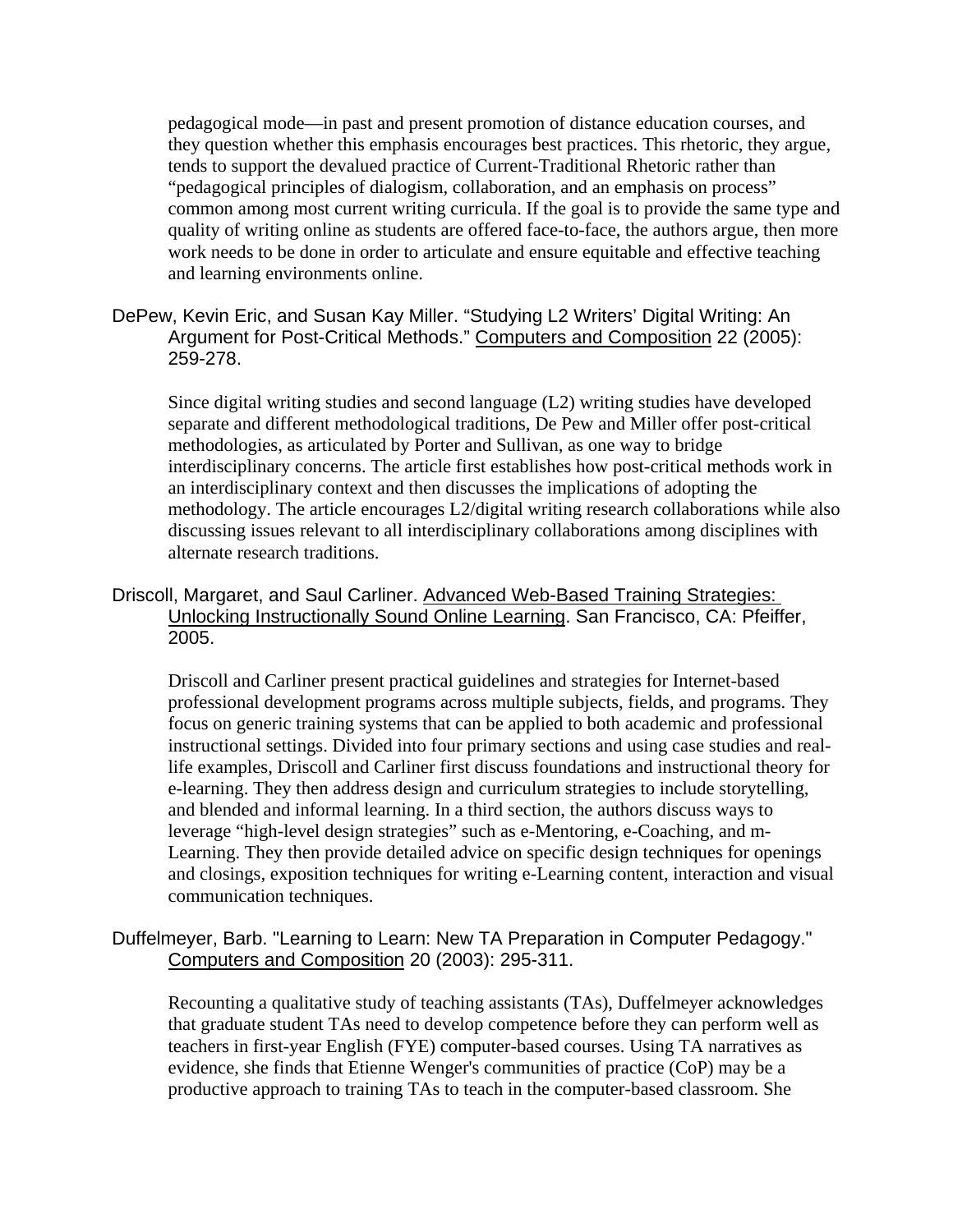pedagogical mode—in past and present promotion of distance education courses, and they question whether this emphasis encourages best practices. This rhetoric, they argue, tends to support the devalued practice of Current-Traditional Rhetoric rather than "pedagogical principles of dialogism, collaboration, and an emphasis on process" common among most current writing curricula. If the goal is to provide the same type and quality of writing online as students are offered face-to-face, the authors argue, then more work needs to be done in order to articulate and ensure equitable and effective teaching and learning environments online.

DePew, Kevin Eric, and Susan Kay Miller. "Studying L2 Writers' Digital Writing: An Argument for Post-Critical Methods." Computers and Composition 22 (2005): 259-278.

Since digital writing studies and second language (L2) writing studies have developed separate and different methodological traditions, De Pew and Miller offer post-critical methodologies, as articulated by Porter and Sullivan, as one way to bridge interdisciplinary concerns. The article first establishes how post-critical methods work in an interdisciplinary context and then discusses the implications of adopting the methodology. The article encourages L2/digital writing research collaborations while also discussing issues relevant to all interdisciplinary collaborations among disciplines with alternate research traditions.

Driscoll, Margaret, and Saul Carliner. Advanced Web-Based Training Strategies: Unlocking Instructionally Sound Online Learning. San Francisco, CA: Pfeiffer, 2005.

Driscoll and Carliner present practical guidelines and strategies for Internet-based professional development programs across multiple subjects, fields, and programs. They focus on generic training systems that can be applied to both academic and professional instructional settings. Divided into four primary sections and using case studies and real-life examples, Driscoll and Carliner first discuss foundations and instructional theory for e-learning. They then address design and curriculum strategies to include storytelling, and blended and informal learning. In a third section, the authors discuss ways to leverage "high-level design strategies" such as e-Mentoring, e-Coaching, and m-Learning. They then provide detailed advice on specific design techniques for openings and closings, exposition techniques for writing e-Learning content, interaction and visual communication techniques.

Duffelmeyer, Barb. "Learning to Learn: New TA Preparation in Computer Pedagogy." Computers and Composition 20 (2003): 295-311.

Recounting a qualitative study of teaching assistants (TAs), Duffelmeyer acknowledges that graduate student TAs need to develop competence before they can perform well as teachers in first-year English (FYE) computer-based courses. Using TA narratives as evidence, she finds that Etienne Wenger's communities of practice (CoP) may be a productive approach to training TAs to teach in the computer-based classroom. She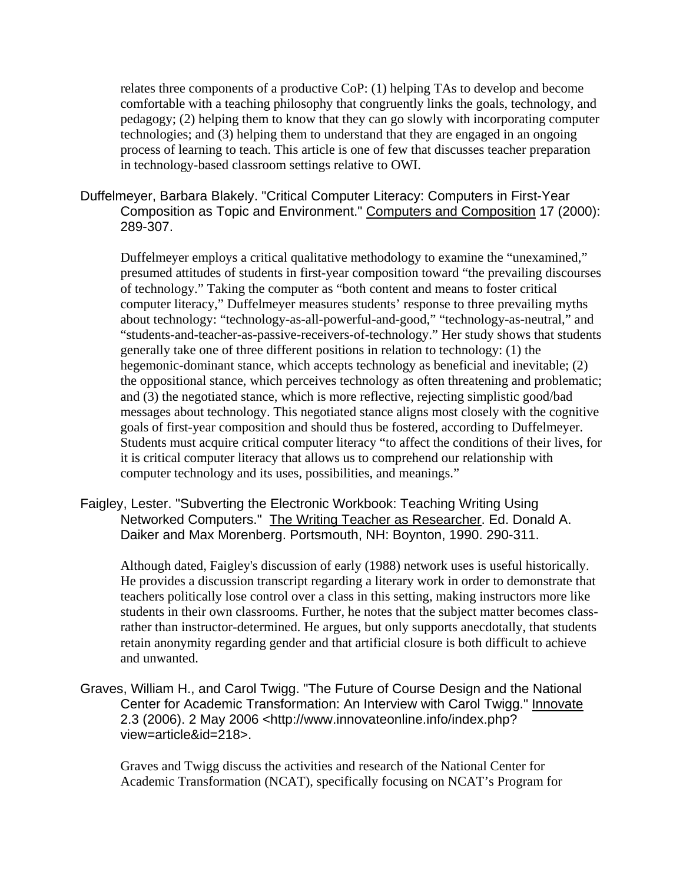relates three components of a productive CoP: (1) helping TAs to develop and become comfortable with a teaching philosophy that congruently links the goals, technology, and pedagogy; (2) helping them to know that they can go slowly with incorporating computer technologies; and (3) helping them to understand that they are engaged in an ongoing process of learning to teach. This article is one of few that discusses teacher preparation in technology-based classroom settings relative to OWI.

Duffelmeyer, Barbara Blakely. "Critical Computer Literacy: Computers in First-Year Composition as Topic and Environment." Computers and Composition 17 (2000): 289-307.

Duffelmeyer employs a critical qualitative methodology to examine the "unexamined," presumed attitudes of students in first-year composition toward "the prevailing discourses of technology." Taking the computer as "both content and means to foster critical computer literacy," Duffelmeyer measures students' response to three prevailing myths about technology: "technology-as-all-powerful-and-good," "technology-as-neutral," and "students-and-teacher-as-passive-receivers-of-technology." Her study shows that students generally take one of three different positions in relation to technology: (1) the hegemonic-dominant stance, which accepts technology as beneficial and inevitable; (2) the oppositional stance, which perceives technology as often threatening and problematic; and (3) the negotiated stance, which is more reflective, rejecting simplistic good/bad messages about technology. This negotiated stance aligns most closely with the cognitive goals of first-year composition and should thus be fostered, according to Duffelmeyer. Students must acquire critical computer literacy "to affect the conditions of their lives, for it is critical computer literacy that allows us to comprehend our relationship with computer technology and its uses, possibilities, and meanings."

Faigley, Lester. "Subverting the Electronic Workbook: Teaching Writing Using Networked Computers." The Writing Teacher as Researcher. Ed. Donald A. Daiker and Max Morenberg. Portsmouth, NH: Boynton, 1990. 290-311.

Although dated, Faigley's discussion of early (1988) network uses is useful historically. He provides a discussion transcript regarding a literary work in order to demonstrate that teachers politically lose control over a class in this setting, making instructors more like students in their own classrooms. Further, he notes that the subject matter becomes class- rather than instructor-determined. He argues, but only supports anecdotally, that students retain anonymity regarding gender and that artificial closure is both difficult to achieve and unwanted.

Graves, William H., and Carol Twigg. "The Future of Course Design and the National Center for Academic Transformation: An Interview with Carol Twigg." Innovate 2.3 (2006). 2 May 2006 <http://www.innovateonline.info/index.php?view=article&id=218>.

Graves and Twigg discuss the activities and research of the National Center for Academic Transformation (NCAT), specifically focusing on NCAT's Program for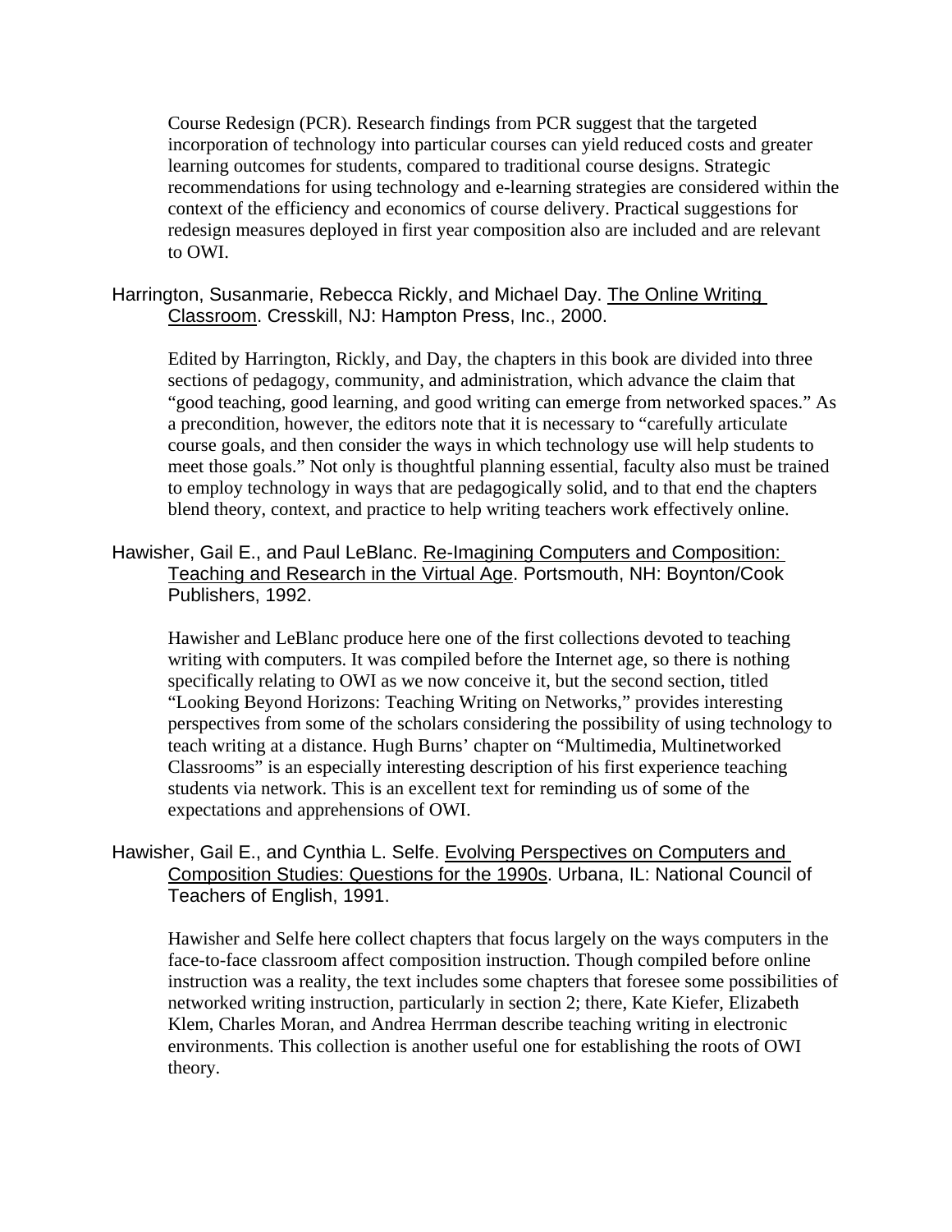Course Redesign (PCR). Research findings from PCR suggest that the targeted incorporation of technology into particular courses can yield reduced costs and greater learning outcomes for students, compared to traditional course designs. Strategic recommendations for using technology and e-learning strategies are considered within the context of the efficiency and economics of course delivery. Practical suggestions for redesign measures deployed in first year composition also are included and are relevant to OWI.

Harrington, Susanmarie, Rebecca Rickly, and Michael Day. The Online Writing Classroom. Cresskill, NJ: Hampton Press, Inc., 2000.

Edited by Harrington, Rickly, and Day, the chapters in this book are divided into three sections of pedagogy, community, and administration, which advance the claim that "good teaching, good learning, and good writing can emerge from networked spaces." As a precondition, however, the editors note that it is necessary to "carefully articulate course goals, and then consider the ways in which technology use will help students to meet those goals." Not only is thoughtful planning essential, faculty also must be trained to employ technology in ways that are pedagogically solid, and to that end the chapters blend theory, context, and practice to help writing teachers work effectively online.

Hawisher, Gail E., and Paul LeBlanc. Re-Imagining Computers and Composition: Teaching and Research in the Virtual Age. Portsmouth, NH: Boynton/Cook Publishers, 1992.

Hawisher and LeBlanc produce here one of the first collections devoted to teaching writing with computers. It was compiled before the Internet age, so there is nothing specifically relating to OWI as we now conceive it, but the second section, titled "Looking Beyond Horizons: Teaching Writing on Networks," provides interesting perspectives from some of the scholars considering the possibility of using technology to teach writing at a distance. Hugh Burns' chapter on "Multimedia, Multinetworked Classrooms" is an especially interesting description of his first experience teaching students via network. This is an excellent text for reminding us of some of the expectations and apprehensions of OWI.

Hawisher, Gail E., and Cynthia L. Selfe. Evolving Perspectives on Computers and Composition Studies: Questions for the 1990s. Urbana, IL: National Council of Teachers of English, 1991.

Hawisher and Selfe here collect chapters that focus largely on the ways computers in the face-to-face classroom affect composition instruction. Though compiled before online instruction was a reality, the text includes some chapters that foresee some possibilities of networked writing instruction, particularly in section 2; there, Kate Kiefer, Elizabeth Klem, Charles Moran, and Andrea Herrman describe teaching writing in electronic environments. This collection is another useful one for establishing the roots of OWI theory.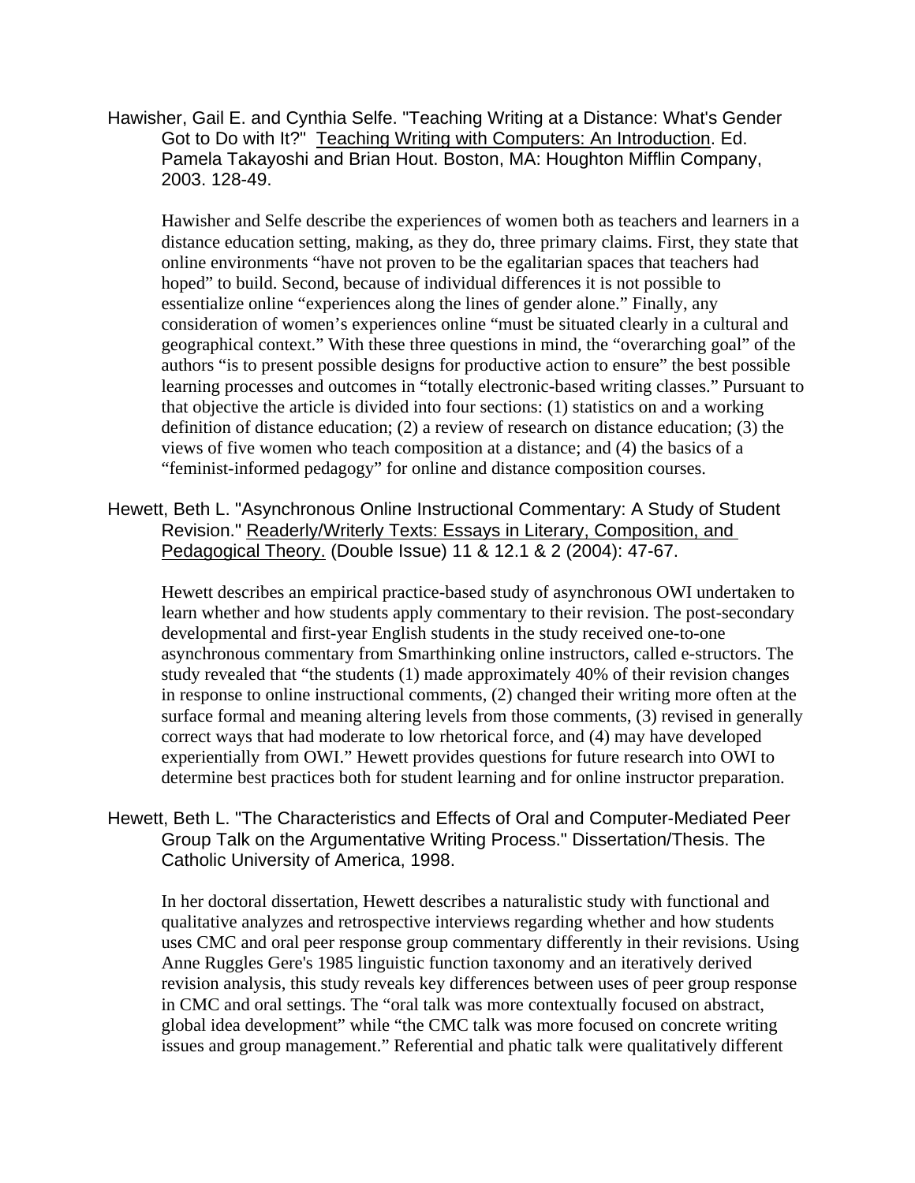Hawisher, Gail E. and Cynthia Selfe. "Teaching Writing at a Distance: What's Gender Got to Do with It?" Teaching Writing with Computers: An Introduction. Ed. Pamela Takayoshi and Brian Hout. Boston, MA: Houghton Mifflin Company, 2003. 128-49.

Hawisher and Selfe describe the experiences of women both as teachers and learners in a distance education setting, making, as they do, three primary claims. First, they state that online environments "have not proven to be the egalitarian spaces that teachers had hoped" to build. Second, because of individual differences it is not possible to essentialize online "experiences along the lines of gender alone." Finally, any consideration of women's experiences online "must be situated clearly in a cultural and geographical context." With these three questions in mind, the "overarching goal" of the authors "is to present possible designs for productive action to ensure" the best possible learning processes and outcomes in "totally electronic-based writing classes." Pursuant to that objective the article is divided into four sections: (1) statistics on and a working definition of distance education; (2) a review of research on distance education; (3) the views of five women who teach composition at a distance; and (4) the basics of a "feminist-informed pedagogy" for online and distance composition courses.

Hewett, Beth L. "Asynchronous Online Instructional Commentary: A Study of Student Revision." Readerly/Writerly Texts: Essays in Literary, Composition, and Pedagogical Theory. (Double Issue) 11 & 12.1 & 2 (2004): 47-67.

Hewett describes an empirical practice-based study of asynchronous OWI undertaken to learn whether and how students apply commentary to their revision. The post-secondary developmental and first-year English students in the study received one-to-one asynchronous commentary from Smarthinking online instructors, called e-structors. The study revealed that "the students (1) made approximately 40% of their revision changes in response to online instructional comments, (2) changed their writing more often at the surface formal and meaning altering levels from those comments, (3) revised in generally correct ways that had moderate to low rhetorical force, and (4) may have developed experientially from OWI." Hewett provides questions for future research into OWI to determine best practices both for student learning and for online instructor preparation.

Hewett, Beth L. "The Characteristics and Effects of Oral and Computer-Mediated Peer Group Talk on the Argumentative Writing Process." Dissertation/Thesis. The Catholic University of America, 1998.

In her doctoral dissertation, Hewett describes a naturalistic study with functional and qualitative analyzes and retrospective interviews regarding whether and how students uses CMC and oral peer response group commentary differently in their revisions. Using Anne Ruggles Gere's 1985 linguistic function taxonomy and an iteratively derived revision analysis, this study reveals key differences between uses of peer group response in CMC and oral settings. The "oral talk was more contextually focused on abstract, global idea development" while "the CMC talk was more focused on concrete writing issues and group management." Referential and phatic talk were qualitatively different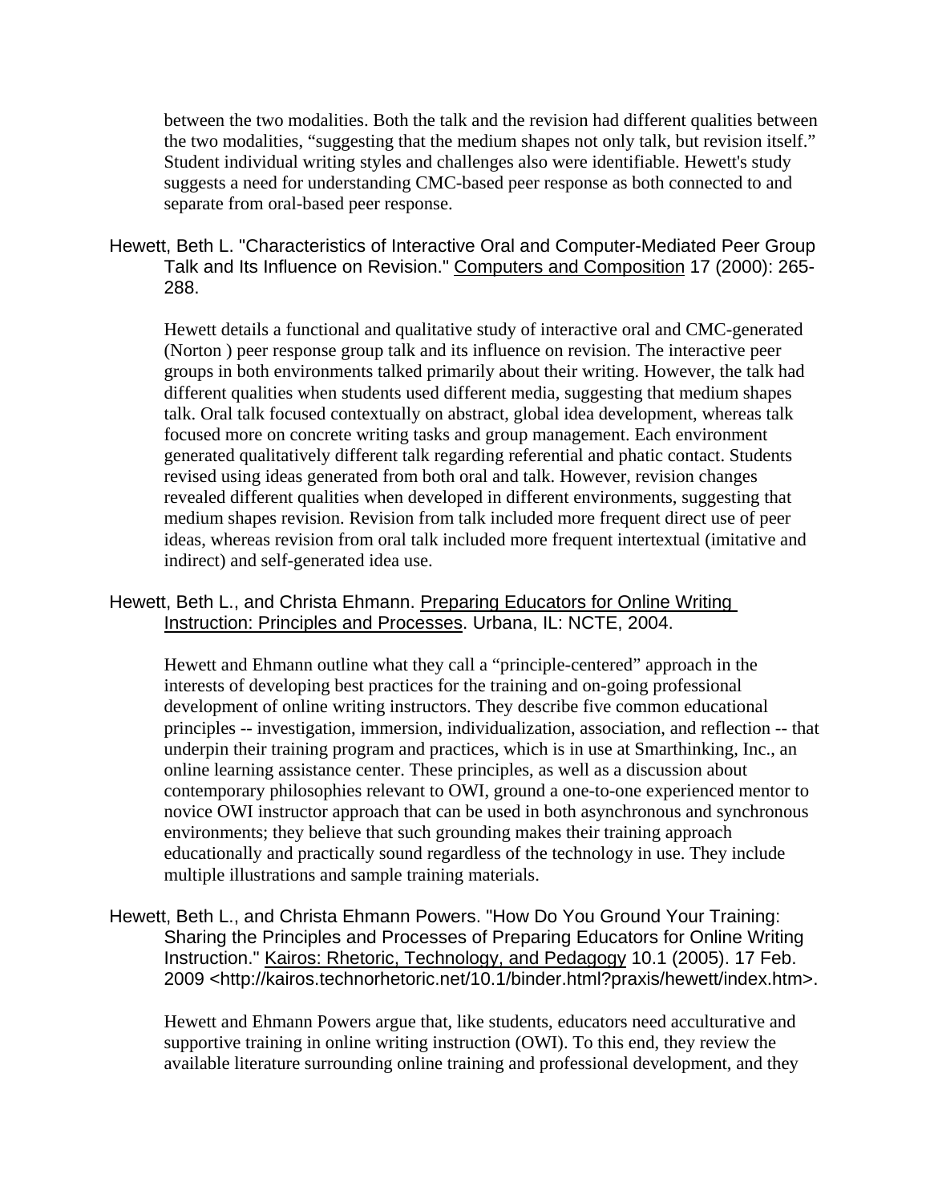between the two modalities. Both the talk and the revision had different qualities between the two modalities, "suggesting that the medium shapes not only talk, but revision itself." Student individual writing styles and challenges also were identifiable. Hewett's study suggests a need for understanding CMC-based peer response as both connected to and separate from oral-based peer response.

Hewett, Beth L. "Characteristics of Interactive Oral and Computer-Mediated Peer Group Talk and Its Influence on Revision." Computers and Composition 17 (2000): 265-288.

Hewett details a functional and qualitative study of interactive oral and CMC-generated (Norton ) peer response group talk and its influence on revision. The interactive peer groups in both environments talked primarily about their writing. However, the talk had different qualities when students used different media, suggesting that medium shapes talk. Oral talk focused contextually on abstract, global idea development, whereas talk focused more on concrete writing tasks and group management. Each environment generated qualitatively different talk regarding referential and phatic contact. Students revised using ideas generated from both oral and talk. However, revision changes revealed different qualities when developed in different environments, suggesting that medium shapes revision. Revision from talk included more frequent direct use of peer ideas, whereas revision from oral talk included more frequent intertextual (imitative and indirect) and self-generated idea use.

Hewett, Beth L., and Christa Ehmann. Preparing Educators for Online Writing Instruction: Principles and Processes. Urbana, IL: NCTE, 2004.

Hewett and Ehmann outline what they call a "principle-centered" approach in the interests of developing best practices for the training and on-going professional development of online writing instructors. They describe five common educational principles -- investigation, immersion, individualization, association, and reflection -- that underpin their training program and practices, which is in use at Smarthinking, Inc., an online learning assistance center. These principles, as well as a discussion about contemporary philosophies relevant to OWI, ground a one-to-one experienced mentor to novice OWI instructor approach that can be used in both asynchronous and synchronous environments; they believe that such grounding makes their training approach educationally and practically sound regardless of the technology in use. They include multiple illustrations and sample training materials.

Hewett, Beth L., and Christa Ehmann Powers. "How Do You Ground Your Training: Sharing the Principles and Processes of Preparing Educators for Online Writing Instruction." Kairos: Rhetoric, Technology, and Pedagogy 10.1 (2005). 17 Feb. 2009 <http://kairos.technorhetoric.net/10.1/binder.html?praxis/hewett/index.htm>.

Hewett and Ehmann Powers argue that, like students, educators need acculturative and supportive training in online writing instruction (OWI). To this end, they review the available literature surrounding online training and professional development, and they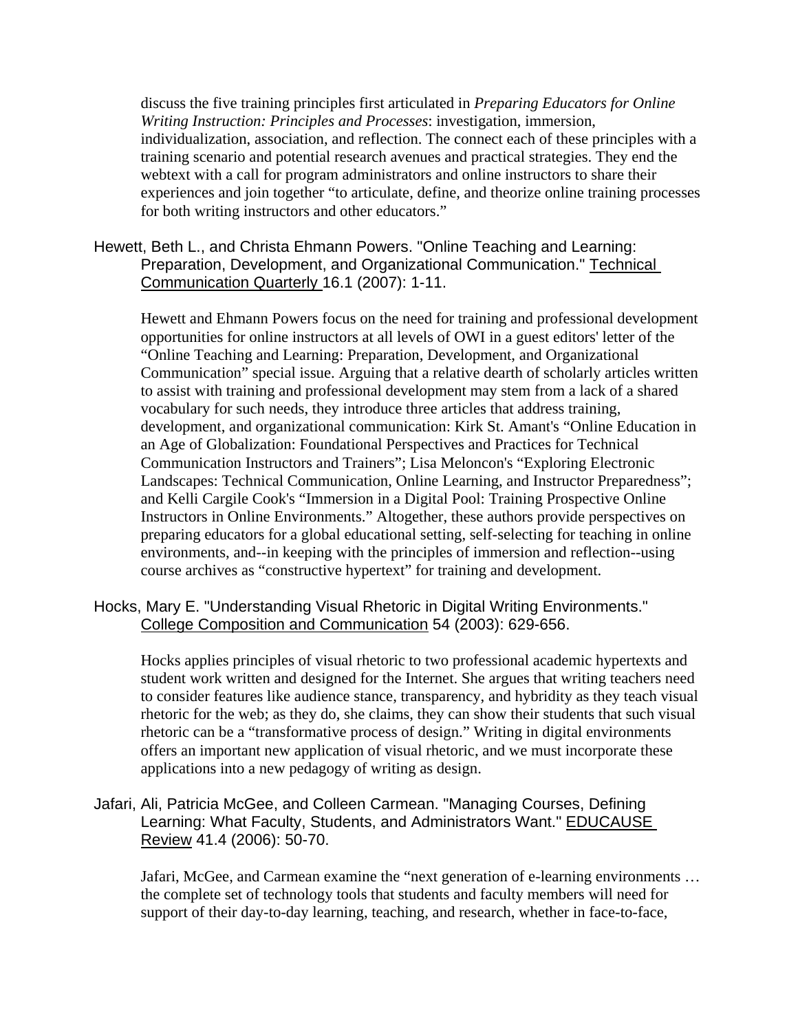discuss the five training principles first articulated in *Preparing Educators for Online Writing Instruction: Principles and Processes*: investigation, immersion, individualization, association, and reflection. The connect each of these principles with a training scenario and potential research avenues and practical strategies. They end the webtext with a call for program administrators and online instructors to share their experiences and join together "to articulate, define, and theorize online training processes for both writing instructors and other educators."

Hewett, Beth L., and Christa Ehmann Powers. "Online Teaching and Learning: Preparation, Development, and Organizational Communication." Technical Communication Quarterly 16.1 (2007): 1-11.

Hewett and Ehmann Powers focus on the need for training and professional development opportunities for online instructors at all levels of OWI in a guest editors' letter of the "Online Teaching and Learning: Preparation, Development, and Organizational Communication" special issue. Arguing that a relative dearth of scholarly articles written to assist with training and professional development may stem from a lack of a shared vocabulary for such needs, they introduce three articles that address training, development, and organizational communication: Kirk St. Amant's "Online Education in an Age of Globalization: Foundational Perspectives and Practices for Technical Communication Instructors and Trainers"; Lisa Meloncon's "Exploring Electronic Landscapes: Technical Communication, Online Learning, and Instructor Preparedness"; and Kelli Cargile Cook's "Immersion in a Digital Pool: Training Prospective Online Instructors in Online Environments." Altogether, these authors provide perspectives on preparing educators for a global educational setting, self-selecting for teaching in online environments, and--in keeping with the principles of immersion and reflection--using course archives as "constructive hypertext" for training and development.

Hocks, Mary E. "Understanding Visual Rhetoric in Digital Writing Environments." College Composition and Communication 54 (2003): 629-656.

Hocks applies principles of visual rhetoric to two professional academic hypertexts and student work written and designed for the Internet. She argues that writing teachers need to consider features like audience stance, transparency, and hybridity as they teach visual rhetoric for the web; as they do, she claims, they can show their students that such visual rhetoric can be a "transformative process of design." Writing in digital environments offers an important new application of visual rhetoric, and we must incorporate these applications into a new pedagogy of writing as design.

Jafari, Ali, Patricia McGee, and Colleen Carmean. "Managing Courses, Defining Learning: What Faculty, Students, and Administrators Want." EDUCAUSE Review 41.4 (2006): 50-70.

Jafari, McGee, and Carmean examine the "next generation of e-learning environments … the complete set of technology tools that students and faculty members will need for support of their day-to-day learning, teaching, and research, whether in face-to-face,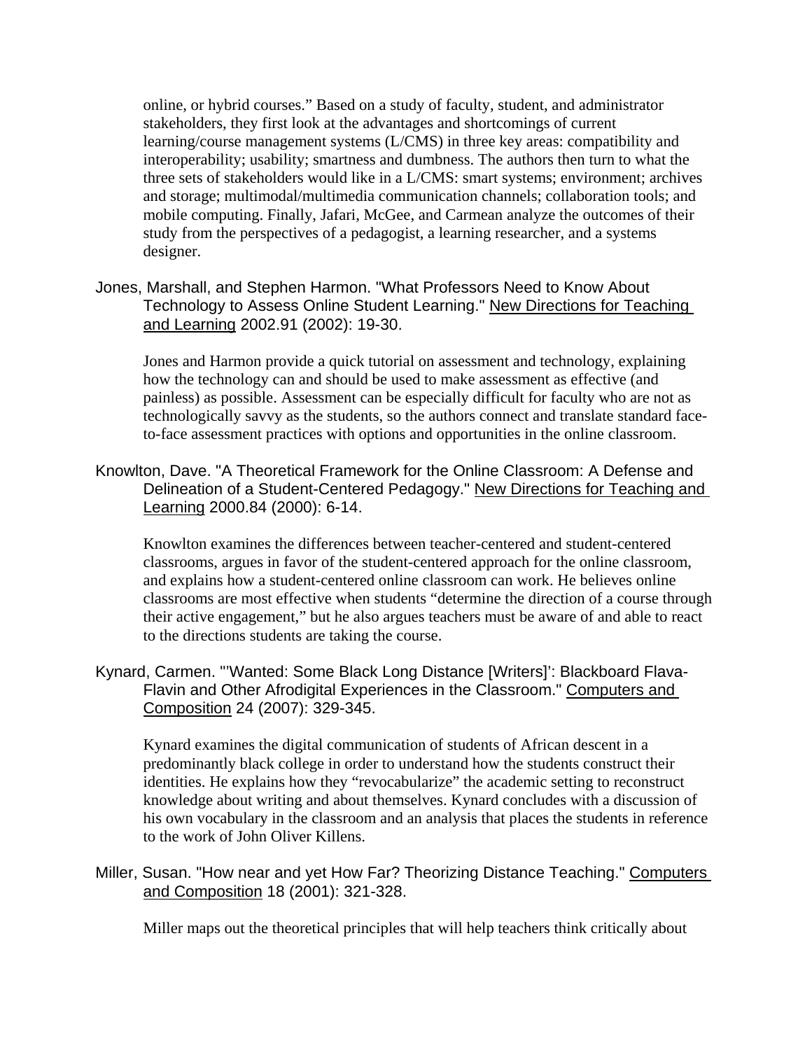online, or hybrid courses." Based on a study of faculty, student, and administrator stakeholders, they first look at the advantages and shortcomings of current learning/course management systems (L/CMS) in three key areas: compatibility and interoperability; usability; smartness and dumbness. The authors then turn to what the three sets of stakeholders would like in a L/CMS: smart systems; environment; archives and storage; multimodal/multimedia communication channels; collaboration tools; and mobile computing. Finally, Jafari, McGee, and Carmean analyze the outcomes of their study from the perspectives of a pedagogist, a learning researcher, and a systems designer.

Jones, Marshall, and Stephen Harmon. "What Professors Need to Know About Technology to Assess Online Student Learning." New Directions for Teaching and Learning 2002.91 (2002): 19-30.

Jones and Harmon provide a quick tutorial on assessment and technology, explaining how the technology can and should be used to make assessment as effective (and painless) as possible. Assessment can be especially difficult for faculty who are not as technologically savvy as the students, so the authors connect and translate standard face-to-face assessment practices with options and opportunities in the online classroom.

Knowlton, Dave. "A Theoretical Framework for the Online Classroom: A Defense and Delineation of a Student-Centered Pedagogy." New Directions for Teaching and Learning 2000.84 (2000): 6-14.

Knowlton examines the differences between teacher-centered and student-centered classrooms, argues in favor of the student-centered approach for the online classroom, and explains how a student-centered online classroom can work. He believes online classrooms are most effective when students "determine the direction of a course through their active engagement," but he also argues teachers must be aware of and able to react to the directions students are taking the course.

Kynard, Carmen. "'Wanted: Some Black Long Distance [Writers]': Blackboard Flava-Flavin and Other Afrodigital Experiences in the Classroom." Computers and Composition 24 (2007): 329-345.

Kynard examines the digital communication of students of African descent in a predominantly black college in order to understand how the students construct their identities. He explains how they "revocabularize" the academic setting to reconstruct knowledge about writing and about themselves. Kynard concludes with a discussion of his own vocabulary in the classroom and an analysis that places the students in reference to the work of John Oliver Killens.

Miller, Susan. "How near and yet How Far? Theorizing Distance Teaching." Computers and Composition 18 (2001): 321-328.

Miller maps out the theoretical principles that will help teachers think critically about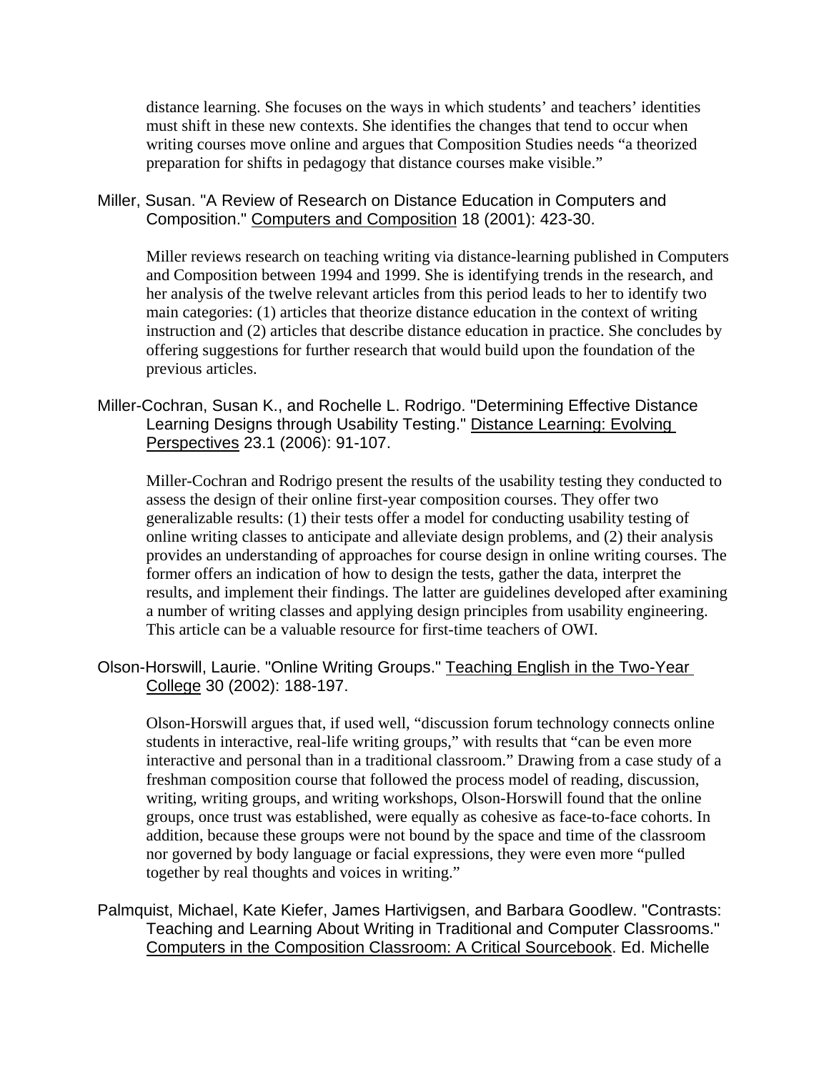distance learning. She focuses on the ways in which students' and teachers' identities must shift in these new contexts. She identifies the changes that tend to occur when writing courses move online and argues that Composition Studies needs "a theorized preparation for shifts in pedagogy that distance courses make visible."

Miller, Susan. "A Review of Research on Distance Education in Computers and Composition." Computers and Composition 18 (2001): 423-30.

Miller reviews research on teaching writing via distance-learning published in Computers and Composition between 1994 and 1999. She is identifying trends in the research, and her analysis of the twelve relevant articles from this period leads to her to identify two main categories: (1) articles that theorize distance education in the context of writing instruction and (2) articles that describe distance education in practice. She concludes by offering suggestions for further research that would build upon the foundation of the previous articles.

Miller-Cochran, Susan K., and Rochelle L. Rodrigo. "Determining Effective Distance Learning Designs through Usability Testing." Distance Learning: Evolving Perspectives 23.1 (2006): 91-107.

Miller-Cochran and Rodrigo present the results of the usability testing they conducted to assess the design of their online first-year composition courses. They offer two generalizable results: (1) their tests offer a model for conducting usability testing of online writing classes to anticipate and alleviate design problems, and (2) their analysis provides an understanding of approaches for course design in online writing courses. The former offers an indication of how to design the tests, gather the data, interpret the results, and implement their findings. The latter are guidelines developed after examining a number of writing classes and applying design principles from usability engineering. This article can be a valuable resource for first-time teachers of OWI.

Olson-Horswill, Laurie. "Online Writing Groups." Teaching English in the Two-Year College 30 (2002): 188-197.

Olson-Horswill argues that, if used well, "discussion forum technology connects online students in interactive, real-life writing groups," with results that "can be even more interactive and personal than in a traditional classroom." Drawing from a case study of a freshman composition course that followed the process model of reading, discussion, writing, writing groups, and writing workshops, Olson-Horswill found that the online groups, once trust was established, were equally as cohesive as face-to-face cohorts. In addition, because these groups were not bound by the space and time of the classroom nor governed by body language or facial expressions, they were even more "pulled together by real thoughts and voices in writing."

Palmquist, Michael, Kate Kiefer, James Hartivigsen, and Barbara Goodlew. "Contrasts: Teaching and Learning About Writing in Traditional and Computer Classrooms." Computers in the Composition Classroom: A Critical Sourcebook. Ed. Michelle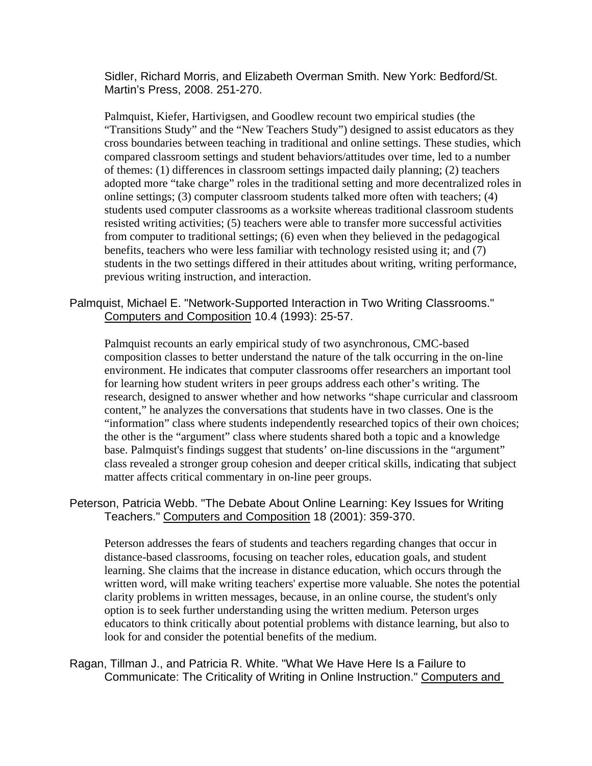Sidler, Richard Morris, and Elizabeth Overman Smith. New York: Bedford/St. Martin's Press, 2008. 251-270.

Palmquist, Kiefer, Hartivigsen, and Goodlew recount two empirical studies (the "Transitions Study" and the "New Teachers Study") designed to assist educators as they cross boundaries between teaching in traditional and online settings. These studies, which compared classroom settings and student behaviors/attitudes over time, led to a number of themes: (1) differences in classroom settings impacted daily planning; (2) teachers adopted more "take charge" roles in the traditional setting and more decentralized roles in online settings; (3) computer classroom students talked more often with teachers; (4) students used computer classrooms as a worksite whereas traditional classroom students resisted writing activities; (5) teachers were able to transfer more successful activities from computer to traditional settings; (6) even when they believed in the pedagogical benefits, teachers who were less familiar with technology resisted using it; and (7) students in the two settings differed in their attitudes about writing, writing performance, previous writing instruction, and interaction.

Palmquist, Michael E. "Network-Supported Interaction in Two Writing Classrooms." Computers and Composition 10.4 (1993): 25-57.

Palmquist recounts an early empirical study of two asynchronous, CMC-based composition classes to better understand the nature of the talk occurring in the on-line environment. He indicates that computer classrooms offer researchers an important tool for learning how student writers in peer groups address each other's writing. The research, designed to answer whether and how networks "shape curricular and classroom content," he analyzes the conversations that students have in two classes. One is the "information" class where students independently researched topics of their own choices; the other is the "argument" class where students shared both a topic and a knowledge base. Palmquist's findings suggest that students' on-line discussions in the "argument" class revealed a stronger group cohesion and deeper critical skills, indicating that subject matter affects critical commentary in on-line peer groups.

Peterson, Patricia Webb. "The Debate About Online Learning: Key Issues for Writing Teachers." Computers and Composition 18 (2001): 359-370.

Peterson addresses the fears of students and teachers regarding changes that occur in distance-based classrooms, focusing on teacher roles, education goals, and student learning. She claims that the increase in distance education, which occurs through the written word, will make writing teachers' expertise more valuable. She notes the potential clarity problems in written messages, because, in an online course, the student's only option is to seek further understanding using the written medium. Peterson urges educators to think critically about potential problems with distance learning, but also to look for and consider the potential benefits of the medium.

Ragan, Tillman J., and Patricia R. White. "What We Have Here Is a Failure to Communicate: The Criticality of Writing in Online Instruction." Computers and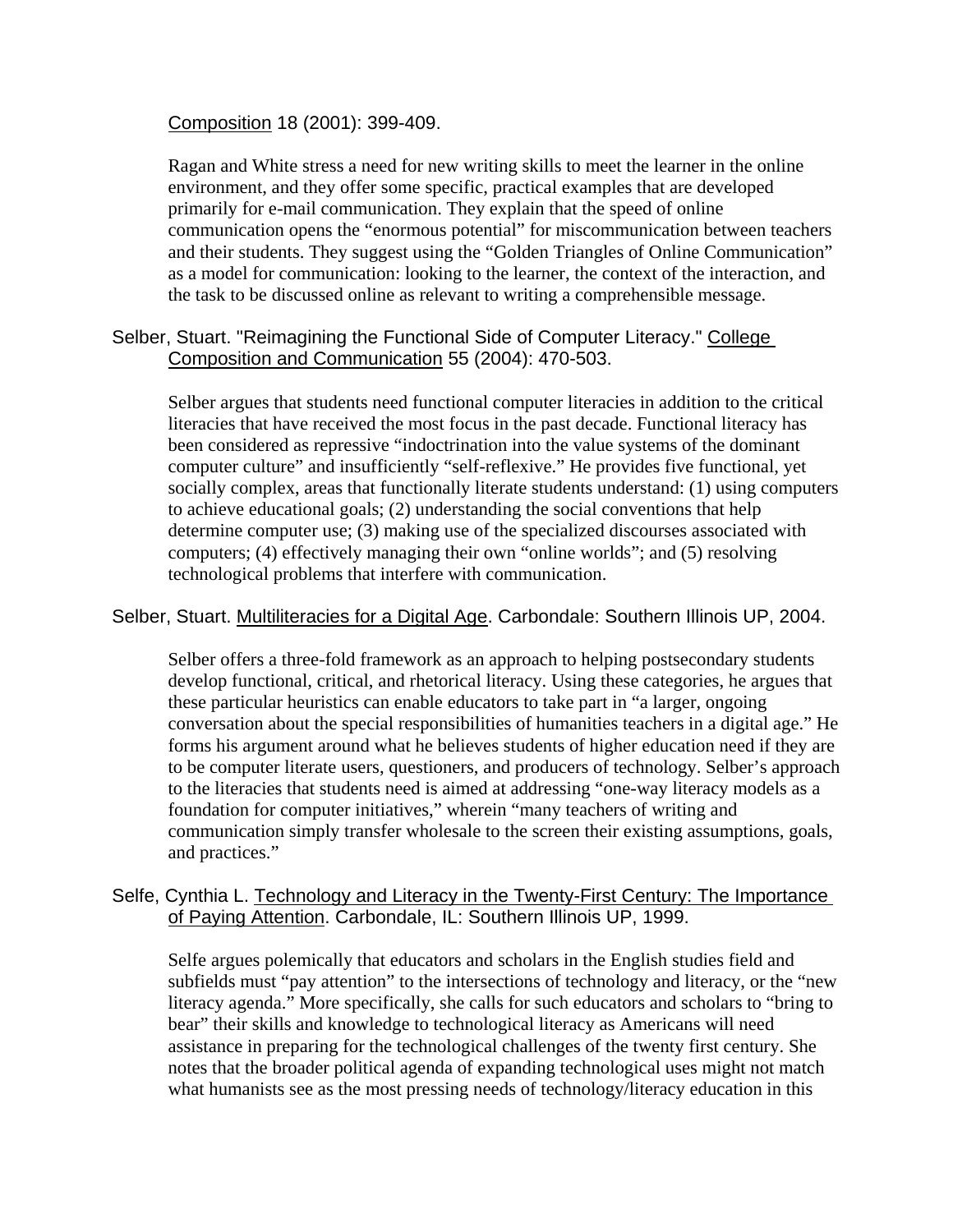Composition 18 (2001): 399-409.

Ragan and White stress a need for new writing skills to meet the learner in the online environment, and they offer some specific, practical examples that are developed primarily for e-mail communication. They explain that the speed of online communication opens the "enormous potential" for miscommunication between teachers and their students. They suggest using the "Golden Triangles of Online Communication" as a model for communication: looking to the learner, the context of the interaction, and the task to be discussed online as relevant to writing a comprehensible message.

Selber, Stuart. "Reimagining the Functional Side of Computer Literacy." College Composition and Communication 55 (2004): 470-503.

Selber argues that students need functional computer literacies in addition to the critical literacies that have received the most focus in the past decade. Functional literacy has been considered as repressive "indoctrination into the value systems of the dominant computer culture" and insufficiently "self-reflexive." He provides five functional, yet socially complex, areas that functionally literate students understand: (1) using computers to achieve educational goals; (2) understanding the social conventions that help determine computer use; (3) making use of the specialized discourses associated with computers; (4) effectively managing their own "online worlds"; and (5) resolving technological problems that interfere with communication.

Selber, Stuart. Multiliteracies for a Digital Age. Carbondale: Southern Illinois UP, 2004.

Selber offers a three-fold framework as an approach to helping postsecondary students develop functional, critical, and rhetorical literacy. Using these categories, he argues that these particular heuristics can enable educators to take part in "a larger, ongoing conversation about the special responsibilities of humanities teachers in a digital age." He forms his argument around what he believes students of higher education need if they are to be computer literate users, questioners, and producers of technology. Selber's approach to the literacies that students need is aimed at addressing "one-way literacy models as a foundation for computer initiatives," wherein "many teachers of writing and communication simply transfer wholesale to the screen their existing assumptions, goals, and practices."

Selfe, Cynthia L. Technology and Literacy in the Twenty-First Century: The Importance of Paying Attention. Carbondale, IL: Southern Illinois UP, 1999.

Selfe argues polemically that educators and scholars in the English studies field and subfields must "pay attention" to the intersections of technology and literacy, or the "new literacy agenda." More specifically, she calls for such educators and scholars to "bring to bear" their skills and knowledge to technological literacy as Americans will need assistance in preparing for the technological challenges of the twenty first century. She notes that the broader political agenda of expanding technological uses might not match what humanists see as the most pressing needs of technology/literacy education in this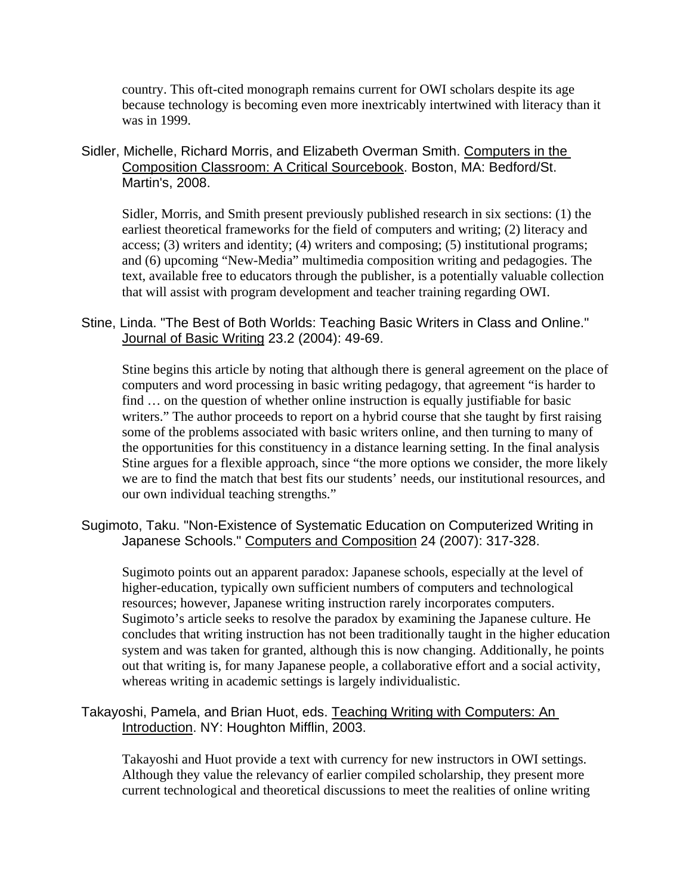country. This oft-cited monograph remains current for OWI scholars despite its age because technology is becoming even more inextricably intertwined with literacy than it was in 1999.

Sidler, Michelle, Richard Morris, and Elizabeth Overman Smith. Computers in the Composition Classroom: A Critical Sourcebook. Boston, MA: Bedford/St. Martin's, 2008.

Sidler, Morris, and Smith present previously published research in six sections: (1) the earliest theoretical frameworks for the field of computers and writing; (2) literacy and access; (3) writers and identity; (4) writers and composing; (5) institutional programs; and (6) upcoming "New-Media" multimedia composition writing and pedagogies. The text, available free to educators through the publisher, is a potentially valuable collection that will assist with program development and teacher training regarding OWI.

Stine, Linda. "The Best of Both Worlds: Teaching Basic Writers in Class and Online." Journal of Basic Writing 23.2 (2004): 49-69.

Stine begins this article by noting that although there is general agreement on the place of computers and word processing in basic writing pedagogy, that agreement "is harder to find … on the question of whether online instruction is equally justifiable for basic writers." The author proceeds to report on a hybrid course that she taught by first raising some of the problems associated with basic writers online, and then turning to many of the opportunities for this constituency in a distance learning setting. In the final analysis Stine argues for a flexible approach, since "the more options we consider, the more likely we are to find the match that best fits our students' needs, our institutional resources, and our own individual teaching strengths."

Sugimoto, Taku. "Non-Existence of Systematic Education on Computerized Writing in Japanese Schools." Computers and Composition 24 (2007): 317-328.

Sugimoto points out an apparent paradox: Japanese schools, especially at the level of higher-education, typically own sufficient numbers of computers and technological resources; however, Japanese writing instruction rarely incorporates computers. Sugimoto's article seeks to resolve the paradox by examining the Japanese culture. He concludes that writing instruction has not been traditionally taught in the higher education system and was taken for granted, although this is now changing. Additionally, he points out that writing is, for many Japanese people, a collaborative effort and a social activity, whereas writing in academic settings is largely individualistic.

Takayoshi, Pamela, and Brian Huot, eds. Teaching Writing with Computers: An Introduction. NY: Houghton Mifflin, 2003.

Takayoshi and Huot provide a text with currency for new instructors in OWI settings. Although they value the relevancy of earlier compiled scholarship, they present more current technological and theoretical discussions to meet the realities of online writing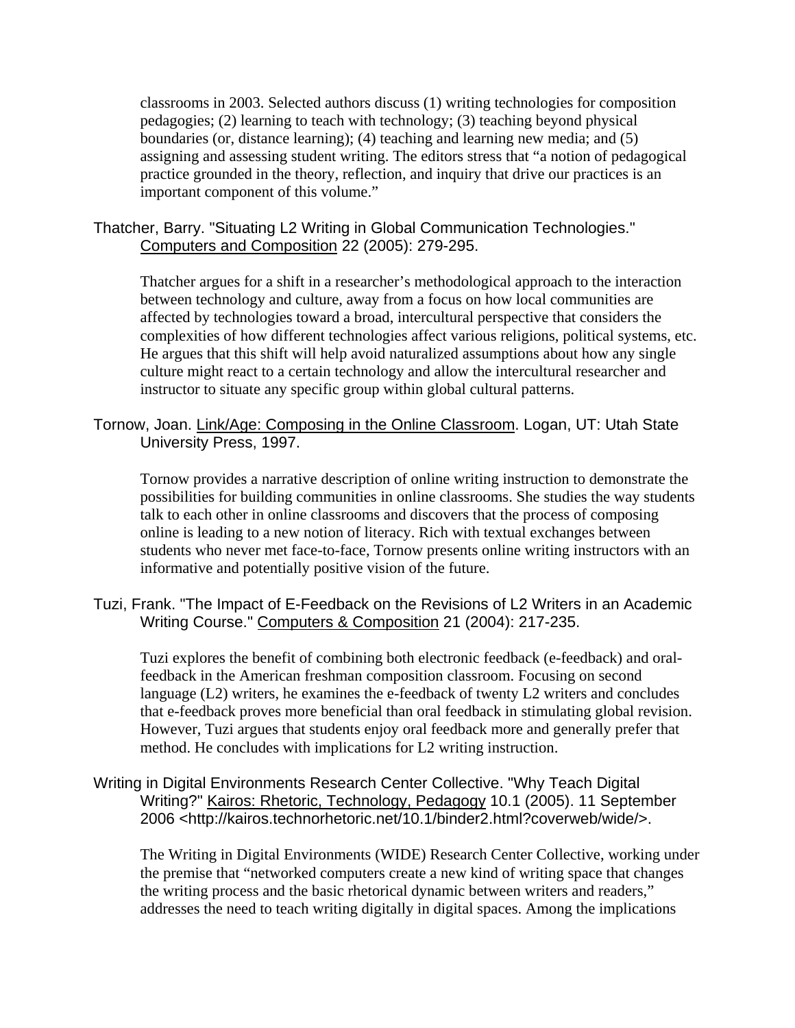classrooms in 2003. Selected authors discuss (1) writing technologies for composition pedagogies; (2) learning to teach with technology; (3) teaching beyond physical boundaries (or, distance learning); (4) teaching and learning new media; and (5) assigning and assessing student writing. The editors stress that "a notion of pedagogical practice grounded in the theory, reflection, and inquiry that drive our practices is an important component of this volume."

Thatcher, Barry. "Situating L2 Writing in Global Communication Technologies." Computers and Composition 22 (2005): 279-295.

> Thatcher argues for a shift in a researcher's methodological approach to the interaction between technology and culture, away from a focus on how local communities are affected by technologies toward a broad, intercultural perspective that considers the complexities of how different technologies affect various religions, political systems, etc. He argues that this shift will help avoid naturalized assumptions about how any single culture might react to a certain technology and allow the intercultural researcher and instructor to situate any specific group within global cultural patterns.

Tornow, Joan. Link/Age: Composing in the Online Classroom. Logan, UT: Utah State University Press, 1997.

> Tornow provides a narrative description of online writing instruction to demonstrate the possibilities for building communities in online classrooms. She studies the way students talk to each other in online classrooms and discovers that the process of composing online is leading to a new notion of literacy. Rich with textual exchanges between students who never met face-to-face, Tornow presents online writing instructors with an informative and potentially positive vision of the future.

Tuzi, Frank. "The Impact of E-Feedback on the Revisions of L2 Writers in an Academic Writing Course." Computers & Composition 21 (2004): 217-235.

> Tuzi explores the benefit of combining both electronic feedback (e-feedback) and oral-feedback in the American freshman composition classroom. Focusing on second language (L2) writers, he examines the e-feedback of twenty L2 writers and concludes that e-feedback proves more beneficial than oral feedback in stimulating global revision. However, Tuzi argues that students enjoy oral feedback more and generally prefer that method. He concludes with implications for L2 writing instruction.

Writing in Digital Environments Research Center Collective. "Why Teach Digital Writing?" Kairos: Rhetoric, Technology, Pedagogy 10.1 (2005). 11 September 2006 <http://kairos.technorhetoric.net/10.1/binder2.html?coverweb/wide/>.

> The Writing in Digital Environments (WIDE) Research Center Collective, working under the premise that "networked computers create a new kind of writing space that changes the writing process and the basic rhetorical dynamic between writers and readers," addresses the need to teach writing digitally in digital spaces. Among the implications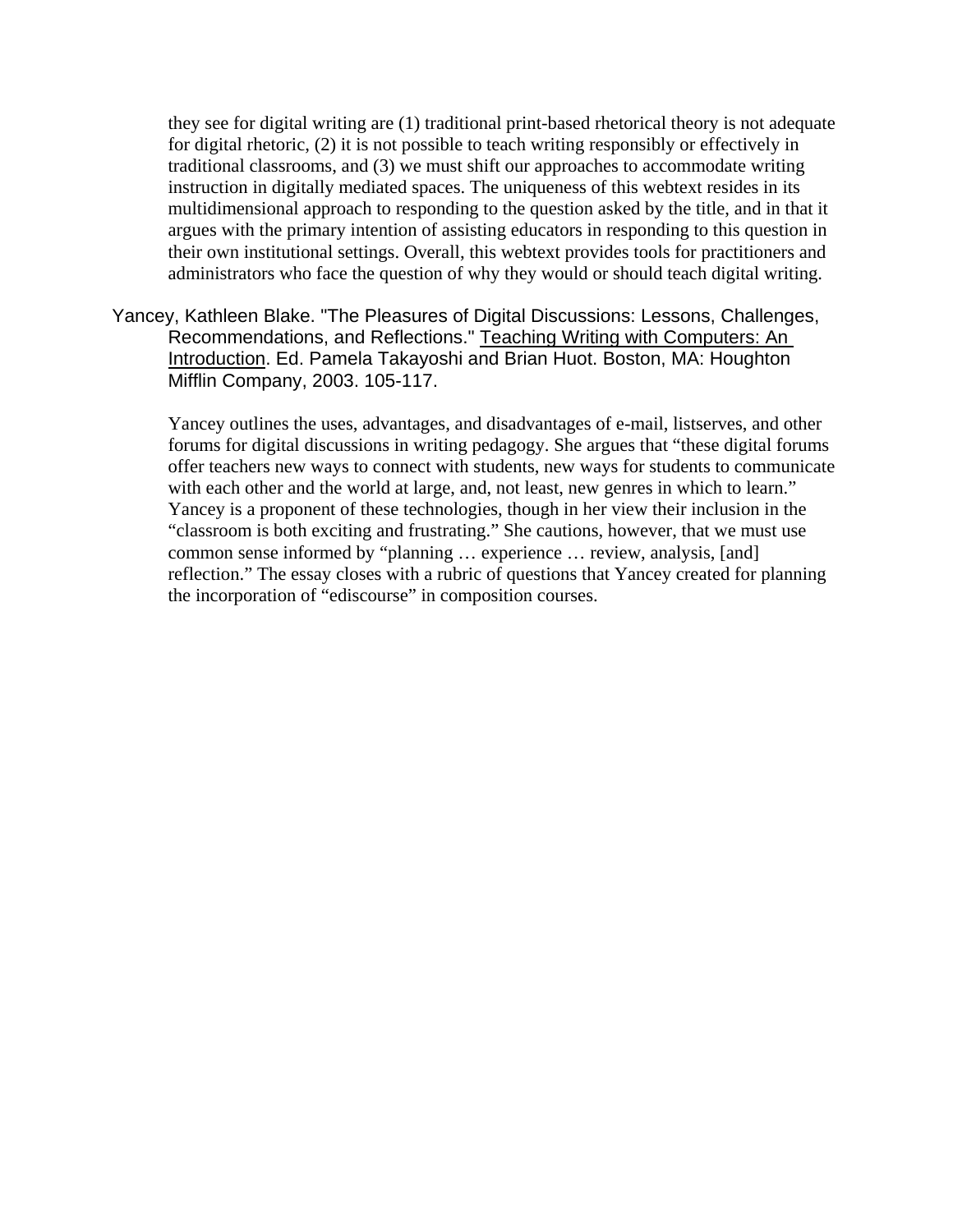they see for digital writing are (1) traditional print-based rhetorical theory is not adequate for digital rhetoric, (2) it is not possible to teach writing responsibly or effectively in traditional classrooms, and (3) we must shift our approaches to accommodate writing instruction in digitally mediated spaces. The uniqueness of this webtext resides in its multidimensional approach to responding to the question asked by the title, and in that it argues with the primary intention of assisting educators in responding to this question in their own institutional settings. Overall, this webtext provides tools for practitioners and administrators who face the question of why they would or should teach digital writing.

Yancey, Kathleen Blake. "The Pleasures of Digital Discussions: Lessons, Challenges, Recommendations, and Reflections." <u>Teaching Writing with Computers: An Introduction</u>. Ed. Pamela Takayoshi and Brian Huot. Boston, MA: Houghton Mifflin Company, 2003. 105-117.

Yancey outlines the uses, advantages, and disadvantages of e-mail, listserves, and other forums for digital discussions in writing pedagogy. She argues that "these digital forums offer teachers new ways to connect with students, new ways for students to communicate with each other and the world at large, and, not least, new genres in which to learn." Yancey is a proponent of these technologies, though in her view their inclusion in the "classroom is both exciting and frustrating." She cautions, however, that we must use common sense informed by "planning … experience … review, analysis, [and] reflection." The essay closes with a rubric of questions that Yancey created for planning the incorporation of "ediscourse" in composition courses.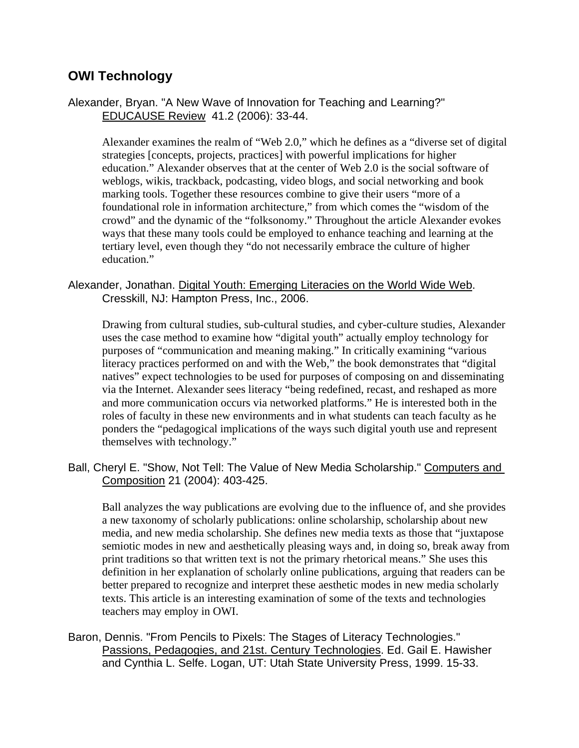## OWI Technology

Alexander, Bryan. "A New Wave of Innovation for Teaching and Learning?" EDUCAUSE Review 41.2 (2006): 33-44.

> Alexander examines the realm of "Web 2.0," which he defines as a "diverse set of digital strategies [concepts, projects, practices] with powerful implications for higher education." Alexander observes that at the center of Web 2.0 is the social software of weblogs, wikis, trackback, podcasting, video blogs, and social networking and book marking tools. Together these resources combine to give their users "more of a foundational role in information architecture," from which comes the "wisdom of the crowd" and the dynamic of the "folksonomy." Throughout the article Alexander evokes ways that these many tools could be employed to enhance teaching and learning at the tertiary level, even though they "do not necessarily embrace the culture of higher education."

Alexander, Jonathan. Digital Youth: Emerging Literacies on the World Wide Web. Cresskill, NJ: Hampton Press, Inc., 2006.

> Drawing from cultural studies, sub-cultural studies, and cyber-culture studies, Alexander uses the case method to examine how "digital youth" actually employ technology for purposes of "communication and meaning making." In critically examining "various literacy practices performed on and with the Web," the book demonstrates that "digital natives" expect technologies to be used for purposes of composing on and disseminating via the Internet. Alexander sees literacy "being redefined, recast, and reshaped as more and more communication occurs via networked platforms." He is interested both in the roles of faculty in these new environments and in what students can teach faculty as he ponders the "pedagogical implications of the ways such digital youth use and represent themselves with technology."

Ball, Cheryl E. "Show, Not Tell: The Value of New Media Scholarship." Computers and Composition 21 (2004): 403-425.

> Ball analyzes the way publications are evolving due to the influence of, and she provides a new taxonomy of scholarly publications: online scholarship, scholarship about new media, and new media scholarship. She defines new media texts as those that "juxtapose semiotic modes in new and aesthetically pleasing ways and, in doing so, break away from print traditions so that written text is not the primary rhetorical means." She uses this definition in her explanation of scholarly online publications, arguing that readers can be better prepared to recognize and interpret these aesthetic modes in new media scholarly texts. This article is an interesting examination of some of the texts and technologies teachers may employ in OWI.

Baron, Dennis. "From Pencils to Pixels: The Stages of Literacy Technologies." Passions, Pedagogies, and 21st. Century Technologies. Ed. Gail E. Hawisher and Cynthia L. Selfe. Logan, UT: Utah State University Press, 1999. 15-33.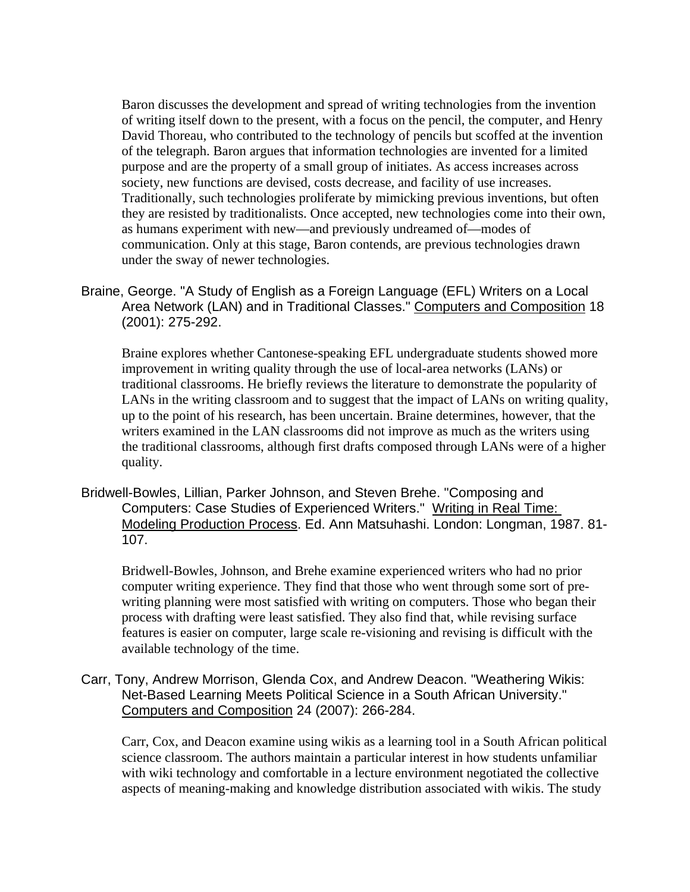Baron discusses the development and spread of writing technologies from the invention of writing itself down to the present, with a focus on the pencil, the computer, and Henry David Thoreau, who contributed to the technology of pencils but scoffed at the invention of the telegraph. Baron argues that information technologies are invented for a limited purpose and are the property of a small group of initiates. As access increases across society, new functions are devised, costs decrease, and facility of use increases. Traditionally, such technologies proliferate by mimicking previous inventions, but often they are resisted by traditionalists. Once accepted, new technologies come into their own, as humans experiment with new—and previously undreamed of—modes of communication. Only at this stage, Baron contends, are previous technologies drawn under the sway of newer technologies.

Braine, George. "A Study of English as a Foreign Language (EFL) Writers on a Local Area Network (LAN) and in Traditional Classes." Computers and Composition 18 (2001): 275-292.

Braine explores whether Cantonese-speaking EFL undergraduate students showed more improvement in writing quality through the use of local-area networks (LANs) or traditional classrooms. He briefly reviews the literature to demonstrate the popularity of LANs in the writing classroom and to suggest that the impact of LANs on writing quality, up to the point of his research, has been uncertain. Braine determines, however, that the writers examined in the LAN classrooms did not improve as much as the writers using the traditional classrooms, although first drafts composed through LANs were of a higher quality.

Bridwell-Bowles, Lillian, Parker Johnson, and Steven Brehe. "Composing and Computers: Case Studies of Experienced Writers." Writing in Real Time: Modeling Production Process. Ed. Ann Matsuhashi. London: Longman, 1987. 81-107.

Bridwell-Bowles, Johnson, and Brehe examine experienced writers who had no prior computer writing experience. They find that those who went through some sort of pre-writing planning were most satisfied with writing on computers. Those who began their process with drafting were least satisfied. They also find that, while revising surface features is easier on computer, large scale re-visioning and revising is difficult with the available technology of the time.

Carr, Tony, Andrew Morrison, Glenda Cox, and Andrew Deacon. "Weathering Wikis: Net-Based Learning Meets Political Science in a South African University." Computers and Composition 24 (2007): 266-284.

Carr, Cox, and Deacon examine using wikis as a learning tool in a South African political science classroom. The authors maintain a particular interest in how students unfamiliar with wiki technology and comfortable in a lecture environment negotiated the collective aspects of meaning-making and knowledge distribution associated with wikis. The study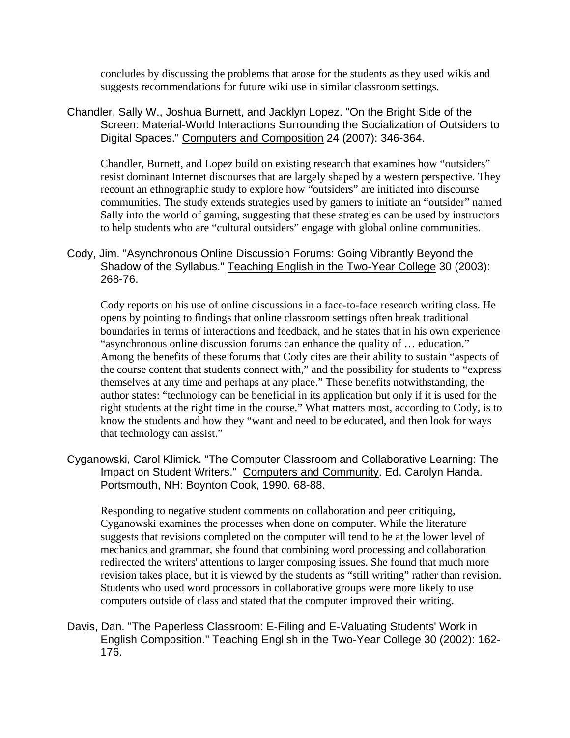concludes by discussing the problems that arose for the students as they used wikis and suggests recommendations for future wiki use in similar classroom settings.

Chandler, Sally W., Joshua Burnett, and Jacklyn Lopez. "On the Bright Side of the Screen: Material-World Interactions Surrounding the Socialization of Outsiders to Digital Spaces." Computers and Composition 24 (2007): 346-364.

Chandler, Burnett, and Lopez build on existing research that examines how "outsiders" resist dominant Internet discourses that are largely shaped by a western perspective. They recount an ethnographic study to explore how "outsiders" are initiated into discourse communities. The study extends strategies used by gamers to initiate an "outsider" named Sally into the world of gaming, suggesting that these strategies can be used by instructors to help students who are "cultural outsiders" engage with global online communities.

Cody, Jim. "Asynchronous Online Discussion Forums: Going Vibrantly Beyond the Shadow of the Syllabus." Teaching English in the Two-Year College 30 (2003): 268-76.

Cody reports on his use of online discussions in a face-to-face research writing class. He opens by pointing to findings that online classroom settings often break traditional boundaries in terms of interactions and feedback, and he states that in his own experience "asynchronous online discussion forums can enhance the quality of … education." Among the benefits of these forums that Cody cites are their ability to sustain "aspects of the course content that students connect with," and the possibility for students to "express themselves at any time and perhaps at any place." These benefits notwithstanding, the author states: "technology can be beneficial in its application but only if it is used for the right students at the right time in the course." What matters most, according to Cody, is to know the students and how they "want and need to be educated, and then look for ways that technology can assist."

Cyganowski, Carol Klimick. "The Computer Classroom and Collaborative Learning: The Impact on Student Writers." Computers and Community. Ed. Carolyn Handa. Portsmouth, NH: Boynton Cook, 1990. 68-88.

Responding to negative student comments on collaboration and peer critiquing, Cyganowski examines the processes when done on computer. While the literature suggests that revisions completed on the computer will tend to be at the lower level of mechanics and grammar, she found that combining word processing and collaboration redirected the writers' attentions to larger composing issues. She found that much more revision takes place, but it is viewed by the students as "still writing" rather than revision. Students who used word processors in collaborative groups were more likely to use computers outside of class and stated that the computer improved their writing.

Davis, Dan. "The Paperless Classroom: E-Filing and E-Valuating Students' Work in English Composition." Teaching English in the Two-Year College 30 (2002): 162-176.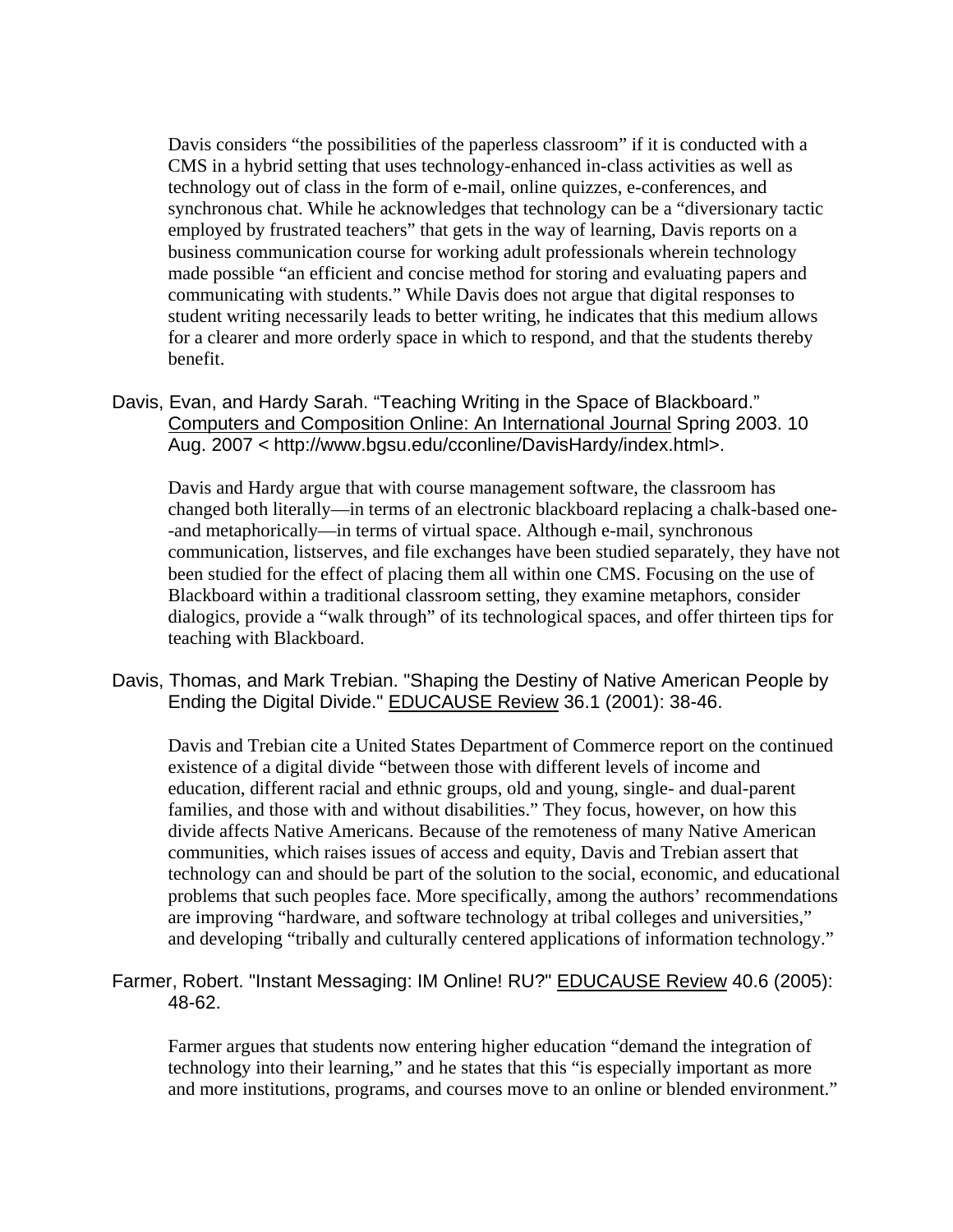Davis considers "the possibilities of the paperless classroom" if it is conducted with a CMS in a hybrid setting that uses technology-enhanced in-class activities as well as technology out of class in the form of e-mail, online quizzes, e-conferences, and synchronous chat. While he acknowledges that technology can be a "diversionary tactic employed by frustrated teachers" that gets in the way of learning, Davis reports on a business communication course for working adult professionals wherein technology made possible "an efficient and concise method for storing and evaluating papers and communicating with students." While Davis does not argue that digital responses to student writing necessarily leads to better writing, he indicates that this medium allows for a clearer and more orderly space in which to respond, and that the students thereby benefit.

Davis, Evan, and Hardy Sarah. "Teaching Writing in the Space of Blackboard." Computers and Composition Online: An International Journal Spring 2003. 10 Aug. 2007 < http://www.bgsu.edu/cconline/DavisHardy/index.html>.

Davis and Hardy argue that with course management software, the classroom has changed both literally—in terms of an electronic blackboard replacing a chalk-based one--and metaphorically—in terms of virtual space. Although e-mail, synchronous communication, listserves, and file exchanges have been studied separately, they have not been studied for the effect of placing them all within one CMS. Focusing on the use of Blackboard within a traditional classroom setting, they examine metaphors, consider dialogics, provide a "walk through" of its technological spaces, and offer thirteen tips for teaching with Blackboard.

Davis, Thomas, and Mark Trebian. "Shaping the Destiny of Native American People by Ending the Digital Divide." EDUCAUSE Review 36.1 (2001): 38-46.

Davis and Trebian cite a United States Department of Commerce report on the continued existence of a digital divide "between those with different levels of income and education, different racial and ethnic groups, old and young, single- and dual-parent families, and those with and without disabilities." They focus, however, on how this divide affects Native Americans. Because of the remoteness of many Native American communities, which raises issues of access and equity, Davis and Trebian assert that technology can and should be part of the solution to the social, economic, and educational problems that such peoples face. More specifically, among the authors' recommendations are improving "hardware, and software technology at tribal colleges and universities," and developing "tribally and culturally centered applications of information technology."

Farmer, Robert. "Instant Messaging: IM Online! RU?" EDUCAUSE Review 40.6 (2005): 48-62.

Farmer argues that students now entering higher education "demand the integration of technology into their learning," and he states that this "is especially important as more and more institutions, programs, and courses move to an online or blended environment."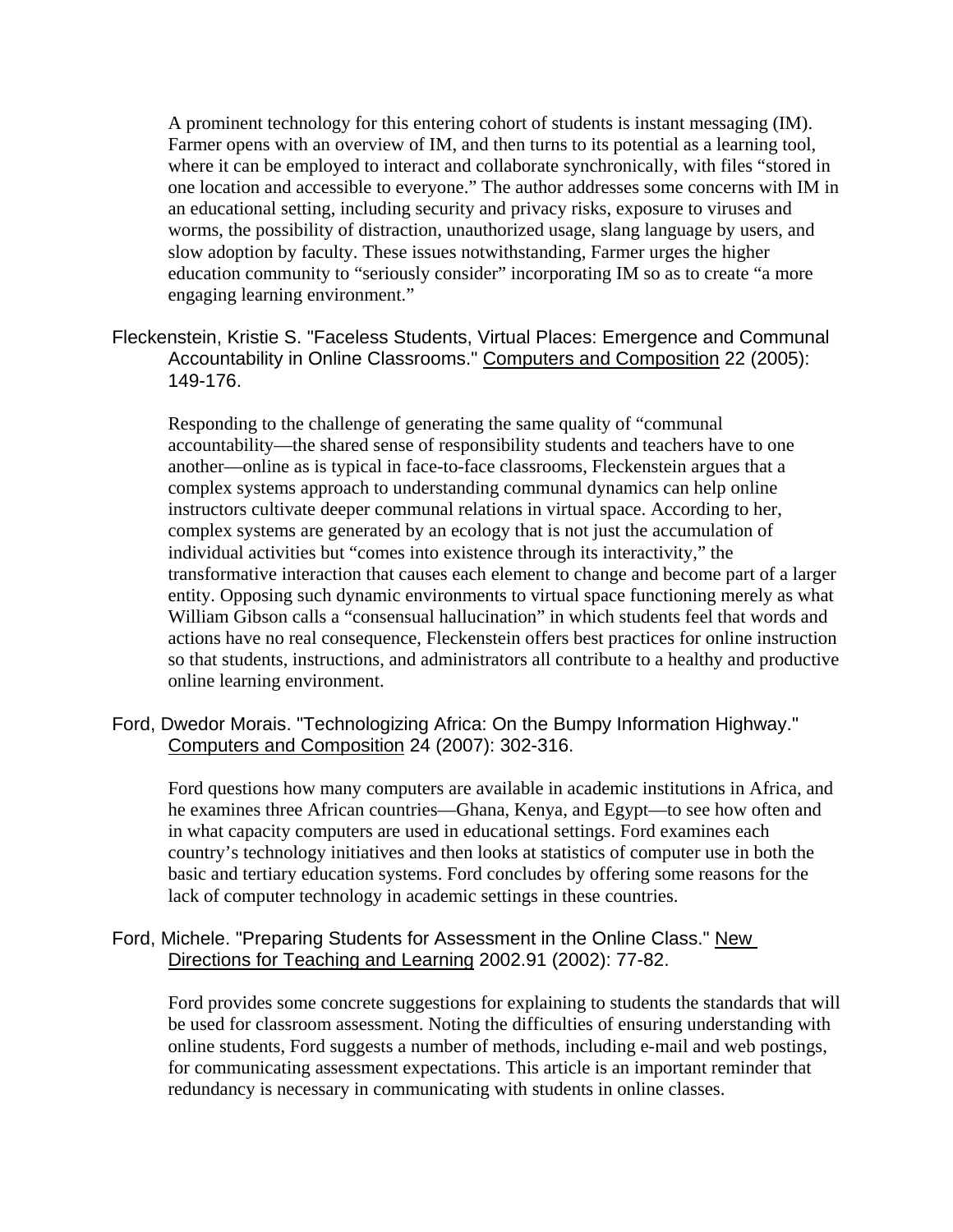A prominent technology for this entering cohort of students is instant messaging (IM). Farmer opens with an overview of IM, and then turns to its potential as a learning tool, where it can be employed to interact and collaborate synchronically, with files "stored in one location and accessible to everyone." The author addresses some concerns with IM in an educational setting, including security and privacy risks, exposure to viruses and worms, the possibility of distraction, unauthorized usage, slang language by users, and slow adoption by faculty. These issues notwithstanding, Farmer urges the higher education community to "seriously consider" incorporating IM so as to create "a more engaging learning environment."

Fleckenstein, Kristie S. "Faceless Students, Virtual Places: Emergence and Communal Accountability in Online Classrooms." Computers and Composition 22 (2005): 149-176.

Responding to the challenge of generating the same quality of "communal accountability—the shared sense of responsibility students and teachers have to one another—online as is typical in face-to-face classrooms, Fleckenstein argues that a complex systems approach to understanding communal dynamics can help online instructors cultivate deeper communal relations in virtual space. According to her, complex systems are generated by an ecology that is not just the accumulation of individual activities but "comes into existence through its interactivity," the transformative interaction that causes each element to change and become part of a larger entity. Opposing such dynamic environments to virtual space functioning merely as what William Gibson calls a "consensual hallucination" in which students feel that words and actions have no real consequence, Fleckenstein offers best practices for online instruction so that students, instructions, and administrators all contribute to a healthy and productive online learning environment.

Ford, Dwedor Morais. "Technologizing Africa: On the Bumpy Information Highway." Computers and Composition 24 (2007): 302-316.

Ford questions how many computers are available in academic institutions in Africa, and he examines three African countries—Ghana, Kenya, and Egypt—to see how often and in what capacity computers are used in educational settings. Ford examines each country's technology initiatives and then looks at statistics of computer use in both the basic and tertiary education systems. Ford concludes by offering some reasons for the lack of computer technology in academic settings in these countries.

Ford, Michele. "Preparing Students for Assessment in the Online Class." New Directions for Teaching and Learning 2002.91 (2002): 77-82.

Ford provides some concrete suggestions for explaining to students the standards that will be used for classroom assessment. Noting the difficulties of ensuring understanding with online students, Ford suggests a number of methods, including e-mail and web postings, for communicating assessment expectations. This article is an important reminder that redundancy is necessary in communicating with students in online classes.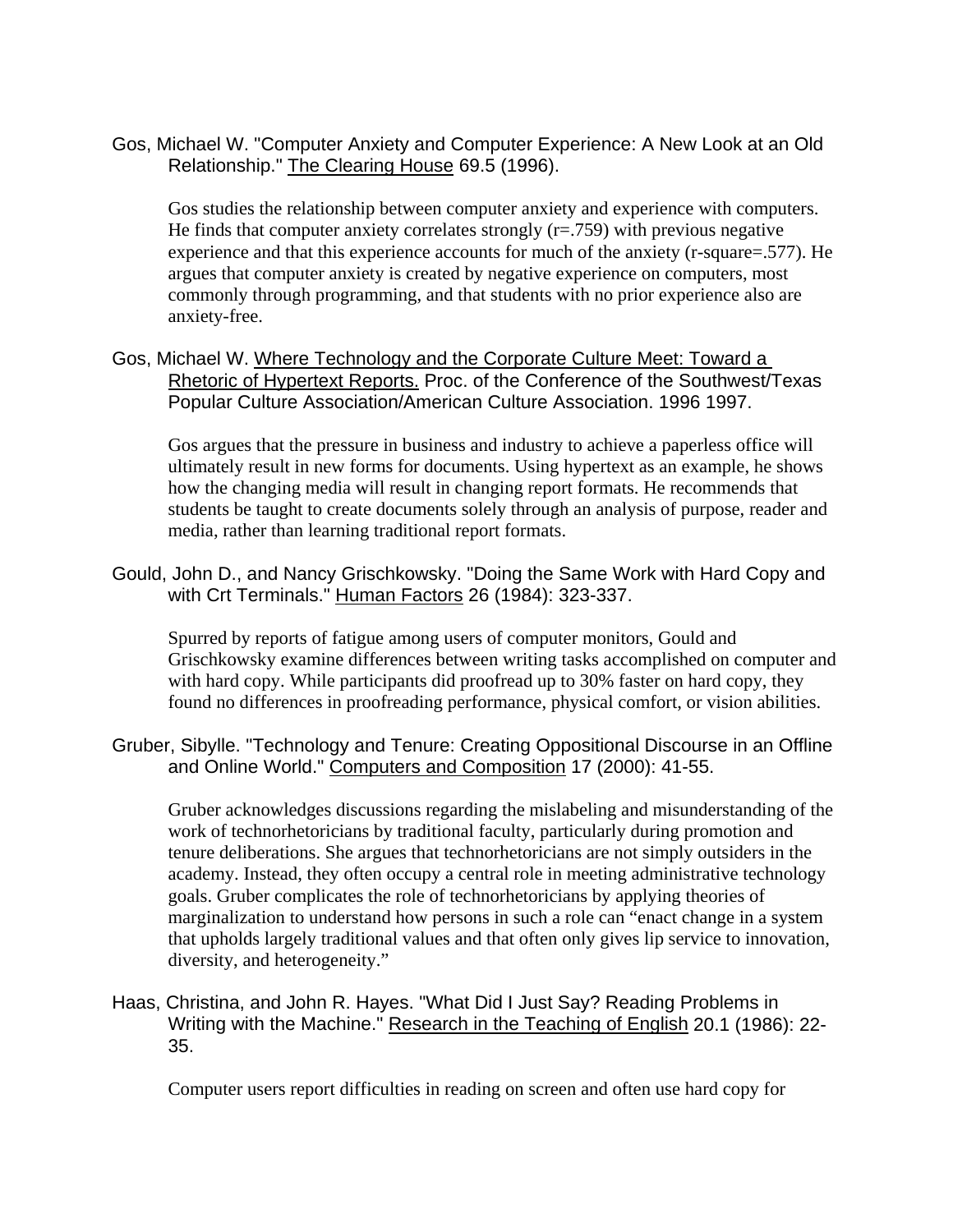Gos, Michael W. "Computer Anxiety and Computer Experience: A New Look at an Old Relationship." The Clearing House 69.5 (1996).

Gos studies the relationship between computer anxiety and experience with computers. He finds that computer anxiety correlates strongly (r=.759) with previous negative experience and that this experience accounts for much of the anxiety (r-square=.577). He argues that computer anxiety is created by negative experience on computers, most commonly through programming, and that students with no prior experience also are anxiety-free.

Gos, Michael W. Where Technology and the Corporate Culture Meet: Toward a Rhetoric of Hypertext Reports. Proc. of the Conference of the Southwest/Texas Popular Culture Association/American Culture Association. 1996 1997.

Gos argues that the pressure in business and industry to achieve a paperless office will ultimately result in new forms for documents. Using hypertext as an example, he shows how the changing media will result in changing report formats. He recommends that students be taught to create documents solely through an analysis of purpose, reader and media, rather than learning traditional report formats.

Gould, John D., and Nancy Grischkowsky. "Doing the Same Work with Hard Copy and with Crt Terminals." Human Factors 26 (1984): 323-337.

Spurred by reports of fatigue among users of computer monitors, Gould and Grischkowsky examine differences between writing tasks accomplished on computer and with hard copy. While participants did proofread up to 30% faster on hard copy, they found no differences in proofreading performance, physical comfort, or vision abilities.

Gruber, Sibylle. "Technology and Tenure: Creating Oppositional Discourse in an Offline and Online World." Computers and Composition 17 (2000): 41-55.

Gruber acknowledges discussions regarding the mislabeling and misunderstanding of the work of technorhetoricians by traditional faculty, particularly during promotion and tenure deliberations. She argues that technorhetoricians are not simply outsiders in the academy. Instead, they often occupy a central role in meeting administrative technology goals. Gruber complicates the role of technorhetoricians by applying theories of marginalization to understand how persons in such a role can "enact change in a system that upholds largely traditional values and that often only gives lip service to innovation, diversity, and heterogeneity."

Haas, Christina, and John R. Hayes. "What Did I Just Say? Reading Problems in Writing with the Machine." Research in the Teaching of English 20.1 (1986): 22-35.

Computer users report difficulties in reading on screen and often use hard copy for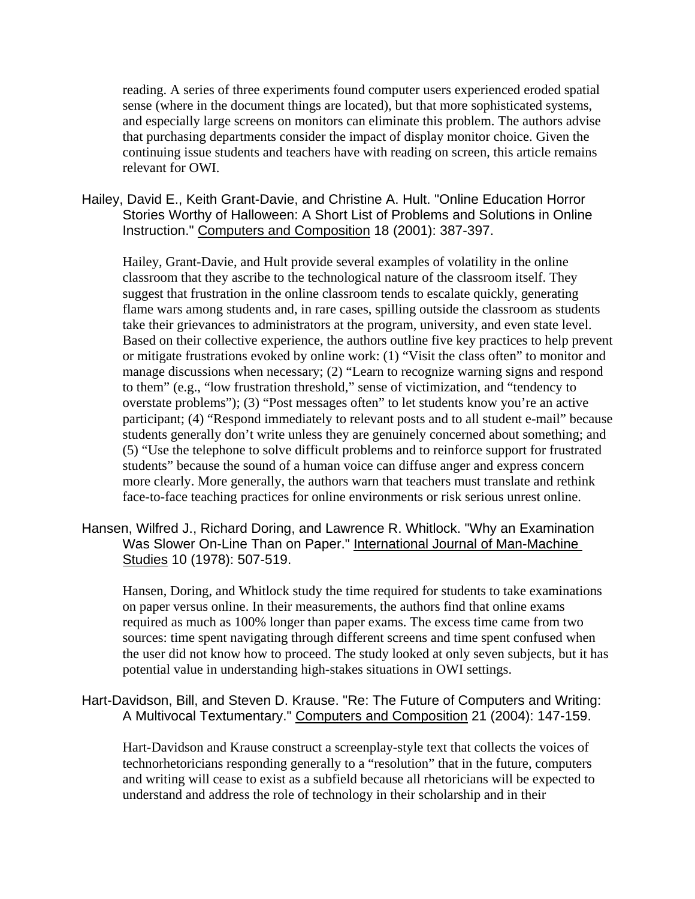reading. A series of three experiments found computer users experienced eroded spatial sense (where in the document things are located), but that more sophisticated systems, and especially large screens on monitors can eliminate this problem. The authors advise that purchasing departments consider the impact of display monitor choice. Given the continuing issue students and teachers have with reading on screen, this article remains relevant for OWI.

Hailey, David E., Keith Grant-Davie, and Christine A. Hult. "Online Education Horror Stories Worthy of Halloween: A Short List of Problems and Solutions in Online Instruction." Computers and Composition 18 (2001): 387-397.

Hailey, Grant-Davie, and Hult provide several examples of volatility in the online classroom that they ascribe to the technological nature of the classroom itself. They suggest that frustration in the online classroom tends to escalate quickly, generating flame wars among students and, in rare cases, spilling outside the classroom as students take their grievances to administrators at the program, university, and even state level. Based on their collective experience, the authors outline five key practices to help prevent or mitigate frustrations evoked by online work: (1) "Visit the class often" to monitor and manage discussions when necessary; (2) "Learn to recognize warning signs and respond to them" (e.g., "low frustration threshold," sense of victimization, and "tendency to overstate problems"); (3) "Post messages often" to let students know you're an active participant; (4) "Respond immediately to relevant posts and to all student e-mail" because students generally don't write unless they are genuinely concerned about something; and (5) "Use the telephone to solve difficult problems and to reinforce support for frustrated students" because the sound of a human voice can diffuse anger and express concern more clearly. More generally, the authors warn that teachers must translate and rethink face-to-face teaching practices for online environments or risk serious unrest online.

Hansen, Wilfred J., Richard Doring, and Lawrence R. Whitlock. "Why an Examination Was Slower On-Line Than on Paper." International Journal of Man-Machine Studies 10 (1978): 507-519.

Hansen, Doring, and Whitlock study the time required for students to take examinations on paper versus online. In their measurements, the authors find that online exams required as much as 100% longer than paper exams. The excess time came from two sources: time spent navigating through different screens and time spent confused when the user did not know how to proceed. The study looked at only seven subjects, but it has potential value in understanding high-stakes situations in OWI settings.

Hart-Davidson, Bill, and Steven D. Krause. "Re: The Future of Computers and Writing: A Multivocal Textumentary." Computers and Composition 21 (2004): 147-159.

Hart-Davidson and Krause construct a screenplay-style text that collects the voices of technorhetoricians responding generally to a "resolution" that in the future, computers and writing will cease to exist as a subfield because all rhetoricians will be expected to understand and address the role of technology in their scholarship and in their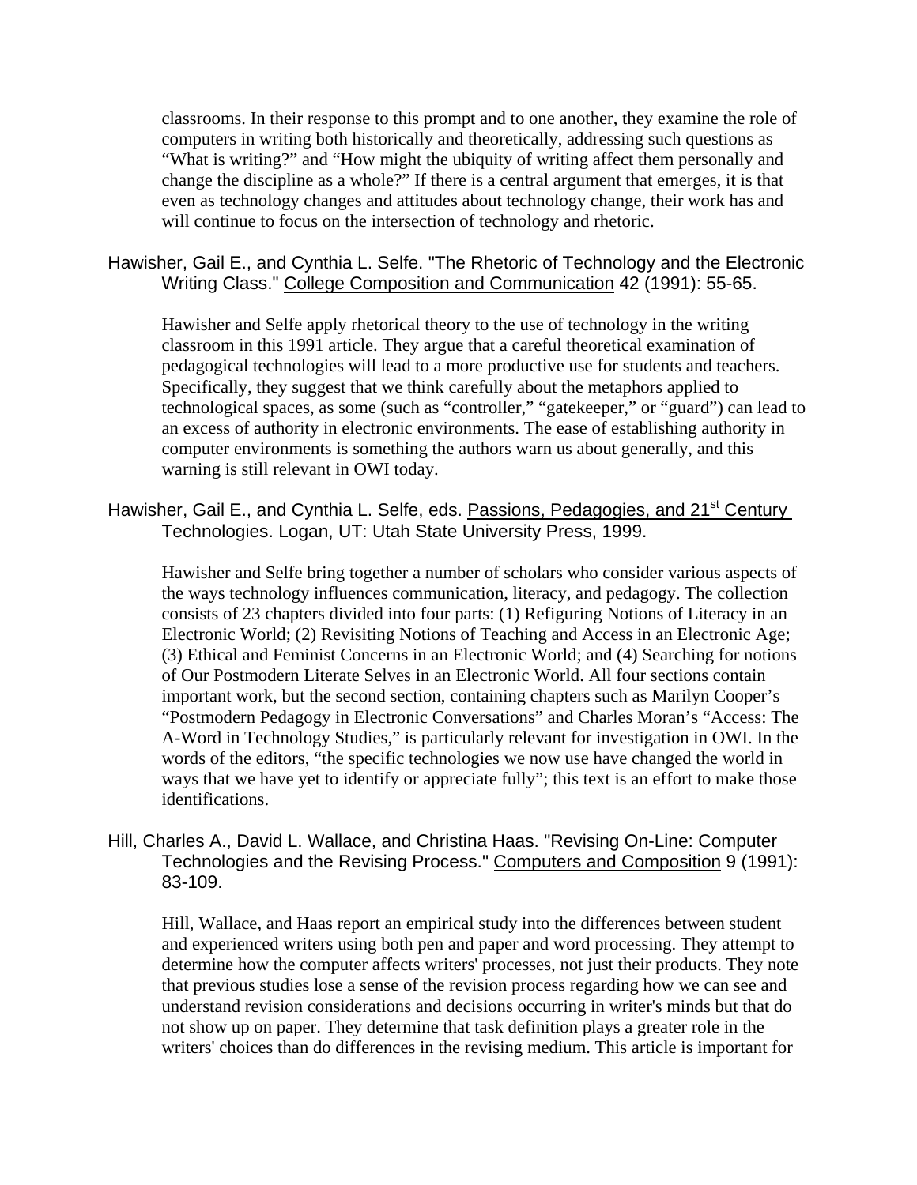classrooms. In their response to this prompt and to one another, they examine the role of computers in writing both historically and theoretically, addressing such questions as "What is writing?" and "How might the ubiquity of writing affect them personally and change the discipline as a whole?" If there is a central argument that emerges, it is that even as technology changes and attitudes about technology change, their work has and will continue to focus on the intersection of technology and rhetoric.

Hawisher, Gail E., and Cynthia L. Selfe. "The Rhetoric of Technology and the Electronic Writing Class." <u>College Composition and Communication</u> 42 (1991): 55-65.

Hawisher and Selfe apply rhetorical theory to the use of technology in the writing classroom in this 1991 article. They argue that a careful theoretical examination of pedagogical technologies will lead to a more productive use for students and teachers. Specifically, they suggest that we think carefully about the metaphors applied to technological spaces, as some (such as "controller," "gatekeeper," or "guard") can lead to an excess of authority in electronic environments. The ease of establishing authority in computer environments is something the authors warn us about generally, and this warning is still relevant in OWI today.

Hawisher, Gail E., and Cynthia L. Selfe, eds. <u>Passions, Pedagogies, and 21st Century Technologies</u>. Logan, UT: Utah State University Press, 1999.

Hawisher and Selfe bring together a number of scholars who consider various aspects of the ways technology influences communication, literacy, and pedagogy. The collection consists of 23 chapters divided into four parts: (1) Refiguring Notions of Literacy in an Electronic World; (2) Revisiting Notions of Teaching and Access in an Electronic Age; (3) Ethical and Feminist Concerns in an Electronic World; and (4) Searching for notions of Our Postmodern Literate Selves in an Electronic World. All four sections contain important work, but the second section, containing chapters such as Marilyn Cooper's "Postmodern Pedagogy in Electronic Conversations" and Charles Moran's "Access: The A-Word in Technology Studies," is particularly relevant for investigation in OWI. In the words of the editors, "the specific technologies we now use have changed the world in ways that we have yet to identify or appreciate fully"; this text is an effort to make those identifications.

Hill, Charles A., David L. Wallace, and Christina Haas. "Revising On-Line: Computer Technologies and the Revising Process." <u>Computers and Composition</u> 9 (1991): 83-109.

Hill, Wallace, and Haas report an empirical study into the differences between student and experienced writers using both pen and paper and word processing. They attempt to determine how the computer affects writers' processes, not just their products. They note that previous studies lose a sense of the revision process regarding how we can see and understand revision considerations and decisions occurring in writer's minds but that do not show up on paper. They determine that task definition plays a greater role in the writers' choices than do differences in the revising medium. This article is important for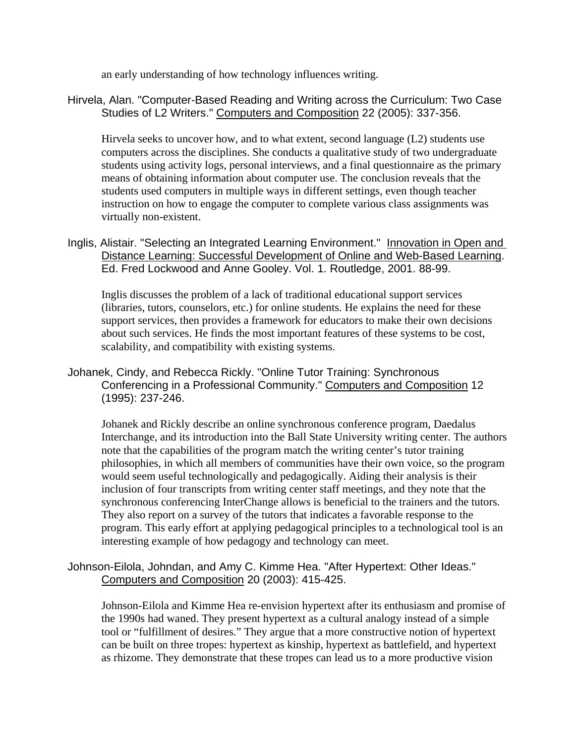an early understanding of how technology influences writing.

Hirvela, Alan. "Computer-Based Reading and Writing across the Curriculum: Two Case Studies of L2 Writers." Computers and Composition 22 (2005): 337-356.

Hirvela seeks to uncover how, and to what extent, second language (L2) students use computers across the disciplines. She conducts a qualitative study of two undergraduate students using activity logs, personal interviews, and a final questionnaire as the primary means of obtaining information about computer use. The conclusion reveals that the students used computers in multiple ways in different settings, even though teacher instruction on how to engage the computer to complete various class assignments was virtually non-existent.

Inglis, Alistair. "Selecting an Integrated Learning Environment." Innovation in Open and Distance Learning: Successful Development of Online and Web-Based Learning. Ed. Fred Lockwood and Anne Gooley. Vol. 1. Routledge, 2001. 88-99.

Inglis discusses the problem of a lack of traditional educational support services (libraries, tutors, counselors, etc.) for online students. He explains the need for these support services, then provides a framework for educators to make their own decisions about such services. He finds the most important features of these systems to be cost, scalability, and compatibility with existing systems.

Johanek, Cindy, and Rebecca Rickly. "Online Tutor Training: Synchronous Conferencing in a Professional Community." Computers and Composition 12 (1995): 237-246.

Johanek and Rickly describe an online synchronous conference program, Daedalus Interchange, and its introduction into the Ball State University writing center. The authors note that the capabilities of the program match the writing center's tutor training philosophies, in which all members of communities have their own voice, so the program would seem useful technologically and pedagogically. Aiding their analysis is their inclusion of four transcripts from writing center staff meetings, and they note that the synchronous conferencing InterChange allows is beneficial to the trainers and the tutors. They also report on a survey of the tutors that indicates a favorable response to the program. This early effort at applying pedagogical principles to a technological tool is an interesting example of how pedagogy and technology can meet.

Johnson-Eilola, Johndan, and Amy C. Kimme Hea. "After Hypertext: Other Ideas." Computers and Composition 20 (2003): 415-425.

Johnson-Eilola and Kimme Hea re-envision hypertext after its enthusiasm and promise of the 1990s had waned. They present hypertext as a cultural analogy instead of a simple tool or "fulfillment of desires." They argue that a more constructive notion of hypertext can be built on three tropes: hypertext as kinship, hypertext as battlefield, and hypertext as rhizome. They demonstrate that these tropes can lead us to a more productive vision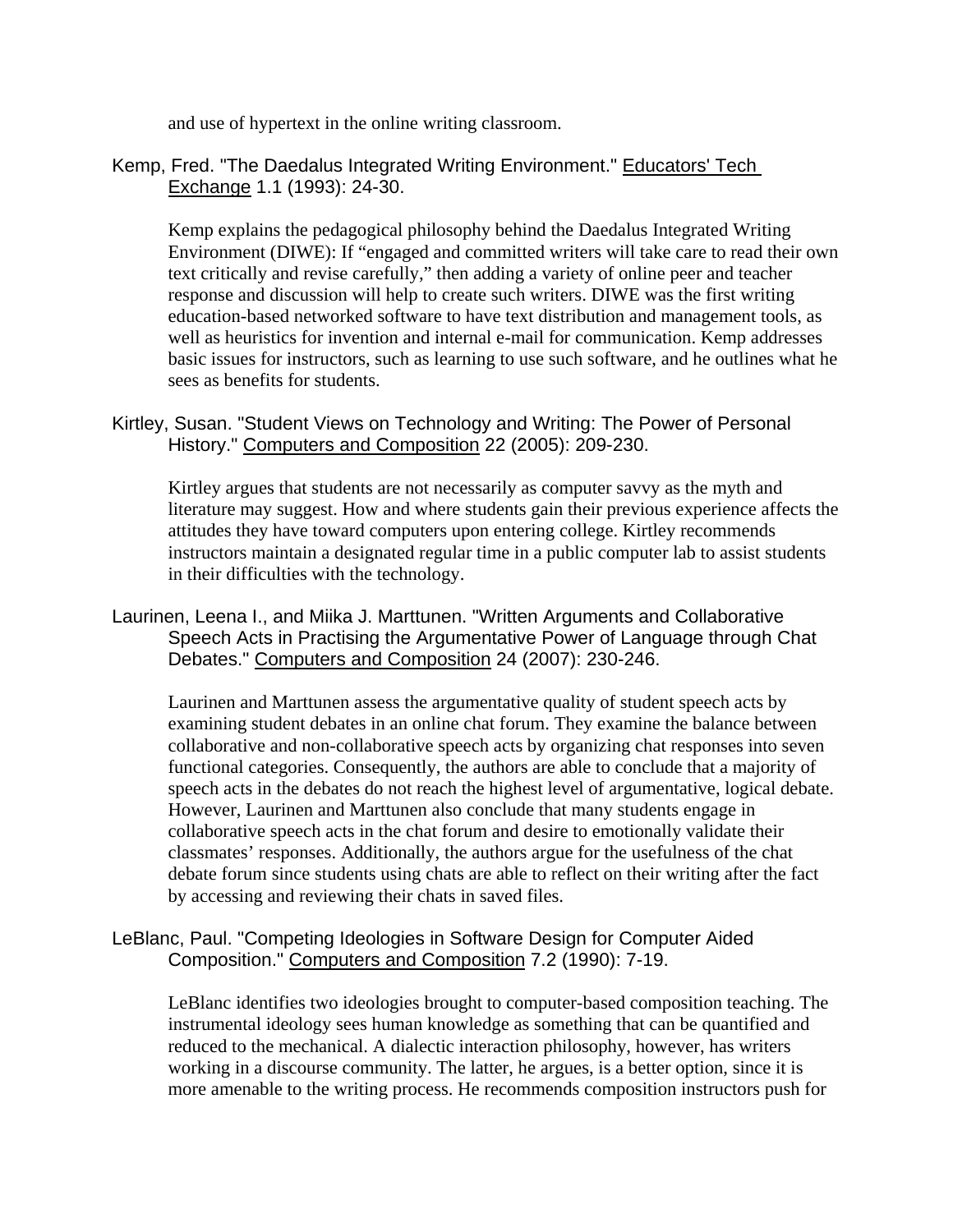and use of hypertext in the online writing classroom.

Kemp, Fred. "The Daedalus Integrated Writing Environment." Educators' Tech Exchange 1.1 (1993): 24-30.

Kemp explains the pedagogical philosophy behind the Daedalus Integrated Writing Environment (DIWE): If "engaged and committed writers will take care to read their own text critically and revise carefully," then adding a variety of online peer and teacher response and discussion will help to create such writers. DIWE was the first writing education-based networked software to have text distribution and management tools, as well as heuristics for invention and internal e-mail for communication. Kemp addresses basic issues for instructors, such as learning to use such software, and he outlines what he sees as benefits for students.

Kirtley, Susan. "Student Views on Technology and Writing: The Power of Personal History." Computers and Composition 22 (2005): 209-230.

Kirtley argues that students are not necessarily as computer savvy as the myth and literature may suggest. How and where students gain their previous experience affects the attitudes they have toward computers upon entering college. Kirtley recommends instructors maintain a designated regular time in a public computer lab to assist students in their difficulties with the technology.

Laurinen, Leena I., and Miika J. Marttunen. "Written Arguments and Collaborative Speech Acts in Practising the Argumentative Power of Language through Chat Debates." Computers and Composition 24 (2007): 230-246.

Laurinen and Marttunen assess the argumentative quality of student speech acts by examining student debates in an online chat forum. They examine the balance between collaborative and non-collaborative speech acts by organizing chat responses into seven functional categories. Consequently, the authors are able to conclude that a majority of speech acts in the debates do not reach the highest level of argumentative, logical debate. However, Laurinen and Marttunen also conclude that many students engage in collaborative speech acts in the chat forum and desire to emotionally validate their classmates' responses. Additionally, the authors argue for the usefulness of the chat debate forum since students using chats are able to reflect on their writing after the fact by accessing and reviewing their chats in saved files.

LeBlanc, Paul. "Competing Ideologies in Software Design for Computer Aided Composition." Computers and Composition 7.2 (1990): 7-19.

LeBlanc identifies two ideologies brought to computer-based composition teaching. The instrumental ideology sees human knowledge as something that can be quantified and reduced to the mechanical. A dialectic interaction philosophy, however, has writers working in a discourse community. The latter, he argues, is a better option, since it is more amenable to the writing process. He recommends composition instructors push for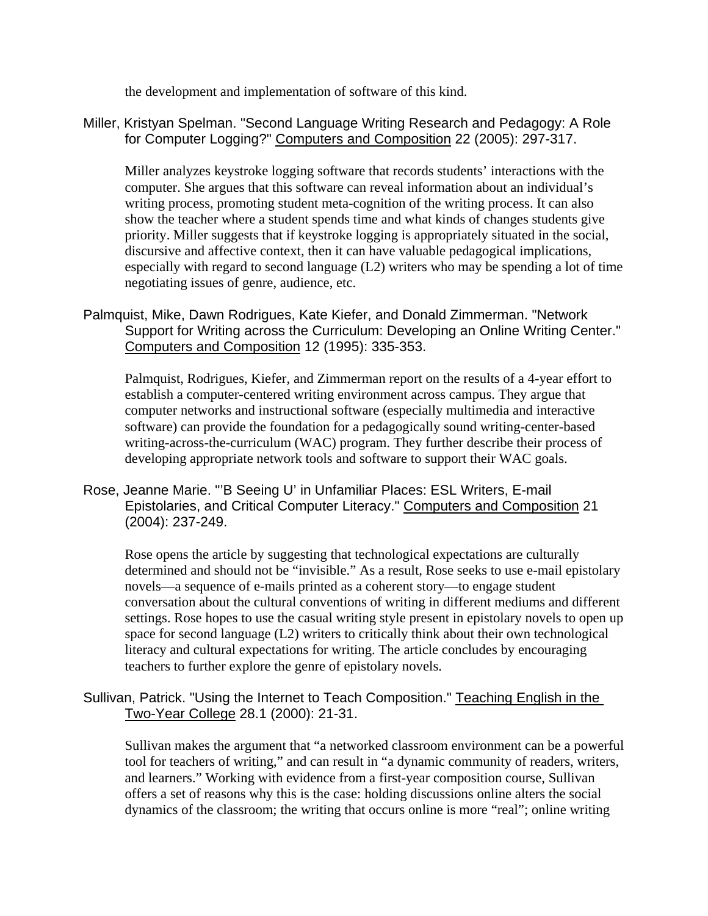the development and implementation of software of this kind.

Miller, Kristyan Spelman. "Second Language Writing Research and Pedagogy: A Role for Computer Logging?" Computers and Composition 22 (2005): 297-317.

Miller analyzes keystroke logging software that records students' interactions with the computer. She argues that this software can reveal information about an individual's writing process, promoting student meta-cognition of the writing process. It can also show the teacher where a student spends time and what kinds of changes students give priority. Miller suggests that if keystroke logging is appropriately situated in the social, discursive and affective context, then it can have valuable pedagogical implications, especially with regard to second language (L2) writers who may be spending a lot of time negotiating issues of genre, audience, etc.

Palmquist, Mike, Dawn Rodrigues, Kate Kiefer, and Donald Zimmerman. "Network Support for Writing across the Curriculum: Developing an Online Writing Center." Computers and Composition 12 (1995): 335-353.

Palmquist, Rodrigues, Kiefer, and Zimmerman report on the results of a 4-year effort to establish a computer-centered writing environment across campus. They argue that computer networks and instructional software (especially multimedia and interactive software) can provide the foundation for a pedagogically sound writing-center-based writing-across-the-curriculum (WAC) program. They further describe their process of developing appropriate network tools and software to support their WAC goals.

Rose, Jeanne Marie. "'B Seeing U' in Unfamiliar Places: ESL Writers, E-mail Epistolaries, and Critical Computer Literacy." Computers and Composition 21 (2004): 237-249.

Rose opens the article by suggesting that technological expectations are culturally determined and should not be "invisible." As a result, Rose seeks to use e-mail epistolary novels—a sequence of e-mails printed as a coherent story—to engage student conversation about the cultural conventions of writing in different mediums and different settings. Rose hopes to use the casual writing style present in epistolary novels to open up space for second language (L2) writers to critically think about their own technological literacy and cultural expectations for writing. The article concludes by encouraging teachers to further explore the genre of epistolary novels.

Sullivan, Patrick. "Using the Internet to Teach Composition." Teaching English in the Two-Year College 28.1 (2000): 21-31.

Sullivan makes the argument that "a networked classroom environment can be a powerful tool for teachers of writing," and can result in "a dynamic community of readers, writers, and learners." Working with evidence from a first-year composition course, Sullivan offers a set of reasons why this is the case: holding discussions online alters the social dynamics of the classroom; the writing that occurs online is more "real"; online writing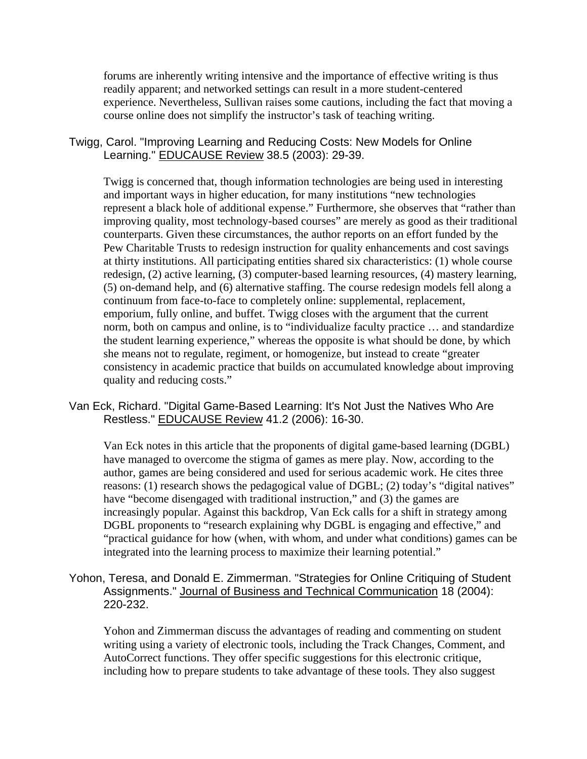forums are inherently writing intensive and the importance of effective writing is thus readily apparent; and networked settings can result in a more student-centered experience. Nevertheless, Sullivan raises some cautions, including the fact that moving a course online does not simplify the instructor's task of teaching writing.

Twigg, Carol. "Improving Learning and Reducing Costs: New Models for Online Learning." EDUCAUSE Review 38.5 (2003): 29-39.

Twigg is concerned that, though information technologies are being used in interesting and important ways in higher education, for many institutions "new technologies represent a black hole of additional expense." Furthermore, she observes that "rather than improving quality, most technology-based courses" are merely as good as their traditional counterparts. Given these circumstances, the author reports on an effort funded by the Pew Charitable Trusts to redesign instruction for quality enhancements and cost savings at thirty institutions. All participating entities shared six characteristics: (1) whole course redesign, (2) active learning, (3) computer-based learning resources, (4) mastery learning, (5) on-demand help, and (6) alternative staffing. The course redesign models fell along a continuum from face-to-face to completely online: supplemental, replacement, emporium, fully online, and buffet. Twigg closes with the argument that the current norm, both on campus and online, is to "individualize faculty practice … and standardize the student learning experience," whereas the opposite is what should be done, by which she means not to regulate, regiment, or homogenize, but instead to create "greater consistency in academic practice that builds on accumulated knowledge about improving quality and reducing costs."

Van Eck, Richard. "Digital Game-Based Learning: It's Not Just the Natives Who Are Restless." EDUCAUSE Review 41.2 (2006): 16-30.

Van Eck notes in this article that the proponents of digital game-based learning (DGBL) have managed to overcome the stigma of games as mere play. Now, according to the author, games are being considered and used for serious academic work. He cites three reasons: (1) research shows the pedagogical value of DGBL; (2) today's "digital natives" have "become disengaged with traditional instruction," and (3) the games are increasingly popular. Against this backdrop, Van Eck calls for a shift in strategy among DGBL proponents to "research explaining why DGBL is engaging and effective," and "practical guidance for how (when, with whom, and under what conditions) games can be integrated into the learning process to maximize their learning potential."

Yohon, Teresa, and Donald E. Zimmerman. "Strategies for Online Critiquing of Student Assignments." Journal of Business and Technical Communication 18 (2004): 220-232.

Yohon and Zimmerman discuss the advantages of reading and commenting on student writing using a variety of electronic tools, including the Track Changes, Comment, and AutoCorrect functions. They offer specific suggestions for this electronic critique, including how to prepare students to take advantage of these tools. They also suggest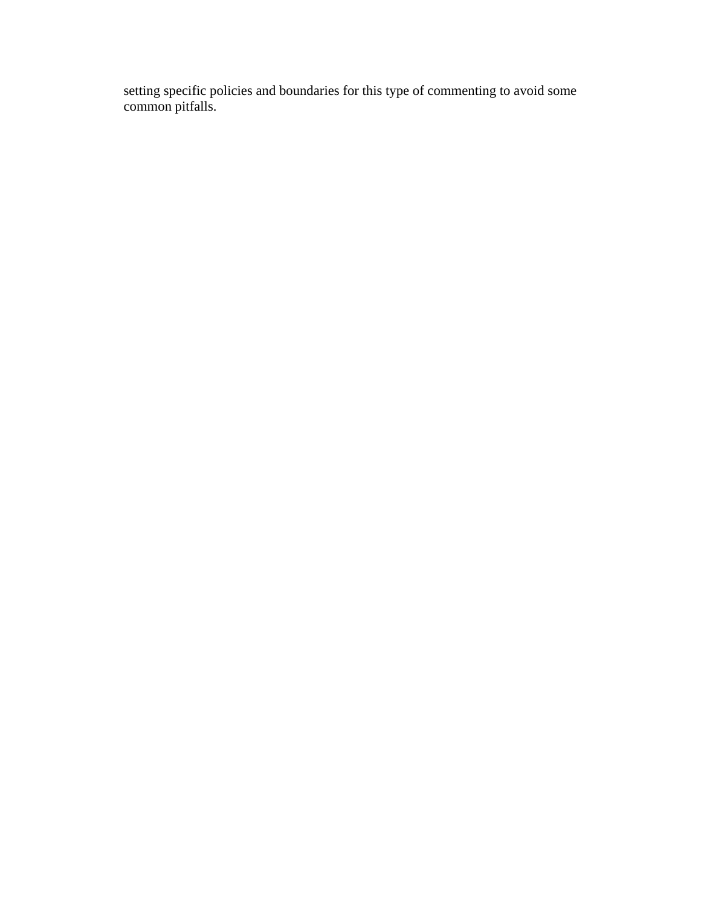setting specific policies and boundaries for this type of commenting to avoid some common pitfalls.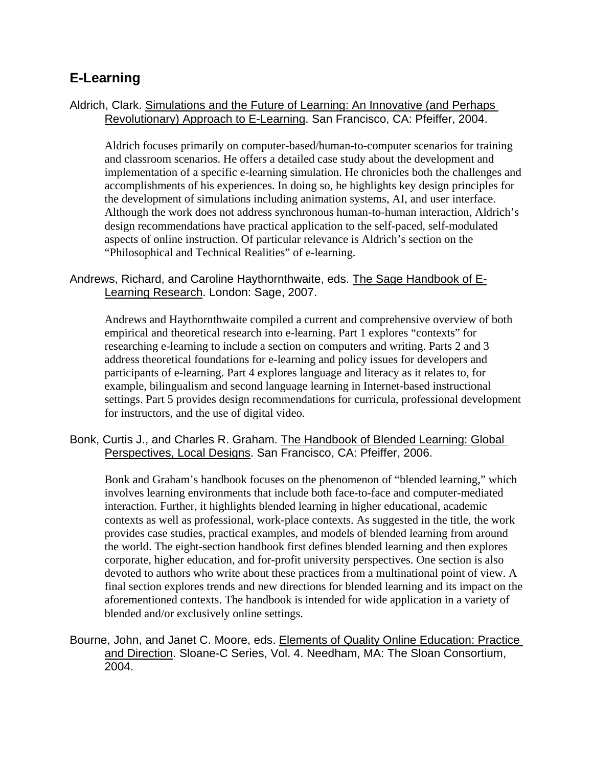## E-Learning

Aldrich, Clark. Simulations and the Future of Learning: An Innovative (and Perhaps Revolutionary) Approach to E-Learning. San Francisco, CA: Pfeiffer, 2004.

Aldrich focuses primarily on computer-based/human-to-computer scenarios for training and classroom scenarios. He offers a detailed case study about the development and implementation of a specific e-learning simulation. He chronicles both the challenges and accomplishments of his experiences. In doing so, he highlights key design principles for the development of simulations including animation systems, AI, and user interface. Although the work does not address synchronous human-to-human interaction, Aldrich's design recommendations have practical application to the self-paced, self-modulated aspects of online instruction. Of particular relevance is Aldrich's section on the "Philosophical and Technical Realities" of e-learning.

Andrews, Richard, and Caroline Haythornthwaite, eds. The Sage Handbook of E-Learning Research. London: Sage, 2007.

Andrews and Haythornthwaite compiled a current and comprehensive overview of both empirical and theoretical research into e-learning. Part 1 explores "contexts" for researching e-learning to include a section on computers and writing. Parts 2 and 3 address theoretical foundations for e-learning and policy issues for developers and participants of e-learning. Part 4 explores language and literacy as it relates to, for example, bilingualism and second language learning in Internet-based instructional settings. Part 5 provides design recommendations for curricula, professional development for instructors, and the use of digital video.

Bonk, Curtis J., and Charles R. Graham. The Handbook of Blended Learning: Global Perspectives, Local Designs. San Francisco, CA: Pfeiffer, 2006.

Bonk and Graham's handbook focuses on the phenomenon of "blended learning," which involves learning environments that include both face-to-face and computer-mediated interaction. Further, it highlights blended learning in higher educational, academic contexts as well as professional, work-place contexts. As suggested in the title, the work provides case studies, practical examples, and models of blended learning from around the world. The eight-section handbook first defines blended learning and then explores corporate, higher education, and for-profit university perspectives. One section is also devoted to authors who write about these practices from a multinational point of view. A final section explores trends and new directions for blended learning and its impact on the aforementioned contexts. The handbook is intended for wide application in a variety of blended and/or exclusively online settings.

Bourne, John, and Janet C. Moore, eds. Elements of Quality Online Education: Practice and Direction. Sloane-C Series, Vol. 4. Needham, MA: The Sloan Consortium, 2004.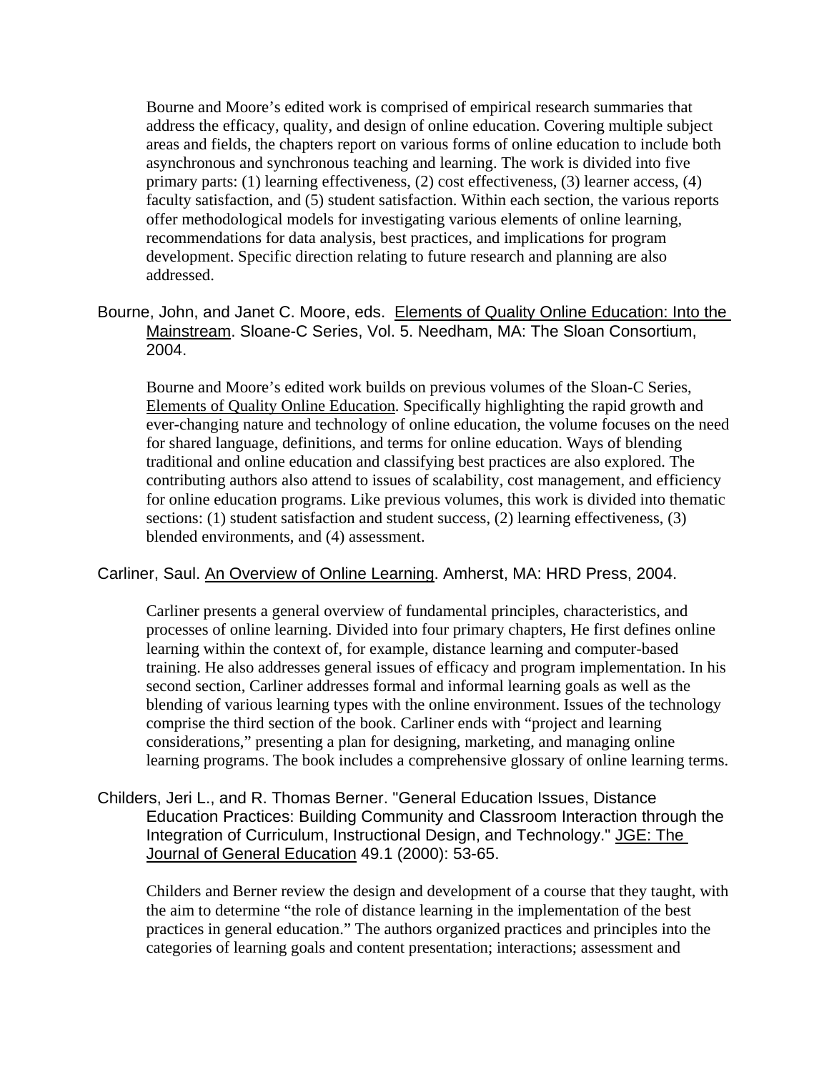Bourne and Moore's edited work is comprised of empirical research summaries that address the efficacy, quality, and design of online education. Covering multiple subject areas and fields, the chapters report on various forms of online education to include both asynchronous and synchronous teaching and learning. The work is divided into five primary parts: (1) learning effectiveness, (2) cost effectiveness, (3) learner access, (4) faculty satisfaction, and (5) student satisfaction. Within each section, the various reports offer methodological models for investigating various elements of online learning, recommendations for data analysis, best practices, and implications for program development. Specific direction relating to future research and planning are also addressed.

Bourne, John, and Janet C. Moore, eds. Elements of Quality Online Education: Into the Mainstream. Sloane-C Series, Vol. 5. Needham, MA: The Sloan Consortium, 2004.

Bourne and Moore's edited work builds on previous volumes of the Sloan-C Series, Elements of Quality Online Education. Specifically highlighting the rapid growth and ever-changing nature and technology of online education, the volume focuses on the need for shared language, definitions, and terms for online education. Ways of blending traditional and online education and classifying best practices are also explored. The contributing authors also attend to issues of scalability, cost management, and efficiency for online education programs. Like previous volumes, this work is divided into thematic sections: (1) student satisfaction and student success, (2) learning effectiveness, (3) blended environments, and (4) assessment.

Carliner, Saul. An Overview of Online Learning. Amherst, MA: HRD Press, 2004.

Carliner presents a general overview of fundamental principles, characteristics, and processes of online learning. Divided into four primary chapters, He first defines online learning within the context of, for example, distance learning and computer-based training. He also addresses general issues of efficacy and program implementation. In his second section, Carliner addresses formal and informal learning goals as well as the blending of various learning types with the online environment. Issues of the technology comprise the third section of the book. Carliner ends with "project and learning considerations," presenting a plan for designing, marketing, and managing online learning programs. The book includes a comprehensive glossary of online learning terms.

Childers, Jeri L., and R. Thomas Berner. "General Education Issues, Distance Education Practices: Building Community and Classroom Interaction through the Integration of Curriculum, Instructional Design, and Technology." JGE: The Journal of General Education 49.1 (2000): 53-65.

Childers and Berner review the design and development of a course that they taught, with the aim to determine "the role of distance learning in the implementation of the best practices in general education." The authors organized practices and principles into the categories of learning goals and content presentation; interactions; assessment and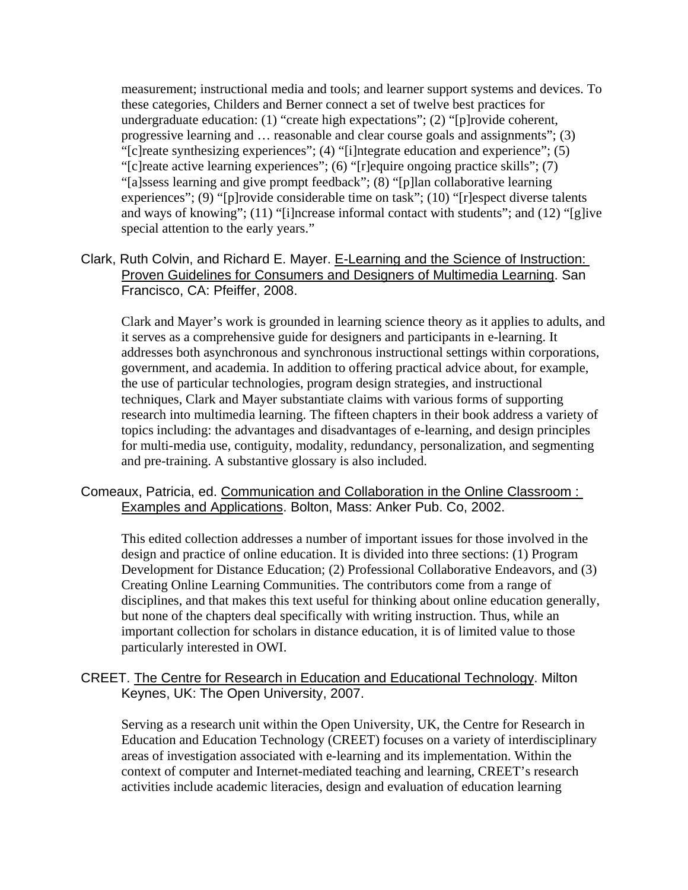measurement; instructional media and tools; and learner support systems and devices. To these categories, Childers and Berner connect a set of twelve best practices for undergraduate education: (1) "create high expectations"; (2) "[p]rovide coherent, progressive learning and … reasonable and clear course goals and assignments"; (3) "[c]reate synthesizing experiences"; (4) "[i]ntegrate education and experience"; (5) "[c]reate active learning experiences"; (6) "[r]equire ongoing practice skills"; (7) "[a]ssess learning and give prompt feedback"; (8) "[p]lan collaborative learning experiences"; (9) "[p]rovide considerable time on task"; (10) "[r]espect diverse talents and ways of knowing"; (11) "[i]ncrease informal contact with students"; and (12) "[g]ive special attention to the early years."

Clark, Ruth Colvin, and Richard E. Mayer. <u>E-Learning and the Science of Instruction: Proven Guidelines for Consumers and Designers of Multimedia Learning</u>. San Francisco, CA: Pfeiffer, 2008.

Clark and Mayer's work is grounded in learning science theory as it applies to adults, and it serves as a comprehensive guide for designers and participants in e-learning. It addresses both asynchronous and synchronous instructional settings within corporations, government, and academia. In addition to offering practical advice about, for example, the use of particular technologies, program design strategies, and instructional techniques, Clark and Mayer substantiate claims with various forms of supporting research into multimedia learning. The fifteen chapters in their book address a variety of topics including: the advantages and disadvantages of e-learning, and design principles for multi-media use, contiguity, modality, redundancy, personalization, and segmenting and pre-training. A substantive glossary is also included.

Comeaux, Patricia, ed. <u>Communication and Collaboration in the Online Classroom : Examples and Applications</u>. Bolton, Mass: Anker Pub. Co, 2002.

This edited collection addresses a number of important issues for those involved in the design and practice of online education. It is divided into three sections: (1) Program Development for Distance Education; (2) Professional Collaborative Endeavors, and (3) Creating Online Learning Communities. The contributors come from a range of disciplines, and that makes this text useful for thinking about online education generally, but none of the chapters deal specifically with writing instruction. Thus, while an important collection for scholars in distance education, it is of limited value to those particularly interested in OWI.

CREET. <u>The Centre for Research in Education and Educational Technology</u>. Milton Keynes, UK: The Open University, 2007.

Serving as a research unit within the Open University, UK, the Centre for Research in Education and Education Technology (CREET) focuses on a variety of interdisciplinary areas of investigation associated with e-learning and its implementation. Within the context of computer and Internet-mediated teaching and learning, CREET's research activities include academic literacies, design and evaluation of education learning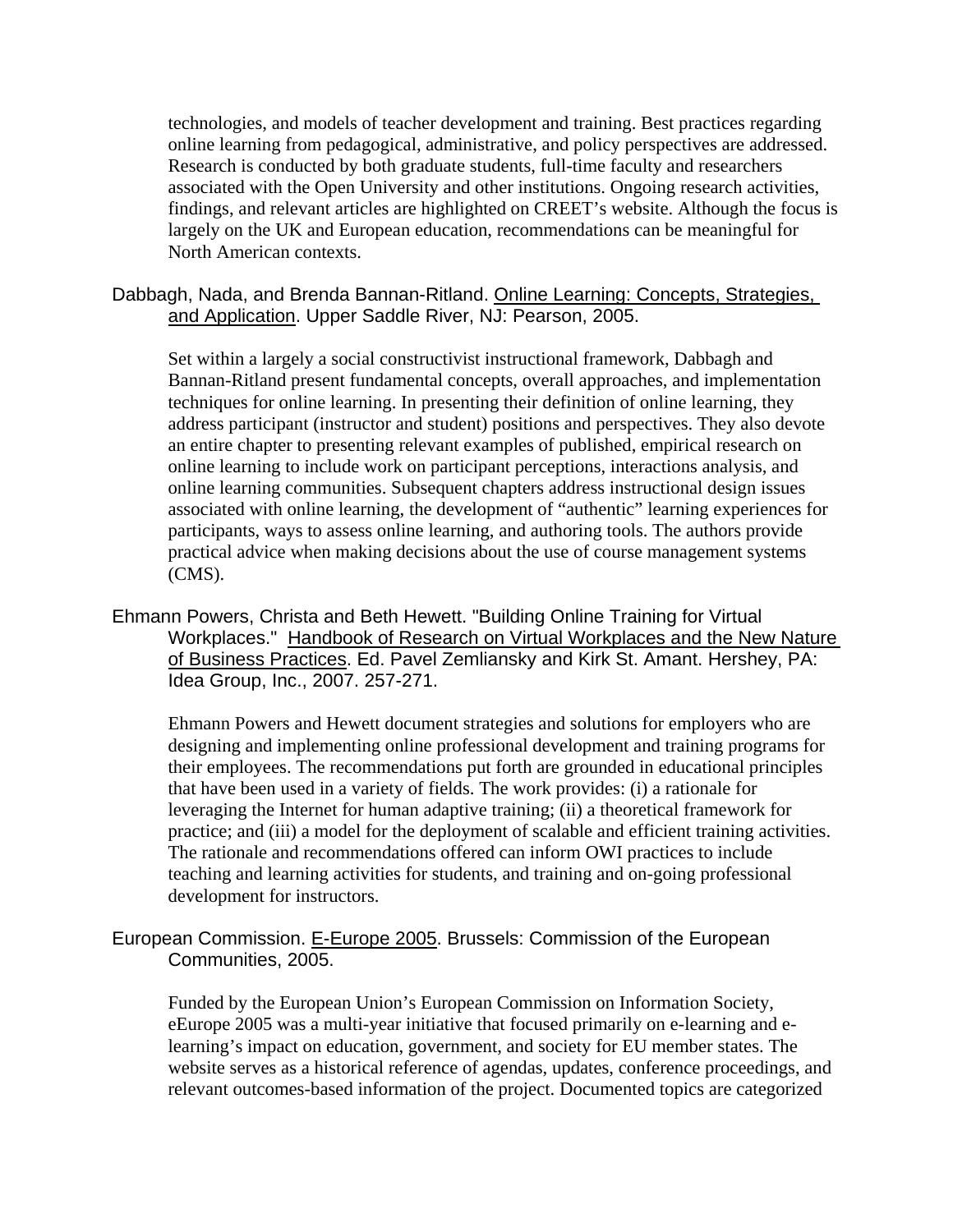technologies, and models of teacher development and training. Best practices regarding online learning from pedagogical, administrative, and policy perspectives are addressed. Research is conducted by both graduate students, full-time faculty and researchers associated with the Open University and other institutions. Ongoing research activities, findings, and relevant articles are highlighted on CREET's website. Although the focus is largely on the UK and European education, recommendations can be meaningful for North American contexts.

Dabbagh, Nada, and Brenda Bannan-Ritland. Online Learning: Concepts, Strategies, and Application. Upper Saddle River, NJ: Pearson, 2005.

Set within a largely a social constructivist instructional framework, Dabbagh and Bannan-Ritland present fundamental concepts, overall approaches, and implementation techniques for online learning. In presenting their definition of online learning, they address participant (instructor and student) positions and perspectives. They also devote an entire chapter to presenting relevant examples of published, empirical research on online learning to include work on participant perceptions, interactions analysis, and online learning communities. Subsequent chapters address instructional design issues associated with online learning, the development of "authentic" learning experiences for participants, ways to assess online learning, and authoring tools. The authors provide practical advice when making decisions about the use of course management systems (CMS).

Ehmann Powers, Christa and Beth Hewett. "Building Online Training for Virtual Workplaces." Handbook of Research on Virtual Workplaces and the New Nature of Business Practices. Ed. Pavel Zemliansky and Kirk St. Amant. Hershey, PA: Idea Group, Inc., 2007. 257-271.

Ehmann Powers and Hewett document strategies and solutions for employers who are designing and implementing online professional development and training programs for their employees. The recommendations put forth are grounded in educational principles that have been used in a variety of fields. The work provides: (i) a rationale for leveraging the Internet for human adaptive training; (ii) a theoretical framework for practice; and (iii) a model for the deployment of scalable and efficient training activities. The rationale and recommendations offered can inform OWI practices to include teaching and learning activities for students, and training and on-going professional development for instructors.

European Commission. E-Europe 2005. Brussels: Commission of the European Communities, 2005.

Funded by the European Union's European Commission on Information Society, eEurope 2005 was a multi-year initiative that focused primarily on e-learning and e-learning's impact on education, government, and society for EU member states. The website serves as a historical reference of agendas, updates, conference proceedings, and relevant outcomes-based information of the project. Documented topics are categorized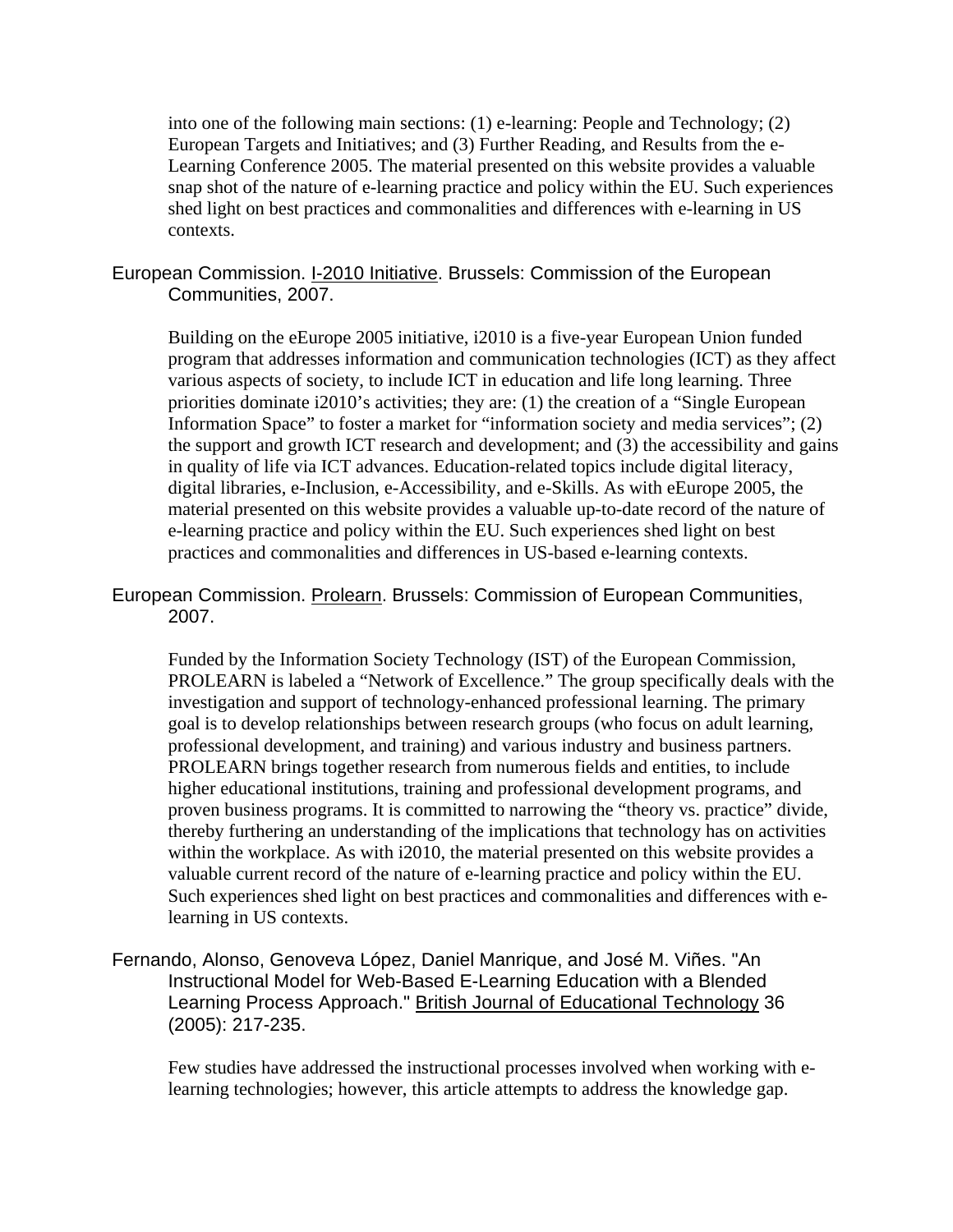into one of the following main sections: (1) e-learning: People and Technology; (2) European Targets and Initiatives; and (3) Further Reading, and Results from the e-Learning Conference 2005. The material presented on this website provides a valuable snap shot of the nature of e-learning practice and policy within the EU. Such experiences shed light on best practices and commonalities and differences with e-learning in US contexts.

European Commission. I-2010 Initiative. Brussels: Commission of the European Communities, 2007.

Building on the eEurope 2005 initiative, i2010 is a five-year European Union funded program that addresses information and communication technologies (ICT) as they affect various aspects of society, to include ICT in education and life long learning. Three priorities dominate i2010's activities; they are: (1) the creation of a "Single European Information Space" to foster a market for "information society and media services"; (2) the support and growth ICT research and development; and (3) the accessibility and gains in quality of life via ICT advances. Education-related topics include digital literacy, digital libraries, e-Inclusion, e-Accessibility, and e-Skills. As with eEurope 2005, the material presented on this website provides a valuable up-to-date record of the nature of e-learning practice and policy within the EU. Such experiences shed light on best practices and commonalities and differences in US-based e-learning contexts.

European Commission. Prolearn. Brussels: Commission of European Communities, 2007.

Funded by the Information Society Technology (IST) of the European Commission, PROLEARN is labeled a "Network of Excellence." The group specifically deals with the investigation and support of technology-enhanced professional learning. The primary goal is to develop relationships between research groups (who focus on adult learning, professional development, and training) and various industry and business partners. PROLEARN brings together research from numerous fields and entities, to include higher educational institutions, training and professional development programs, and proven business programs. It is committed to narrowing the "theory vs. practice" divide, thereby furthering an understanding of the implications that technology has on activities within the workplace. As with i2010, the material presented on this website provides a valuable current record of the nature of e-learning practice and policy within the EU. Such experiences shed light on best practices and commonalities and differences with e-learning in US contexts.

Fernando, Alonso, Genoveva López, Daniel Manrique, and José M. Viñes. "An Instructional Model for Web-Based E-Learning Education with a Blended Learning Process Approach." British Journal of Educational Technology 36 (2005): 217-235.

Few studies have addressed the instructional processes involved when working with e-learning technologies; however, this article attempts to address the knowledge gap.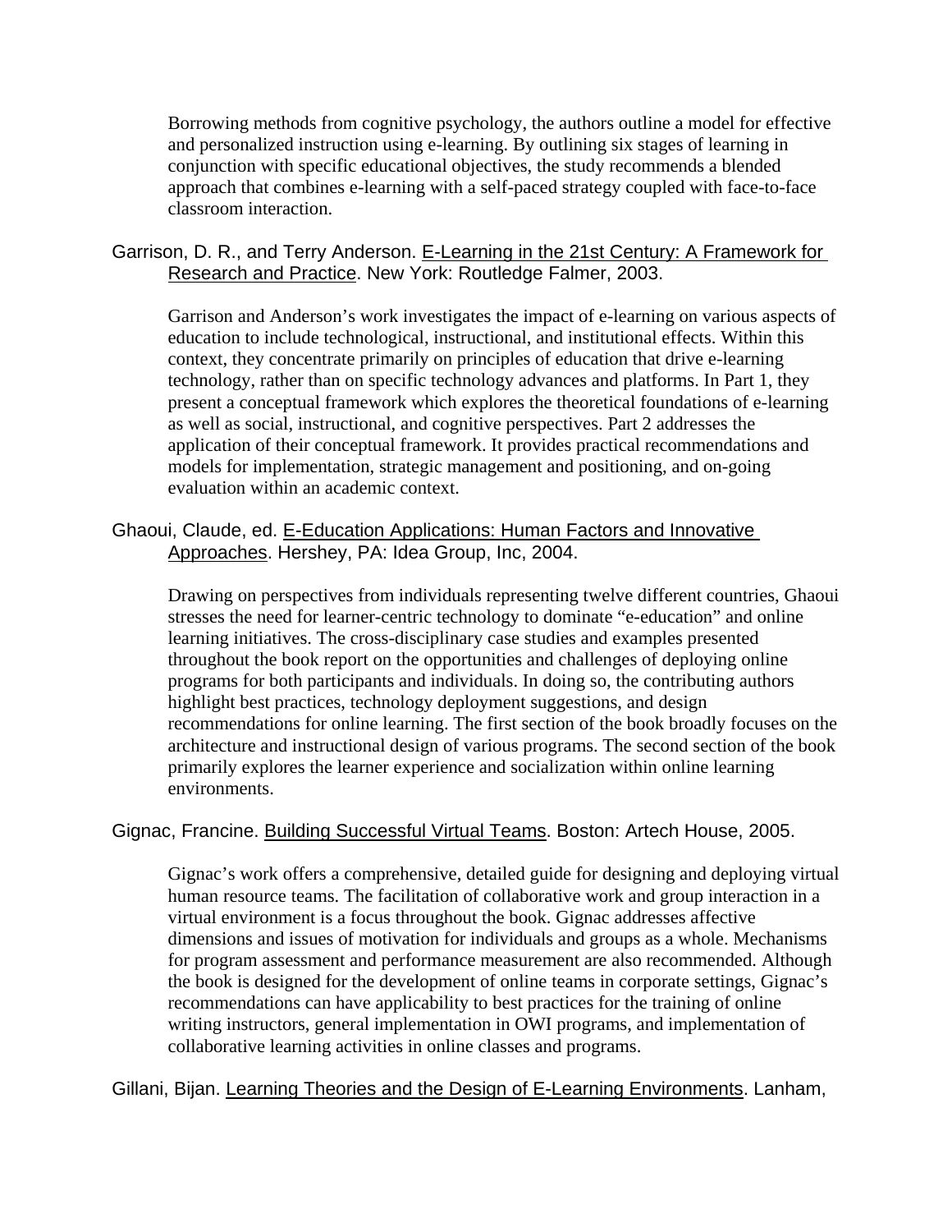Borrowing methods from cognitive psychology, the authors outline a model for effective and personalized instruction using e-learning. By outlining six stages of learning in conjunction with specific educational objectives, the study recommends a blended approach that combines e-learning with a self-paced strategy coupled with face-to-face classroom interaction.

Garrison, D. R., and Terry Anderson. E-Learning in the 21st Century: A Framework for Research and Practice. New York: Routledge Falmer, 2003.

Garrison and Anderson's work investigates the impact of e-learning on various aspects of education to include technological, instructional, and institutional effects. Within this context, they concentrate primarily on principles of education that drive e-learning technology, rather than on specific technology advances and platforms. In Part 1, they present a conceptual framework which explores the theoretical foundations of e-learning as well as social, instructional, and cognitive perspectives. Part 2 addresses the application of their conceptual framework. It provides practical recommendations and models for implementation, strategic management and positioning, and on-going evaluation within an academic context.

Ghaoui, Claude, ed. E-Education Applications: Human Factors and Innovative Approaches. Hershey, PA: Idea Group, Inc, 2004.

Drawing on perspectives from individuals representing twelve different countries, Ghaoui stresses the need for learner-centric technology to dominate "e-education" and online learning initiatives. The cross-disciplinary case studies and examples presented throughout the book report on the opportunities and challenges of deploying online programs for both participants and individuals. In doing so, the contributing authors highlight best practices, technology deployment suggestions, and design recommendations for online learning. The first section of the book broadly focuses on the architecture and instructional design of various programs. The second section of the book primarily explores the learner experience and socialization within online learning environments.

Gignac, Francine. Building Successful Virtual Teams. Boston: Artech House, 2005.

Gignac's work offers a comprehensive, detailed guide for designing and deploying virtual human resource teams. The facilitation of collaborative work and group interaction in a virtual environment is a focus throughout the book. Gignac addresses affective dimensions and issues of motivation for individuals and groups as a whole. Mechanisms for program assessment and performance measurement are also recommended. Although the book is designed for the development of online teams in corporate settings, Gignac's recommendations can have applicability to best practices for the training of online writing instructors, general implementation in OWI programs, and implementation of collaborative learning activities in online classes and programs.

Gillani, Bijan. Learning Theories and the Design of E-Learning Environments. Lanham,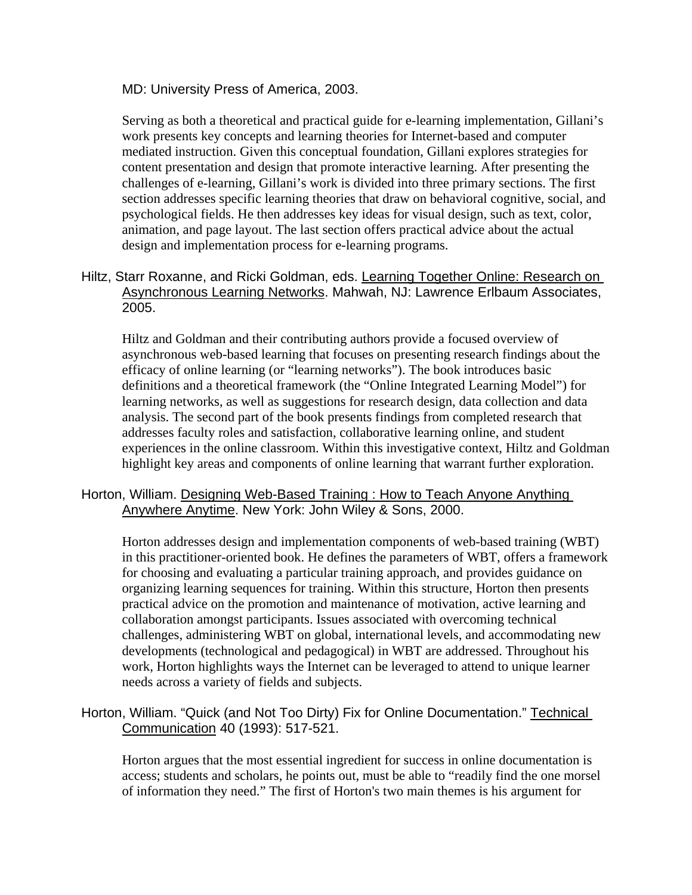MD: University Press of America, 2003.

Serving as both a theoretical and practical guide for e-learning implementation, Gillani's work presents key concepts and learning theories for Internet-based and computer mediated instruction. Given this conceptual foundation, Gillani explores strategies for content presentation and design that promote interactive learning. After presenting the challenges of e-learning, Gillani's work is divided into three primary sections. The first section addresses specific learning theories that draw on behavioral cognitive, social, and psychological fields. He then addresses key ideas for visual design, such as text, color, animation, and page layout. The last section offers practical advice about the actual design and implementation process for e-learning programs.

Hiltz, Starr Roxanne, and Ricki Goldman, eds. Learning Together Online: Research on Asynchronous Learning Networks. Mahwah, NJ: Lawrence Erlbaum Associates, 2005.

Hiltz and Goldman and their contributing authors provide a focused overview of asynchronous web-based learning that focuses on presenting research findings about the efficacy of online learning (or "learning networks"). The book introduces basic definitions and a theoretical framework (the "Online Integrated Learning Model") for learning networks, as well as suggestions for research design, data collection and data analysis. The second part of the book presents findings from completed research that addresses faculty roles and satisfaction, collaborative learning online, and student experiences in the online classroom. Within this investigative context, Hiltz and Goldman highlight key areas and components of online learning that warrant further exploration.

Horton, William. Designing Web-Based Training : How to Teach Anyone Anything Anywhere Anytime. New York: John Wiley & Sons, 2000.

Horton addresses design and implementation components of web-based training (WBT) in this practitioner-oriented book. He defines the parameters of WBT, offers a framework for choosing and evaluating a particular training approach, and provides guidance on organizing learning sequences for training. Within this structure, Horton then presents practical advice on the promotion and maintenance of motivation, active learning and collaboration amongst participants. Issues associated with overcoming technical challenges, administering WBT on global, international levels, and accommodating new developments (technological and pedagogical) in WBT are addressed. Throughout his work, Horton highlights ways the Internet can be leveraged to attend to unique learner needs across a variety of fields and subjects.

Horton, William. "Quick (and Not Too Dirty) Fix for Online Documentation." Technical Communication 40 (1993): 517-521.

Horton argues that the most essential ingredient for success in online documentation is access; students and scholars, he points out, must be able to "readily find the one morsel of information they need." The first of Horton's two main themes is his argument for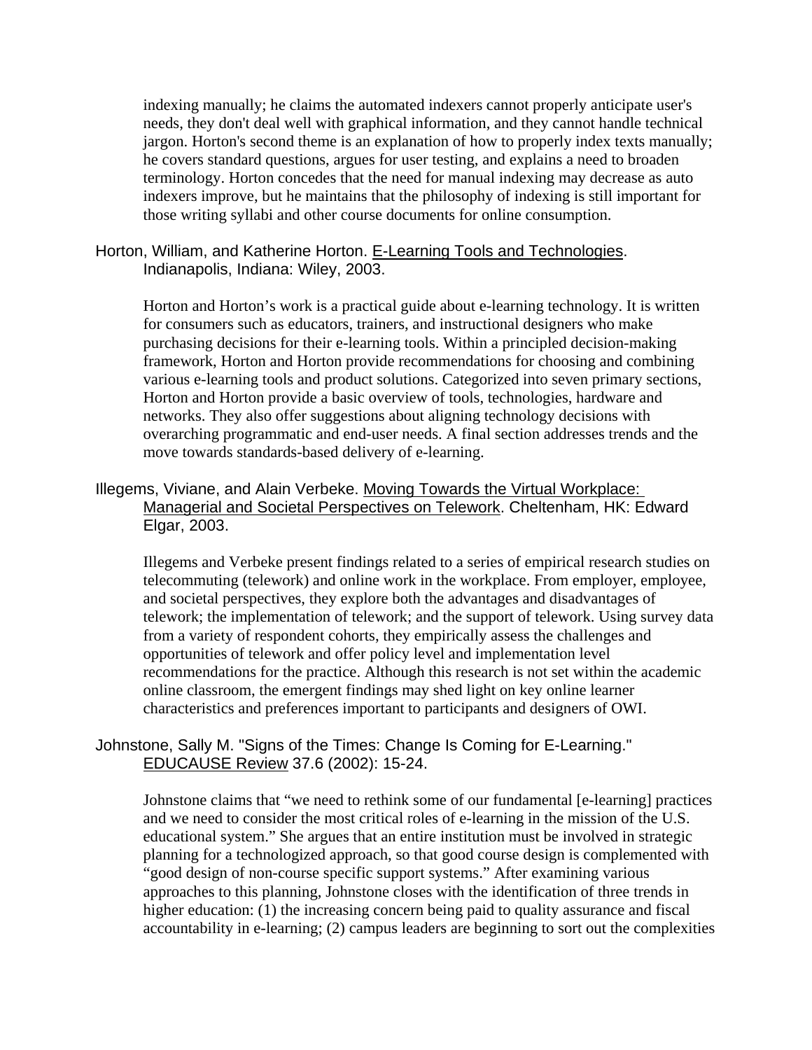indexing manually; he claims the automated indexers cannot properly anticipate user's needs, they don't deal well with graphical information, and they cannot handle technical jargon. Horton's second theme is an explanation of how to properly index texts manually; he covers standard questions, argues for user testing, and explains a need to broaden terminology. Horton concedes that the need for manual indexing may decrease as auto indexers improve, but he maintains that the philosophy of indexing is still important for those writing syllabi and other course documents for online consumption.

Horton, William, and Katherine Horton. E-Learning Tools and Technologies. Indianapolis, Indiana: Wiley, 2003.

Horton and Horton's work is a practical guide about e-learning technology. It is written for consumers such as educators, trainers, and instructional designers who make purchasing decisions for their e-learning tools. Within a principled decision-making framework, Horton and Horton provide recommendations for choosing and combining various e-learning tools and product solutions. Categorized into seven primary sections, Horton and Horton provide a basic overview of tools, technologies, hardware and networks. They also offer suggestions about aligning technology decisions with overarching programmatic and end-user needs. A final section addresses trends and the move towards standards-based delivery of e-learning.

Illegems, Viviane, and Alain Verbeke. Moving Towards the Virtual Workplace: Managerial and Societal Perspectives on Telework. Cheltenham, HK: Edward Elgar, 2003.

Illegems and Verbeke present findings related to a series of empirical research studies on telecommuting (telework) and online work in the workplace. From employer, employee, and societal perspectives, they explore both the advantages and disadvantages of telework; the implementation of telework; and the support of telework. Using survey data from a variety of respondent cohorts, they empirically assess the challenges and opportunities of telework and offer policy level and implementation level recommendations for the practice. Although this research is not set within the academic online classroom, the emergent findings may shed light on key online learner characteristics and preferences important to participants and designers of OWI.

Johnstone, Sally M. "Signs of the Times: Change Is Coming for E-Learning." EDUCAUSE Review 37.6 (2002): 15-24.

Johnstone claims that "we need to rethink some of our fundamental [e-learning] practices and we need to consider the most critical roles of e-learning in the mission of the U.S. educational system." She argues that an entire institution must be involved in strategic planning for a technologized approach, so that good course design is complemented with "good design of non-course specific support systems." After examining various approaches to this planning, Johnstone closes with the identification of three trends in higher education: (1) the increasing concern being paid to quality assurance and fiscal accountability in e-learning; (2) campus leaders are beginning to sort out the complexities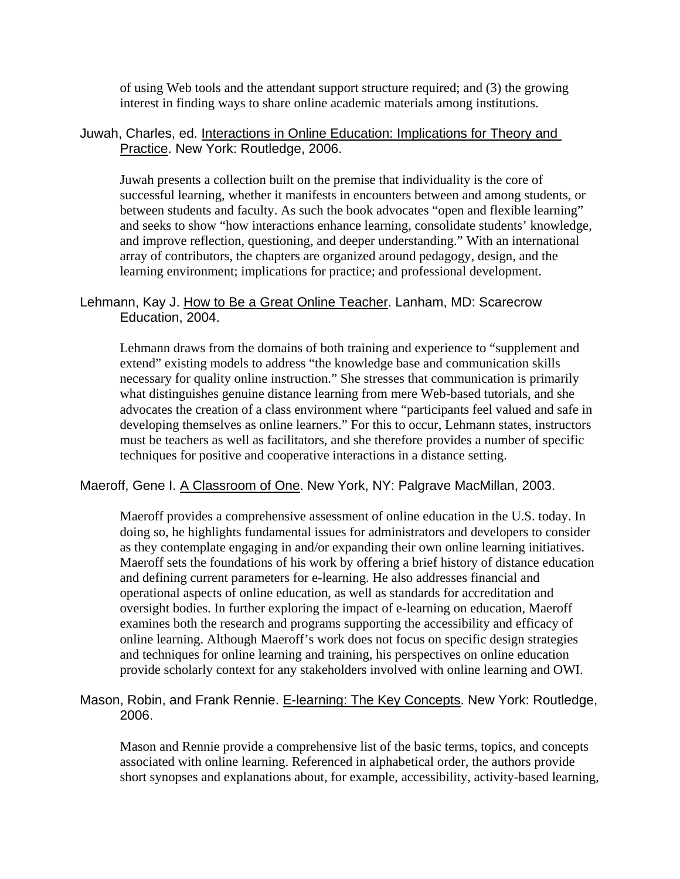of using Web tools and the attendant support structure required; and (3) the growing interest in finding ways to share online academic materials among institutions.

Juwah, Charles, ed. Interactions in Online Education: Implications for Theory and Practice. New York: Routledge, 2006.

Juwah presents a collection built on the premise that individuality is the core of successful learning, whether it manifests in encounters between and among students, or between students and faculty. As such the book advocates "open and flexible learning" and seeks to show "how interactions enhance learning, consolidate students' knowledge, and improve reflection, questioning, and deeper understanding." With an international array of contributors, the chapters are organized around pedagogy, design, and the learning environment; implications for practice; and professional development.

Lehmann, Kay J. How to Be a Great Online Teacher. Lanham, MD: Scarecrow Education, 2004.

Lehmann draws from the domains of both training and experience to "supplement and extend" existing models to address "the knowledge base and communication skills necessary for quality online instruction." She stresses that communication is primarily what distinguishes genuine distance learning from mere Web-based tutorials, and she advocates the creation of a class environment where "participants feel valued and safe in developing themselves as online learners." For this to occur, Lehmann states, instructors must be teachers as well as facilitators, and she therefore provides a number of specific techniques for positive and cooperative interactions in a distance setting.

Maeroff, Gene I. A Classroom of One. New York, NY: Palgrave MacMillan, 2003.

Maeroff provides a comprehensive assessment of online education in the U.S. today. In doing so, he highlights fundamental issues for administrators and developers to consider as they contemplate engaging in and/or expanding their own online learning initiatives. Maeroff sets the foundations of his work by offering a brief history of distance education and defining current parameters for e-learning. He also addresses financial and operational aspects of online education, as well as standards for accreditation and oversight bodies. In further exploring the impact of e-learning on education, Maeroff examines both the research and programs supporting the accessibility and efficacy of online learning. Although Maeroff's work does not focus on specific design strategies and techniques for online learning and training, his perspectives on online education provide scholarly context for any stakeholders involved with online learning and OWI.

Mason, Robin, and Frank Rennie. E-learning: The Key Concepts. New York: Routledge, 2006.

Mason and Rennie provide a comprehensive list of the basic terms, topics, and concepts associated with online learning. Referenced in alphabetical order, the authors provide short synopses and explanations about, for example, accessibility, activity-based learning,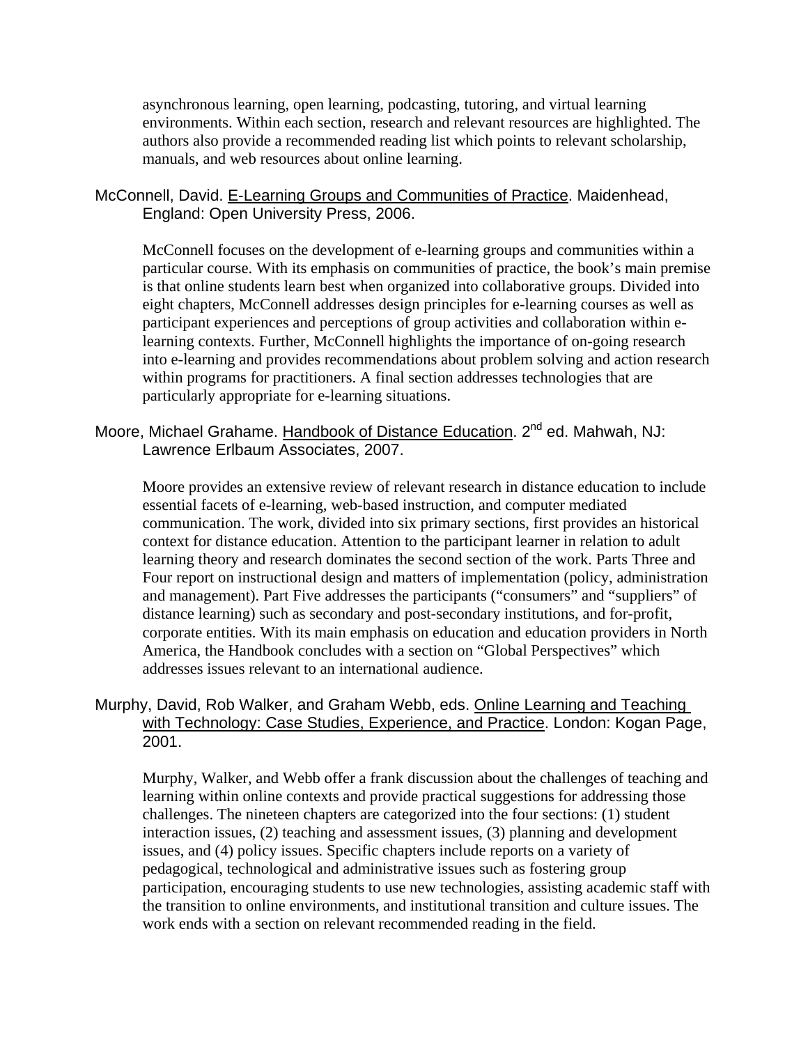asynchronous learning, open learning, podcasting, tutoring, and virtual learning environments. Within each section, research and relevant resources are highlighted. The authors also provide a recommended reading list which points to relevant scholarship, manuals, and web resources about online learning.

McConnell, David. E-Learning Groups and Communities of Practice. Maidenhead, England: Open University Press, 2006.

McConnell focuses on the development of e-learning groups and communities within a particular course. With its emphasis on communities of practice, the book's main premise is that online students learn best when organized into collaborative groups. Divided into eight chapters, McConnell addresses design principles for e-learning courses as well as participant experiences and perceptions of group activities and collaboration within e-learning contexts. Further, McConnell highlights the importance of on-going research into e-learning and provides recommendations about problem solving and action research within programs for practitioners. A final section addresses technologies that are particularly appropriate for e-learning situations.

Moore, Michael Grahame. Handbook of Distance Education. 2nd ed. Mahwah, NJ: Lawrence Erlbaum Associates, 2007.

Moore provides an extensive review of relevant research in distance education to include essential facets of e-learning, web-based instruction, and computer mediated communication. The work, divided into six primary sections, first provides an historical context for distance education. Attention to the participant learner in relation to adult learning theory and research dominates the second section of the work. Parts Three and Four report on instructional design and matters of implementation (policy, administration and management). Part Five addresses the participants ("consumers" and "suppliers" of distance learning) such as secondary and post-secondary institutions, and for-profit, corporate entities. With its main emphasis on education and education providers in North America, the Handbook concludes with a section on "Global Perspectives" which addresses issues relevant to an international audience.

Murphy, David, Rob Walker, and Graham Webb, eds. Online Learning and Teaching with Technology: Case Studies, Experience, and Practice. London: Kogan Page, 2001.

Murphy, Walker, and Webb offer a frank discussion about the challenges of teaching and learning within online contexts and provide practical suggestions for addressing those challenges. The nineteen chapters are categorized into the four sections: (1) student interaction issues, (2) teaching and assessment issues, (3) planning and development issues, and (4) policy issues. Specific chapters include reports on a variety of pedagogical, technological and administrative issues such as fostering group participation, encouraging students to use new technologies, assisting academic staff with the transition to online environments, and institutional transition and culture issues. The work ends with a section on relevant recommended reading in the field.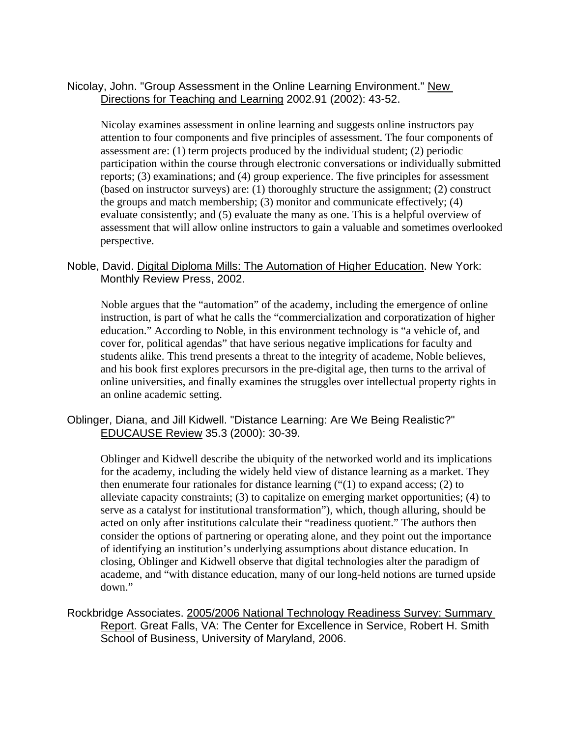Nicolay, John. "Group Assessment in the Online Learning Environment." New Directions for Teaching and Learning 2002.91 (2002): 43-52.

> Nicolay examines assessment in online learning and suggests online instructors pay attention to four components and five principles of assessment. The four components of assessment are: (1) term projects produced by the individual student; (2) periodic participation within the course through electronic conversations or individually submitted reports; (3) examinations; and (4) group experience. The five principles for assessment (based on instructor surveys) are: (1) thoroughly structure the assignment; (2) construct the groups and match membership; (3) monitor and communicate effectively; (4) evaluate consistently; and (5) evaluate the many as one. This is a helpful overview of assessment that will allow online instructors to gain a valuable and sometimes overlooked perspective.

Noble, David. Digital Diploma Mills: The Automation of Higher Education. New York: Monthly Review Press, 2002.

> Noble argues that the "automation" of the academy, including the emergence of online instruction, is part of what he calls the "commercialization and corporatization of higher education." According to Noble, in this environment technology is "a vehicle of, and cover for, political agendas" that have serious negative implications for faculty and students alike. This trend presents a threat to the integrity of academe, Noble believes, and his book first explores precursors in the pre-digital age, then turns to the arrival of online universities, and finally examines the struggles over intellectual property rights in an online academic setting.

Oblinger, Diana, and Jill Kidwell. "Distance Learning: Are We Being Realistic?" EDUCAUSE Review 35.3 (2000): 30-39.

> Oblinger and Kidwell describe the ubiquity of the networked world and its implications for the academy, including the widely held view of distance learning as a market. They then enumerate four rationales for distance learning ("(1) to expand access; (2) to alleviate capacity constraints; (3) to capitalize on emerging market opportunities; (4) to serve as a catalyst for institutional transformation"), which, though alluring, should be acted on only after institutions calculate their "readiness quotient." The authors then consider the options of partnering or operating alone, and they point out the importance of identifying an institution's underlying assumptions about distance education. In closing, Oblinger and Kidwell observe that digital technologies alter the paradigm of academe, and "with distance education, many of our long-held notions are turned upside down."

Rockbridge Associates. 2005/2006 National Technology Readiness Survey: Summary Report. Great Falls, VA: The Center for Excellence in Service, Robert H. Smith School of Business, University of Maryland, 2006.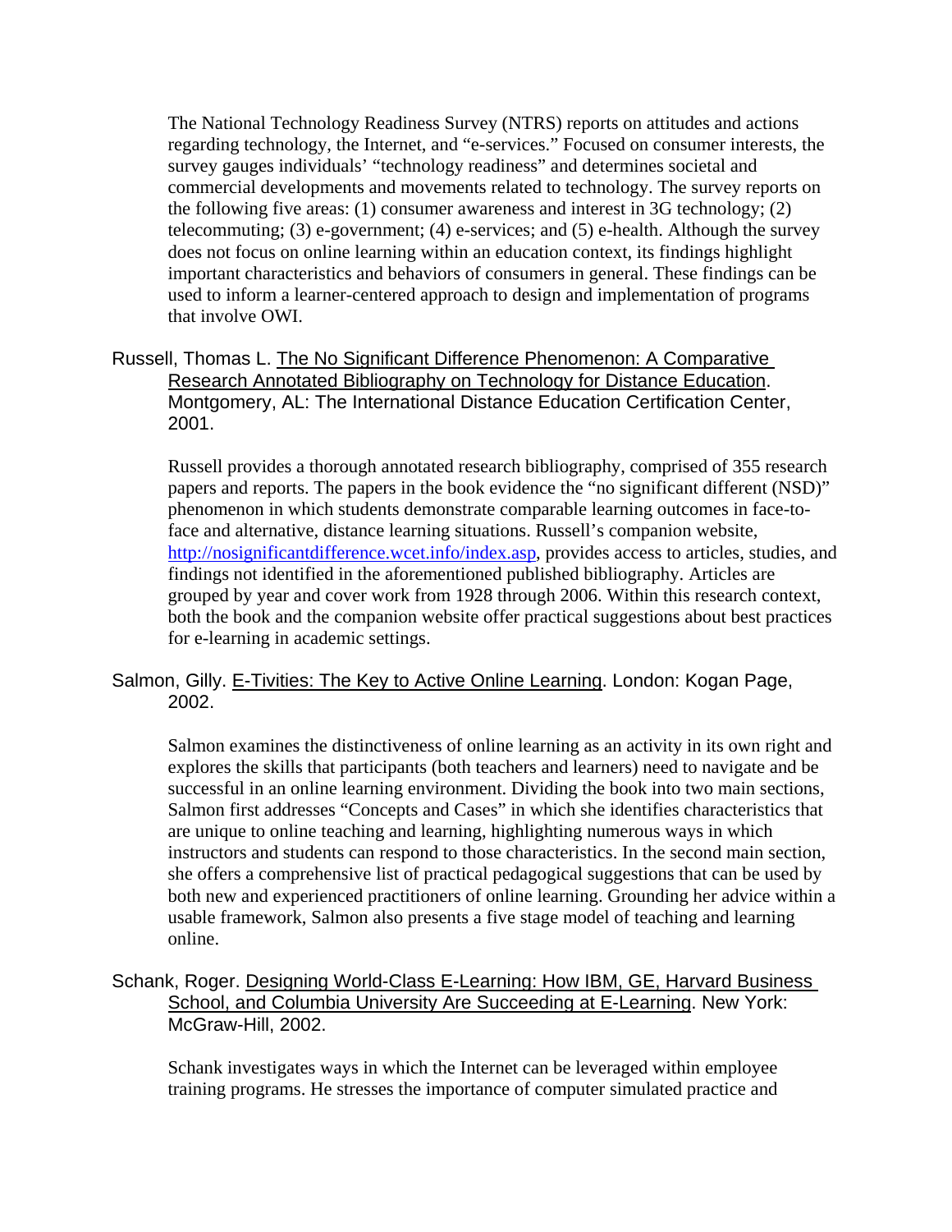The National Technology Readiness Survey (NTRS) reports on attitudes and actions regarding technology, the Internet, and "e-services." Focused on consumer interests, the survey gauges individuals' "technology readiness" and determines societal and commercial developments and movements related to technology. The survey reports on the following five areas: (1) consumer awareness and interest in 3G technology; (2) telecommuting; (3) e-government; (4) e-services; and (5) e-health. Although the survey does not focus on online learning within an education context, its findings highlight important characteristics and behaviors of consumers in general. These findings can be used to inform a learner-centered approach to design and implementation of programs that involve OWI.

Russell, Thomas L. The No Significant Difference Phenomenon: A Comparative Research Annotated Bibliography on Technology for Distance Education. Montgomery, AL: The International Distance Education Certification Center, 2001.

Russell provides a thorough annotated research bibliography, comprised of 355 research papers and reports. The papers in the book evidence the "no significant different (NSD)" phenomenon in which students demonstrate comparable learning outcomes in face-to-face and alternative, distance learning situations. Russell's companion website, http://nosignificantdifference.wcet.info/index.asp, provides access to articles, studies, and findings not identified in the aforementioned published bibliography. Articles are grouped by year and cover work from 1928 through 2006. Within this research context, both the book and the companion website offer practical suggestions about best practices for e-learning in academic settings.

Salmon, Gilly. E-Tivities: The Key to Active Online Learning. London: Kogan Page, 2002.

Salmon examines the distinctiveness of online learning as an activity in its own right and explores the skills that participants (both teachers and learners) need to navigate and be successful in an online learning environment. Dividing the book into two main sections, Salmon first addresses "Concepts and Cases" in which she identifies characteristics that are unique to online teaching and learning, highlighting numerous ways in which instructors and students can respond to those characteristics. In the second main section, she offers a comprehensive list of practical pedagogical suggestions that can be used by both new and experienced practitioners of online learning. Grounding her advice within a usable framework, Salmon also presents a five stage model of teaching and learning online.

Schank, Roger. Designing World-Class E-Learning: How IBM, GE, Harvard Business School, and Columbia University Are Succeeding at E-Learning. New York: McGraw-Hill, 2002.

Schank investigates ways in which the Internet can be leveraged within employee training programs. He stresses the importance of computer simulated practice and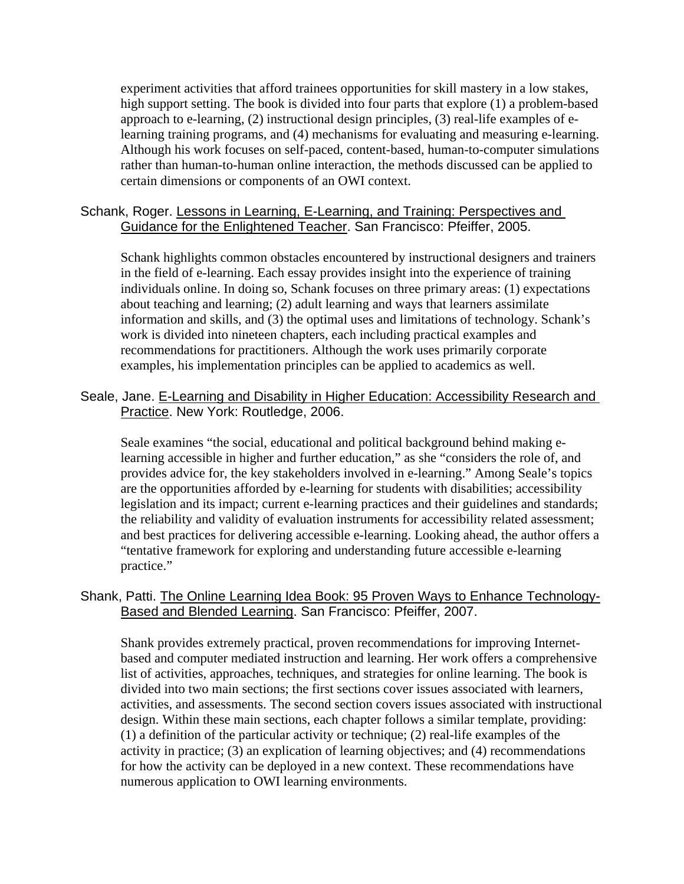experiment activities that afford trainees opportunities for skill mastery in a low stakes, high support setting. The book is divided into four parts that explore (1) a problem-based approach to e-learning, (2) instructional design principles, (3) real-life examples of e-learning training programs, and (4) mechanisms for evaluating and measuring e-learning. Although his work focuses on self-paced, content-based, human-to-computer simulations rather than human-to-human online interaction, the methods discussed can be applied to certain dimensions or components of an OWI context.

Schank, Roger. Lessons in Learning, E-Learning, and Training: Perspectives and Guidance for the Enlightened Teacher. San Francisco: Pfeiffer, 2005.

Schank highlights common obstacles encountered by instructional designers and trainers in the field of e-learning. Each essay provides insight into the experience of training individuals online. In doing so, Schank focuses on three primary areas: (1) expectations about teaching and learning; (2) adult learning and ways that learners assimilate information and skills, and (3) the optimal uses and limitations of technology. Schank's work is divided into nineteen chapters, each including practical examples and recommendations for practitioners. Although the work uses primarily corporate examples, his implementation principles can be applied to academics as well.

Seale, Jane. E-Learning and Disability in Higher Education: Accessibility Research and Practice. New York: Routledge, 2006.

Seale examines "the social, educational and political background behind making e-learning accessible in higher and further education," as she "considers the role of, and provides advice for, the key stakeholders involved in e-learning." Among Seale's topics are the opportunities afforded by e-learning for students with disabilities; accessibility legislation and its impact; current e-learning practices and their guidelines and standards; the reliability and validity of evaluation instruments for accessibility related assessment; and best practices for delivering accessible e-learning. Looking ahead, the author offers a "tentative framework for exploring and understanding future accessible e-learning practice."

Shank, Patti. The Online Learning Idea Book: 95 Proven Ways to Enhance Technology-Based and Blended Learning. San Francisco: Pfeiffer, 2007.

Shank provides extremely practical, proven recommendations for improving Internet-based and computer mediated instruction and learning. Her work offers a comprehensive list of activities, approaches, techniques, and strategies for online learning. The book is divided into two main sections; the first sections cover issues associated with learners, activities, and assessments. The second section covers issues associated with instructional design. Within these main sections, each chapter follows a similar template, providing: (1) a definition of the particular activity or technique; (2) real-life examples of the activity in practice; (3) an explication of learning objectives; and (4) recommendations for how the activity can be deployed in a new context. These recommendations have numerous application to OWI learning environments.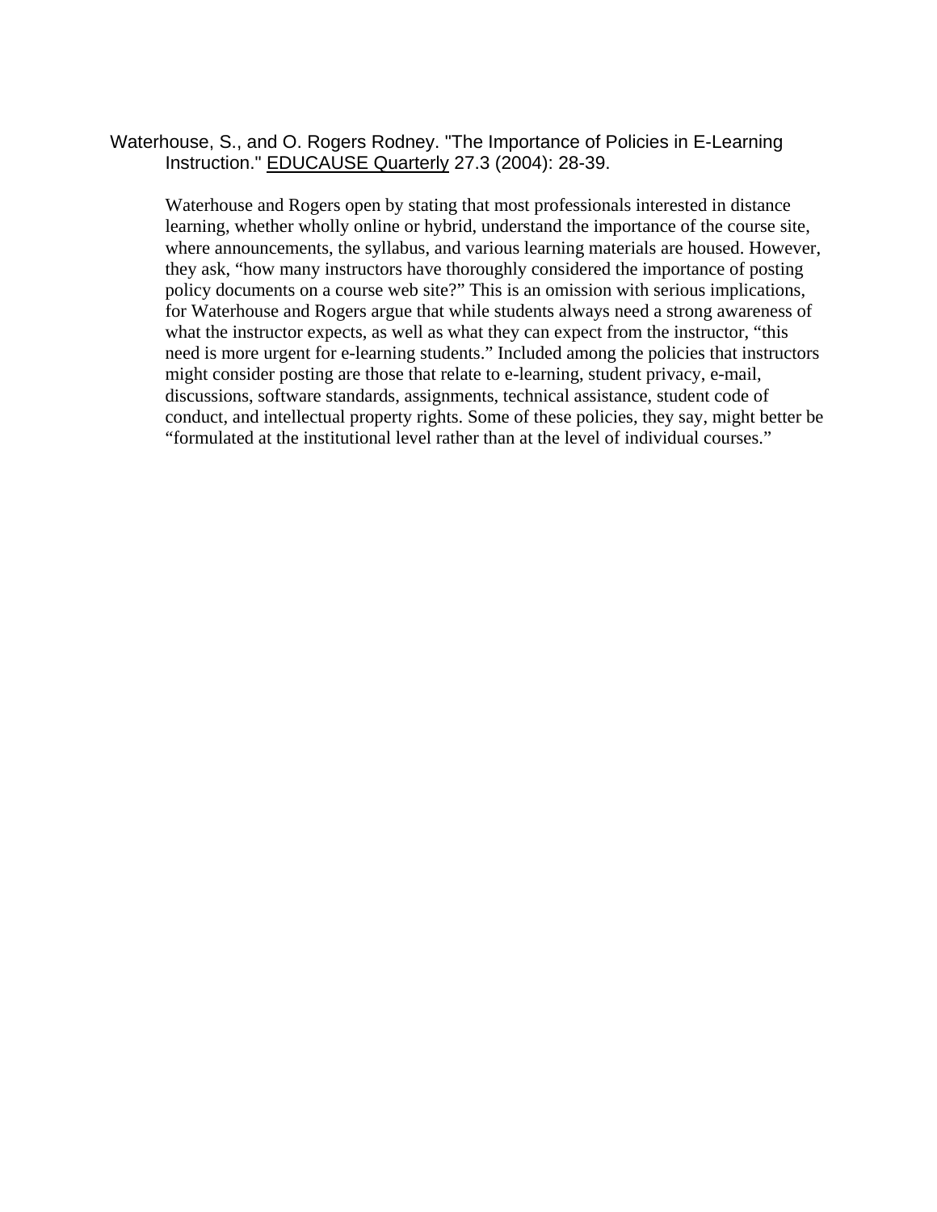Waterhouse, S., and O. Rogers Rodney. "The Importance of Policies in E-Learning Instruction." EDUCAUSE Quarterly 27.3 (2004): 28-39.

Waterhouse and Rogers open by stating that most professionals interested in distance learning, whether wholly online or hybrid, understand the importance of the course site, where announcements, the syllabus, and various learning materials are housed. However, they ask, "how many instructors have thoroughly considered the importance of posting policy documents on a course web site?" This is an omission with serious implications, for Waterhouse and Rogers argue that while students always need a strong awareness of what the instructor expects, as well as what they can expect from the instructor, "this need is more urgent for e-learning students." Included among the policies that instructors might consider posting are those that relate to e-learning, student privacy, e-mail, discussions, software standards, assignments, technical assistance, student code of conduct, and intellectual property rights. Some of these policies, they say, might better be "formulated at the institutional level rather than at the level of individual courses."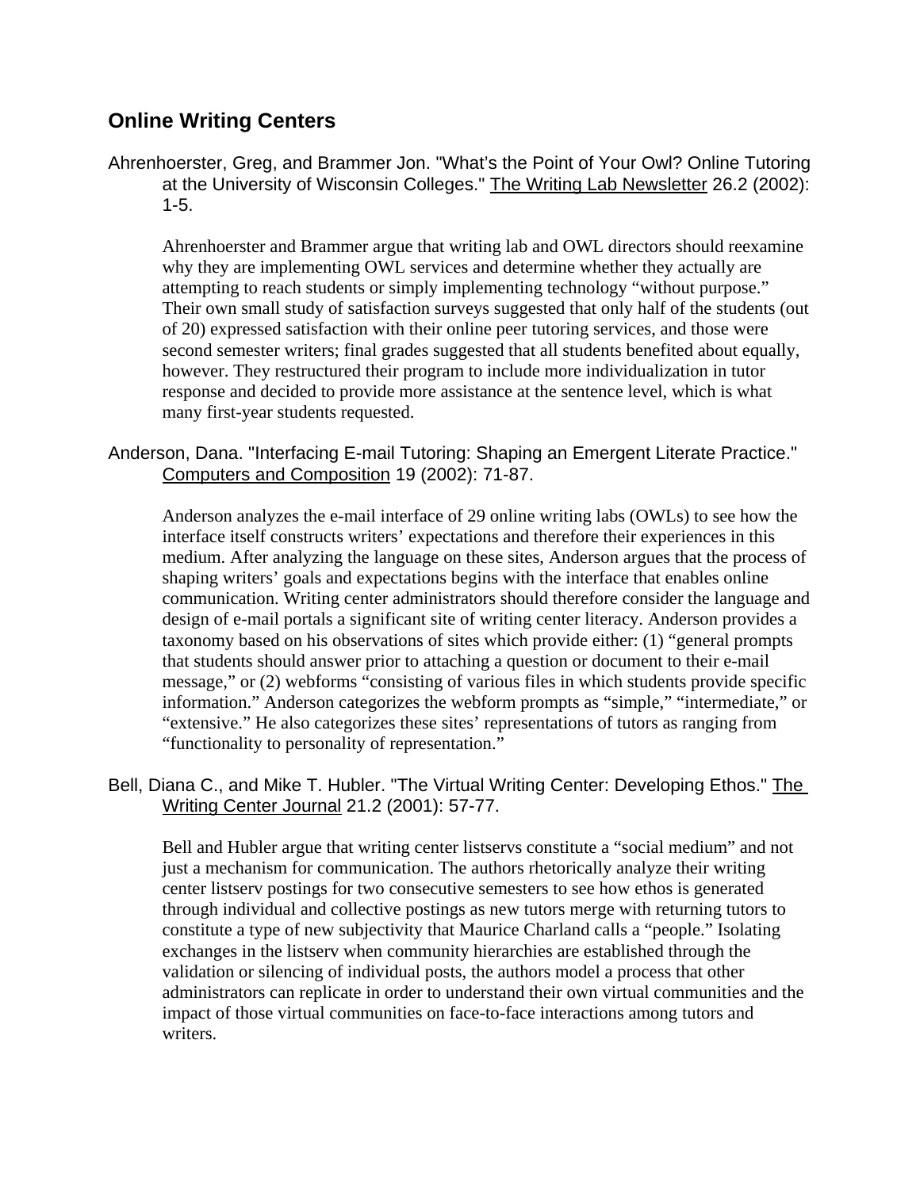## Online Writing Centers

Ahrenhoerster, Greg, and Brammer Jon. "What's the Point of Your Owl? Online Tutoring at the University of Wisconsin Colleges." The Writing Lab Newsletter 26.2 (2002): 1-5.

Ahrenhoerster and Brammer argue that writing lab and OWL directors should reexamine why they are implementing OWL services and determine whether they actually are attempting to reach students or simply implementing technology "without purpose." Their own small study of satisfaction surveys suggested that only half of the students (out of 20) expressed satisfaction with their online peer tutoring services, and those were second semester writers; final grades suggested that all students benefited about equally, however. They restructured their program to include more individualization in tutor response and decided to provide more assistance at the sentence level, which is what many first-year students requested.

Anderson, Dana. "Interfacing E-mail Tutoring: Shaping an Emergent Literate Practice." Computers and Composition 19 (2002): 71-87.

Anderson analyzes the e-mail interface of 29 online writing labs (OWLs) to see how the interface itself constructs writers' expectations and therefore their experiences in this medium. After analyzing the language on these sites, Anderson argues that the process of shaping writers' goals and expectations begins with the interface that enables online communication. Writing center administrators should therefore consider the language and design of e-mail portals a significant site of writing center literacy. Anderson provides a taxonomy based on his observations of sites which provide either: (1) "general prompts that students should answer prior to attaching a question or document to their e-mail message," or (2) webforms "consisting of various files in which students provide specific information." Anderson categorizes the webform prompts as "simple," "intermediate," or "extensive." He also categorizes these sites' representations of tutors as ranging from "functionality to personality of representation."

Bell, Diana C., and Mike T. Hubler. "The Virtual Writing Center: Developing Ethos." The Writing Center Journal 21.2 (2001): 57-77.

Bell and Hubler argue that writing center listservs constitute a "social medium" and not just a mechanism for communication. The authors rhetorically analyze their writing center listserv postings for two consecutive semesters to see how ethos is generated through individual and collective postings as new tutors merge with returning tutors to constitute a type of new subjectivity that Maurice Charland calls a "people." Isolating exchanges in the listserv when community hierarchies are established through the validation or silencing of individual posts, the authors model a process that other administrators can replicate in order to understand their own virtual communities and the impact of those virtual communities on face-to-face interactions among tutors and writers.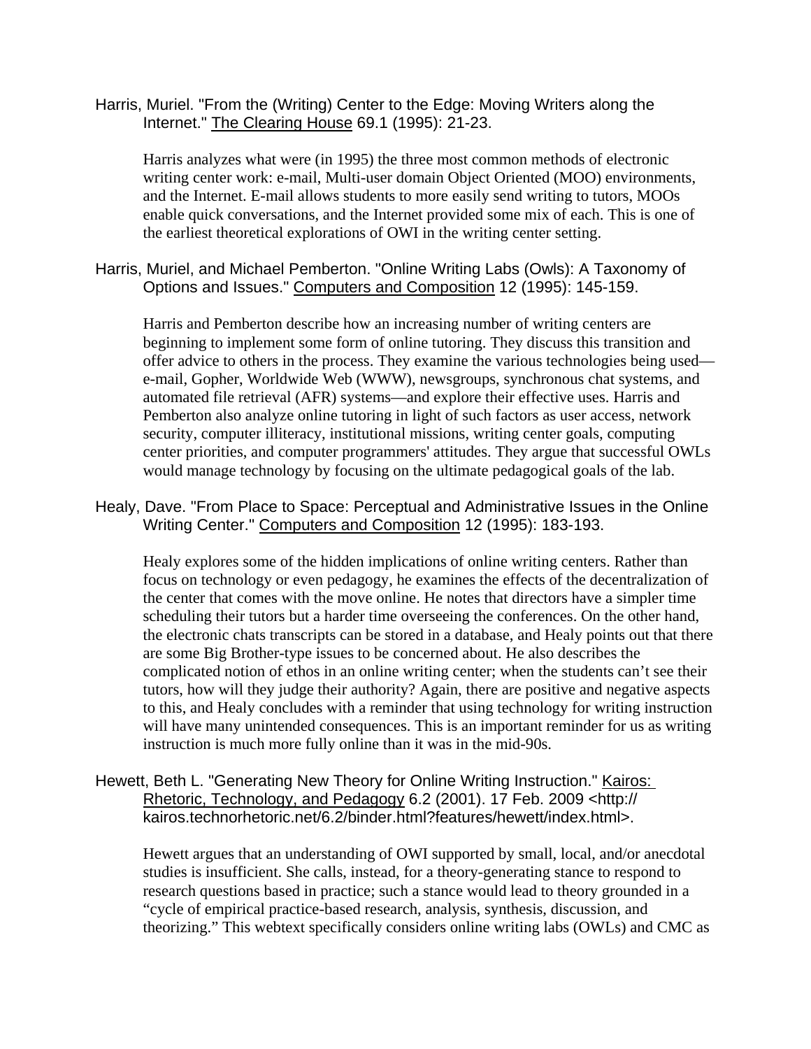Harris, Muriel. "From the (Writing) Center to the Edge: Moving Writers along the Internet." The Clearing House 69.1 (1995): 21-23.

> Harris analyzes what were (in 1995) the three most common methods of electronic writing center work: e-mail, Multi-user domain Object Oriented (MOO) environments, and the Internet. E-mail allows students to more easily send writing to tutors, MOOs enable quick conversations, and the Internet provided some mix of each. This is one of the earliest theoretical explorations of OWI in the writing center setting.

Harris, Muriel, and Michael Pemberton. "Online Writing Labs (Owls): A Taxonomy of Options and Issues." Computers and Composition 12 (1995): 145-159.

> Harris and Pemberton describe how an increasing number of writing centers are beginning to implement some form of online tutoring. They discuss this transition and offer advice to others in the process. They examine the various technologies being used—e-mail, Gopher, Worldwide Web (WWW), newsgroups, synchronous chat systems, and automated file retrieval (AFR) systems—and explore their effective uses. Harris and Pemberton also analyze online tutoring in light of such factors as user access, network security, computer illiteracy, institutional missions, writing center goals, computing center priorities, and computer programmers' attitudes. They argue that successful OWLs would manage technology by focusing on the ultimate pedagogical goals of the lab.

Healy, Dave. "From Place to Space: Perceptual and Administrative Issues in the Online Writing Center." Computers and Composition 12 (1995): 183-193.

> Healy explores some of the hidden implications of online writing centers. Rather than focus on technology or even pedagogy, he examines the effects of the decentralization of the center that comes with the move online. He notes that directors have a simpler time scheduling their tutors but a harder time overseeing the conferences. On the other hand, the electronic chats transcripts can be stored in a database, and Healy points out that there are some Big Brother-type issues to be concerned about. He also describes the complicated notion of ethos in an online writing center; when the students can't see their tutors, how will they judge their authority? Again, there are positive and negative aspects to this, and Healy concludes with a reminder that using technology for writing instruction will have many unintended consequences. This is an important reminder for us as writing instruction is much more fully online than it was in the mid-90s.

Hewett, Beth L. "Generating New Theory for Online Writing Instruction." Kairos: Rhetoric, Technology, and Pedagogy 6.2 (2001). 17 Feb. 2009 <http://kairos.technorhetoric.net/6.2/binder.html?features/hewett/index.html>.

> Hewett argues that an understanding of OWI supported by small, local, and/or anecdotal studies is insufficient. She calls, instead, for a theory-generating stance to respond to research questions based in practice; such a stance would lead to theory grounded in a "cycle of empirical practice-based research, analysis, synthesis, discussion, and theorizing." This webtext specifically considers online writing labs (OWLs) and CMC as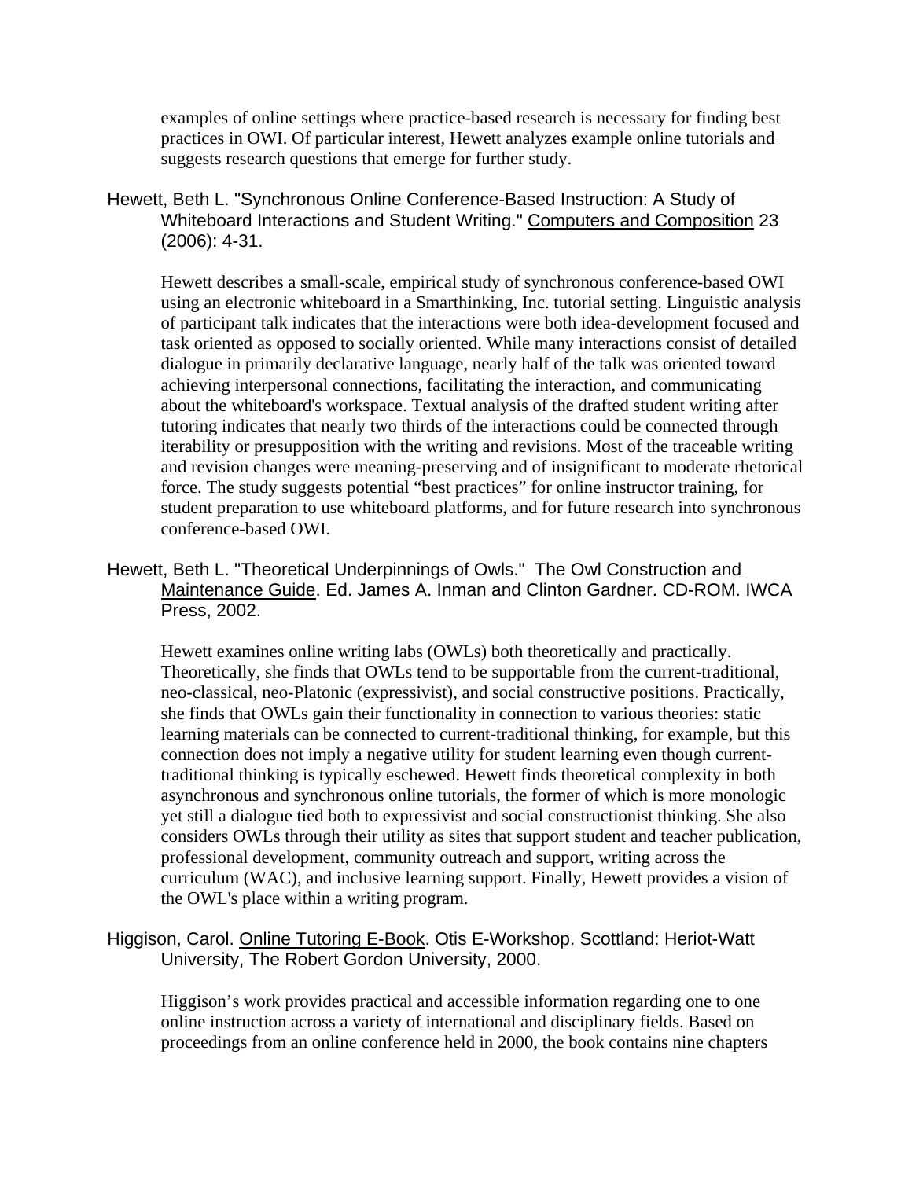examples of online settings where practice-based research is necessary for finding best practices in OWI. Of particular interest, Hewett analyzes example online tutorials and suggests research questions that emerge for further study.

Hewett, Beth L. "Synchronous Online Conference-Based Instruction: A Study of Whiteboard Interactions and Student Writing." Computers and Composition 23 (2006): 4-31.

> Hewett describes a small-scale, empirical study of synchronous conference-based OWI using an electronic whiteboard in a Smarthinking, Inc. tutorial setting. Linguistic analysis of participant talk indicates that the interactions were both idea-development focused and task oriented as opposed to socially oriented. While many interactions consist of detailed dialogue in primarily declarative language, nearly half of the talk was oriented toward achieving interpersonal connections, facilitating the interaction, and communicating about the whiteboard's workspace. Textual analysis of the drafted student writing after tutoring indicates that nearly two thirds of the interactions could be connected through iterability or presupposition with the writing and revisions. Most of the traceable writing and revision changes were meaning-preserving and of insignificant to moderate rhetorical force. The study suggests potential "best practices" for online instructor training, for student preparation to use whiteboard platforms, and for future research into synchronous conference-based OWI.

Hewett, Beth L. "Theoretical Underpinnings of Owls." The Owl Construction and Maintenance Guide. Ed. James A. Inman and Clinton Gardner. CD-ROM. IWCA Press, 2002.

> Hewett examines online writing labs (OWLs) both theoretically and practically. Theoretically, she finds that OWLs tend to be supportable from the current-traditional, neo-classical, neo-Platonic (expressivist), and social constructive positions. Practically, she finds that OWLs gain their functionality in connection to various theories: static learning materials can be connected to current-traditional thinking, for example, but this connection does not imply a negative utility for student learning even though current-traditional thinking is typically eschewed. Hewett finds theoretical complexity in both asynchronous and synchronous online tutorials, the former of which is more monologic yet still a dialogue tied both to expressivist and social constructionist thinking. She also considers OWLs through their utility as sites that support student and teacher publication, professional development, community outreach and support, writing across the curriculum (WAC), and inclusive learning support. Finally, Hewett provides a vision of the OWL's place within a writing program.

Higgison, Carol. Online Tutoring E-Book. Otis E-Workshop. Scotland: Heriot-Watt University, The Robert Gordon University, 2000.

> Higgison's work provides practical and accessible information regarding one to one online instruction across a variety of international and disciplinary fields. Based on proceedings from an online conference held in 2000, the book contains nine chapters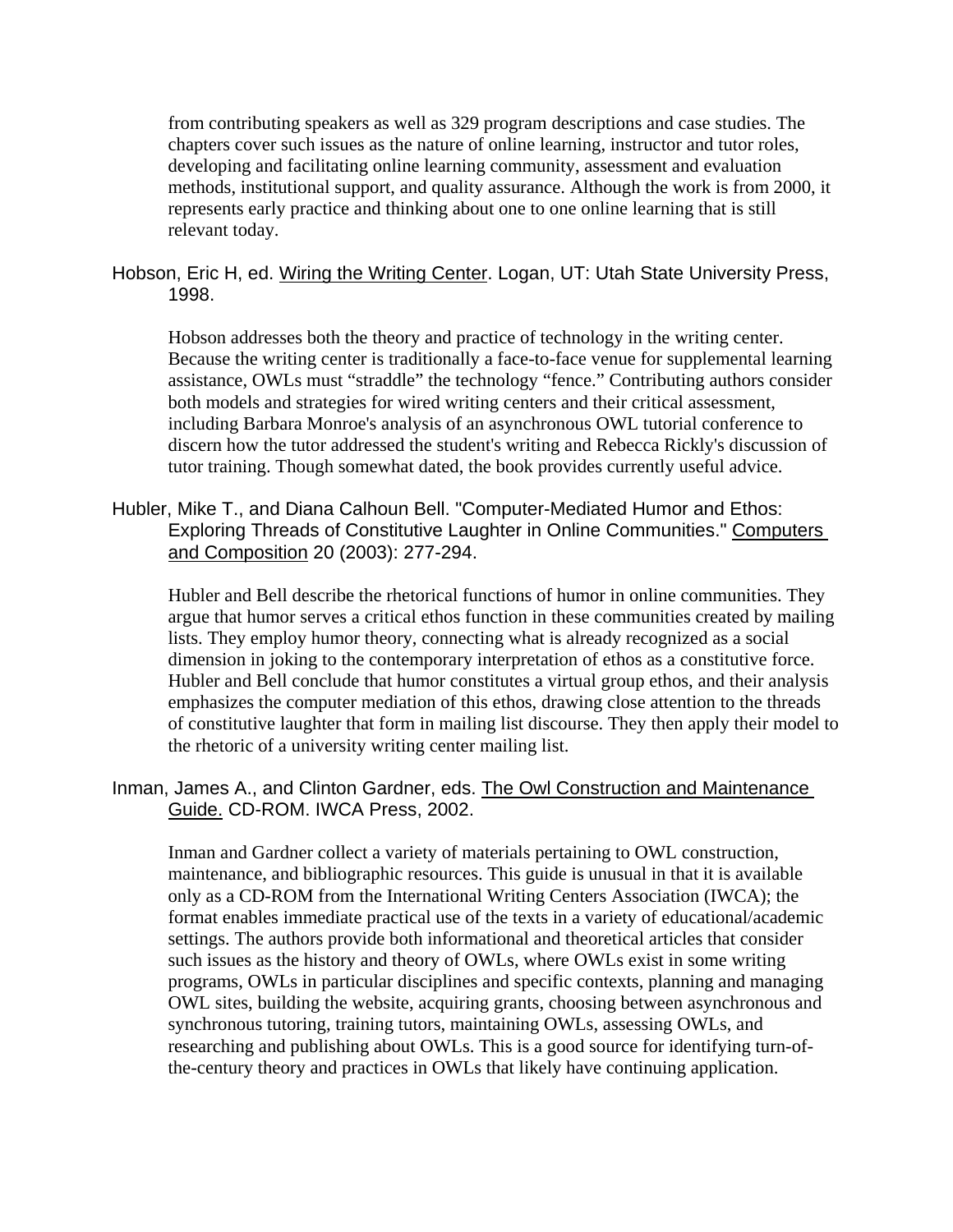from contributing speakers as well as 329 program descriptions and case studies. The chapters cover such issues as the nature of online learning, instructor and tutor roles, developing and facilitating online learning community, assessment and evaluation methods, institutional support, and quality assurance. Although the work is from 2000, it represents early practice and thinking about one to one online learning that is still relevant today.

Hobson, Eric H, ed. Wiring the Writing Center. Logan, UT: Utah State University Press, 1998.

Hobson addresses both the theory and practice of technology in the writing center. Because the writing center is traditionally a face-to-face venue for supplemental learning assistance, OWLs must "straddle" the technology "fence." Contributing authors consider both models and strategies for wired writing centers and their critical assessment, including Barbara Monroe's analysis of an asynchronous OWL tutorial conference to discern how the tutor addressed the student's writing and Rebecca Rickly's discussion of tutor training. Though somewhat dated, the book provides currently useful advice.

Hubler, Mike T., and Diana Calhoun Bell. "Computer-Mediated Humor and Ethos: Exploring Threads of Constitutive Laughter in Online Communities." Computers and Composition 20 (2003): 277-294.

Hubler and Bell describe the rhetorical functions of humor in online communities. They argue that humor serves a critical ethos function in these communities created by mailing lists. They employ humor theory, connecting what is already recognized as a social dimension in joking to the contemporary interpretation of ethos as a constitutive force. Hubler and Bell conclude that humor constitutes a virtual group ethos, and their analysis emphasizes the computer mediation of this ethos, drawing close attention to the threads of constitutive laughter that form in mailing list discourse. They then apply their model to the rhetoric of a university writing center mailing list.

Inman, James A., and Clinton Gardner, eds. The Owl Construction and Maintenance Guide. CD-ROM. IWCA Press, 2002.

Inman and Gardner collect a variety of materials pertaining to OWL construction, maintenance, and bibliographic resources. This guide is unusual in that it is available only as a CD-ROM from the International Writing Centers Association (IWCA); the format enables immediate practical use of the texts in a variety of educational/academic settings. The authors provide both informational and theoretical articles that consider such issues as the history and theory of OWLs, where OWLs exist in some writing programs, OWLs in particular disciplines and specific contexts, planning and managing OWL sites, building the website, acquiring grants, choosing between asynchronous and synchronous tutoring, training tutors, maintaining OWLs, assessing OWLs, and researching and publishing about OWLs. This is a good source for identifying turn-of-the-century theory and practices in OWLs that likely have continuing application.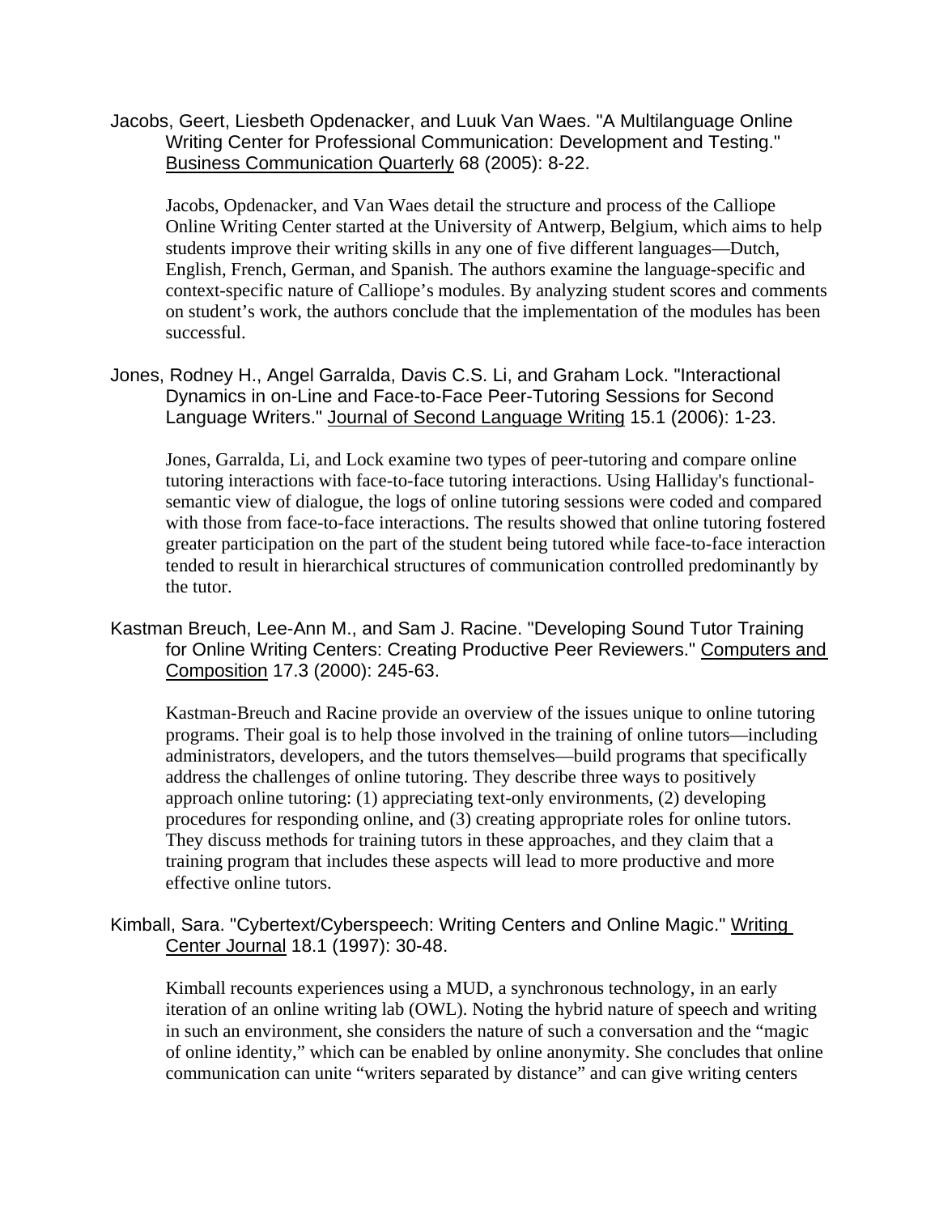Jacobs, Geert, Liesbeth Opdenacker, and Luuk Van Waes. "A Multilanguage Online Writing Center for Professional Communication: Development and Testing." Business Communication Quarterly 68 (2005): 8-22.

Jacobs, Opdenacker, and Van Waes detail the structure and process of the Calliope Online Writing Center started at the University of Antwerp, Belgium, which aims to help students improve their writing skills in any one of five different languages—Dutch, English, French, German, and Spanish. The authors examine the language-specific and context-specific nature of Calliope's modules. By analyzing student scores and comments on student's work, the authors conclude that the implementation of the modules has been successful.

Jones, Rodney H., Angel Garralda, Davis C.S. Li, and Graham Lock. "Interactional Dynamics in on-Line and Face-to-Face Peer-Tutoring Sessions for Second Language Writers." Journal of Second Language Writing 15.1 (2006): 1-23.

Jones, Garralda, Li, and Lock examine two types of peer-tutoring and compare online tutoring interactions with face-to-face tutoring interactions. Using Halliday's functional-semantic view of dialogue, the logs of online tutoring sessions were coded and compared with those from face-to-face interactions. The results showed that online tutoring fostered greater participation on the part of the student being tutored while face-to-face interaction tended to result in hierarchical structures of communication controlled predominantly by the tutor.

Kastman Breuch, Lee-Ann M., and Sam J. Racine. "Developing Sound Tutor Training for Online Writing Centers: Creating Productive Peer Reviewers." Computers and Composition 17.3 (2000): 245-63.

Kastman-Breuch and Racine provide an overview of the issues unique to online tutoring programs. Their goal is to help those involved in the training of online tutors—including administrators, developers, and the tutors themselves—build programs that specifically address the challenges of online tutoring. They describe three ways to positively approach online tutoring: (1) appreciating text-only environments, (2) developing procedures for responding online, and (3) creating appropriate roles for online tutors. They discuss methods for training tutors in these approaches, and they claim that a training program that includes these aspects will lead to more productive and more effective online tutors.

Kimball, Sara. "Cybertext/Cyberspeech: Writing Centers and Online Magic." Writing Center Journal 18.1 (1997): 30-48.

Kimball recounts experiences using a MUD, a synchronous technology, in an early iteration of an online writing lab (OWL). Noting the hybrid nature of speech and writing in such an environment, she considers the nature of such a conversation and the "magic of online identity," which can be enabled by online anonymity. She concludes that online communication can unite "writers separated by distance" and can give writing centers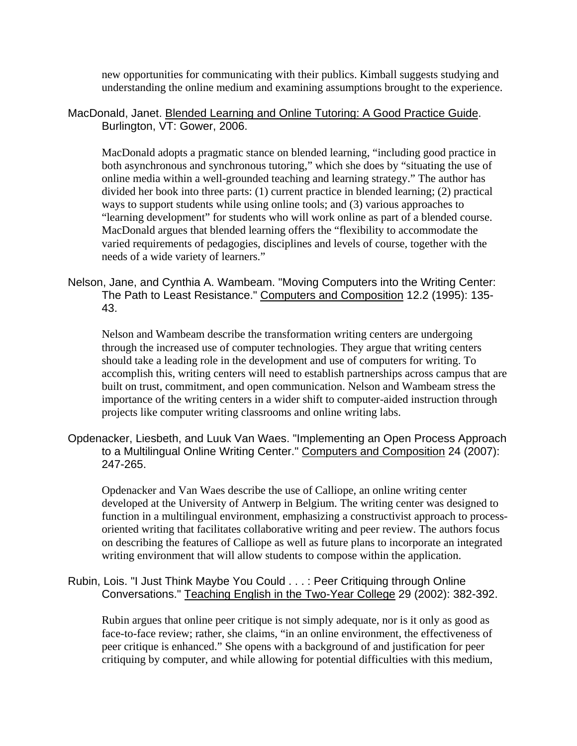new opportunities for communicating with their publics. Kimball suggests studying and understanding the online medium and examining assumptions brought to the experience.

MacDonald, Janet. Blended Learning and Online Tutoring: A Good Practice Guide. Burlington, VT: Gower, 2006.

MacDonald adopts a pragmatic stance on blended learning, "including good practice in both asynchronous and synchronous tutoring," which she does by "situating the use of online media within a well-grounded teaching and learning strategy." The author has divided her book into three parts: (1) current practice in blended learning; (2) practical ways to support students while using online tools; and (3) various approaches to "learning development" for students who will work online as part of a blended course. MacDonald argues that blended learning offers the "flexibility to accommodate the varied requirements of pedagogies, disciplines and levels of course, together with the needs of a wide variety of learners."

Nelson, Jane, and Cynthia A. Wambeam. "Moving Computers into the Writing Center: The Path to Least Resistance." Computers and Composition 12.2 (1995): 135-43.

Nelson and Wambeam describe the transformation writing centers are undergoing through the increased use of computer technologies. They argue that writing centers should take a leading role in the development and use of computers for writing. To accomplish this, writing centers will need to establish partnerships across campus that are built on trust, commitment, and open communication. Nelson and Wambeam stress the importance of the writing centers in a wider shift to computer-aided instruction through projects like computer writing classrooms and online writing labs.

Opdenacker, Liesbeth, and Luuk Van Waes. "Implementing an Open Process Approach to a Multilingual Online Writing Center." Computers and Composition 24 (2007): 247-265.

Opdenacker and Van Waes describe the use of Calliope, an online writing center developed at the University of Antwerp in Belgium. The writing center was designed to function in a multilingual environment, emphasizing a constructivist approach to process-oriented writing that facilitates collaborative writing and peer review. The authors focus on describing the features of Calliope as well as future plans to incorporate an integrated writing environment that will allow students to compose within the application.

Rubin, Lois. "I Just Think Maybe You Could . . . : Peer Critiquing through Online Conversations." Teaching English in the Two-Year College 29 (2002): 382-392.

Rubin argues that online peer critique is not simply adequate, nor is it only as good as face-to-face review; rather, she claims, "in an online environment, the effectiveness of peer critique is enhanced." She opens with a background of and justification for peer critiquing by computer, and while allowing for potential difficulties with this medium,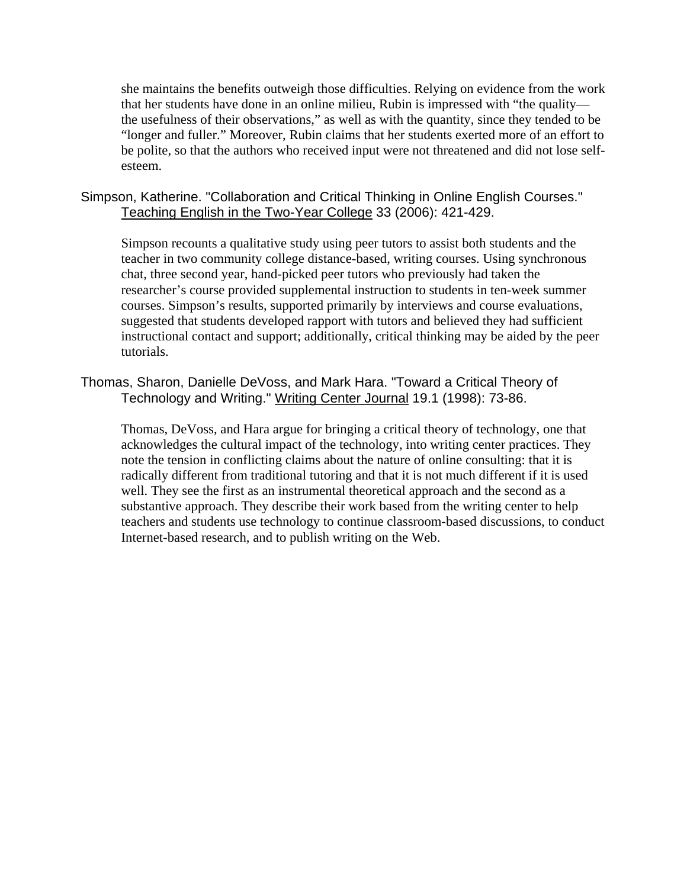she maintains the benefits outweigh those difficulties. Relying on evidence from the work that her students have done in an online milieu, Rubin is impressed with "the quality—the usefulness of their observations," as well as with the quantity, since they tended to be "longer and fuller." Moreover, Rubin claims that her students exerted more of an effort to be polite, so that the authors who received input were not threatened and did not lose self-esteem.

Simpson, Katherine. "Collaboration and Critical Thinking in Online English Courses." Teaching English in the Two-Year College 33 (2006): 421-429.

Simpson recounts a qualitative study using peer tutors to assist both students and the teacher in two community college distance-based, writing courses. Using synchronous chat, three second year, hand-picked peer tutors who previously had taken the researcher's course provided supplemental instruction to students in ten-week summer courses. Simpson's results, supported primarily by interviews and course evaluations, suggested that students developed rapport with tutors and believed they had sufficient instructional contact and support; additionally, critical thinking may be aided by the peer tutorials.

Thomas, Sharon, Danielle DeVoss, and Mark Hara. "Toward a Critical Theory of Technology and Writing." Writing Center Journal 19.1 (1998): 73-86.

Thomas, DeVoss, and Hara argue for bringing a critical theory of technology, one that acknowledges the cultural impact of the technology, into writing center practices. They note the tension in conflicting claims about the nature of online consulting: that it is radically different from traditional tutoring and that it is not much different if it is used well. They see the first as an instrumental theoretical approach and the second as a substantive approach. They describe their work based from the writing center to help teachers and students use technology to continue classroom-based discussions, to conduct Internet-based research, and to publish writing on the Web.